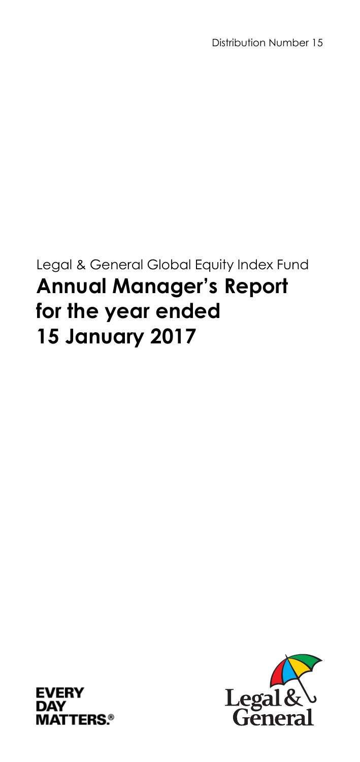Distribution Number 15

Legal & General Global Equity Index Fund

# Annual Manager's Report for the year ended 15 January 2017

EVERY DAY MATTERS.®

Legal & General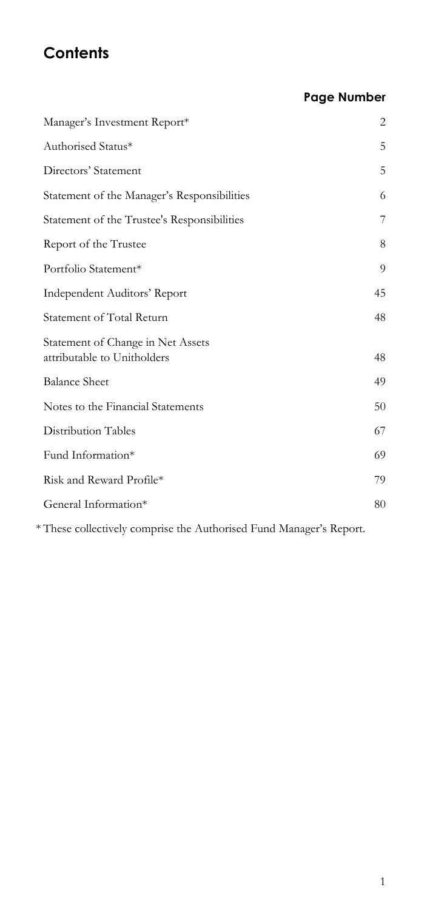# Contents

| | Page Number |
|---|---|
| Manager's Investment Report* | 2 |
| Authorised Status* | 5 |
| Directors' Statement | 5 |
| Statement of the Manager's Responsibilities | 6 |
| Statement of the Trustee's Responsibilities | 7 |
| Report of the Trustee | 8 |
| Portfolio Statement* | 9 |
| Independent Auditors' Report | 45 |
| Statement of Total Return | 48 |
| Statement of Change in Net Assets attributable to Unitholders | 48 |
| Balance Sheet | 49 |
| Notes to the Financial Statements | 50 |
| Distribution Tables | 67 |
| Fund Information* | 69 |
| Risk and Reward Profile* | 79 |
| General Information* | 80 |

\* These collectively comprise the Authorised Fund Manager's Report.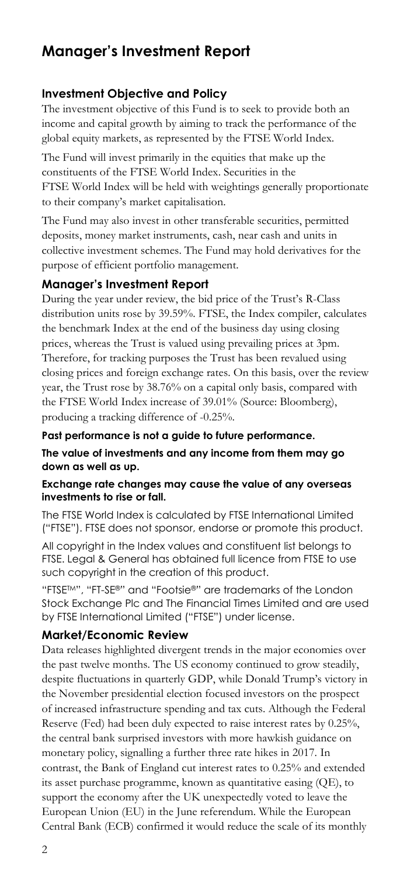# Manager's Investment Report

### Investment Objective and Policy

The investment objective of this Fund is to seek to provide both an income and capital growth by aiming to track the performance of the global equity markets, as represented by the FTSE World Index.

The Fund will invest primarily in the equities that make up the constituents of the FTSE World Index. Securities in the FTSE World Index will be held with weightings generally proportionate to their company's market capitalisation.

The Fund may also invest in other transferable securities, permitted deposits, money market instruments, cash, near cash and units in collective investment schemes. The Fund may hold derivatives for the purpose of efficient portfolio management.

### Manager's Investment Report

During the year under review, the bid price of the Trust's R-Class distribution units rose by 39.59%. FTSE, the Index compiler, calculates the benchmark Index at the end of the business day using closing prices, whereas the Trust is valued using prevailing prices at 3pm. Therefore, for tracking purposes the Trust has been revalued using closing prices and foreign exchange rates. On this basis, over the review year, the Trust rose by 38.76% on a capital only basis, compared with the FTSE World Index increase of 39.01% (Source: Bloomberg), producing a tracking difference of -0.25%.

**Past performance is not a guide to future performance.**

**The value of investments and any income from them may go down as well as up.**

**Exchange rate changes may cause the value of any overseas investments to rise or fall.**

The FTSE World Index is calculated by FTSE International Limited ("FTSE"). FTSE does not sponsor, endorse or promote this product.

All copyright in the Index values and constituent list belongs to FTSE. Legal & General has obtained full licence from FTSE to use such copyright in the creation of this product.

"FTSE™", "FT-SE®" and "Footsie®" are trademarks of the London Stock Exchange Plc and The Financial Times Limited and are used by FTSE International Limited ("FTSE") under license.

### Market/Economic Review

Data releases highlighted divergent trends in the major economies over the past twelve months. The US economy continued to grow steadily, despite fluctuations in quarterly GDP, while Donald Trump's victory in the November presidential election focused investors on the prospect of increased infrastructure spending and tax cuts. Although the Federal Reserve (Fed) had been duly expected to raise interest rates by 0.25%, the central bank surprised investors with more hawkish guidance on monetary policy, signalling a further three rate hikes in 2017. In contrast, the Bank of England cut interest rates to 0.25% and extended its asset purchase programme, known as quantitative easing (QE), to support the economy after the UK unexpectedly voted to leave the European Union (EU) in the June referendum. While the European Central Bank (ECB) confirmed it would reduce the scale of its monthly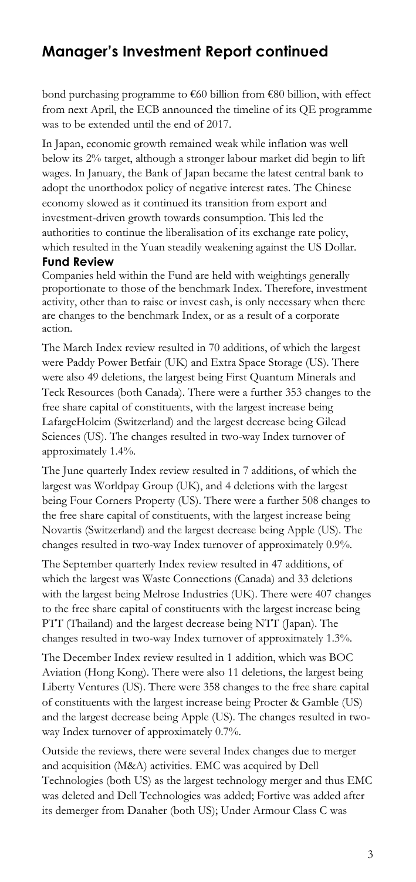## Manager's Investment Report continued

bond purchasing programme to €60 billion from €80 billion, with effect from next April, the ECB announced the timeline of its QE programme was to be extended until the end of 2017.

In Japan, economic growth remained weak while inflation was well below its 2% target, although a stronger labour market did begin to lift wages. In January, the Bank of Japan became the latest central bank to adopt the unorthodox policy of negative interest rates. The Chinese economy slowed as it continued its transition from export and investment-driven growth towards consumption. This led the authorities to continue the liberalisation of its exchange rate policy, which resulted in the Yuan steadily weakening against the US Dollar.

### Fund Review

Companies held within the Fund are held with weightings generally proportionate to those of the benchmark Index. Therefore, investment activity, other than to raise or invest cash, is only necessary when there are changes to the benchmark Index, or as a result of a corporate action.

The March Index review resulted in 70 additions, of which the largest were Paddy Power Betfair (UK) and Extra Space Storage (US). There were also 49 deletions, the largest being First Quantum Minerals and Teck Resources (both Canada). There were a further 353 changes to the free share capital of constituents, with the largest increase being LafargeHolcim (Switzerland) and the largest decrease being Gilead Sciences (US). The changes resulted in two-way Index turnover of approximately 1.4%.

The June quarterly Index review resulted in 7 additions, of which the largest was Worldpay Group (UK), and 4 deletions with the largest being Four Corners Property (US). There were a further 508 changes to the free share capital of constituents, with the largest increase being Novartis (Switzerland) and the largest decrease being Apple (US). The changes resulted in two-way Index turnover of approximately 0.9%.

The September quarterly Index review resulted in 47 additions, of which the largest was Waste Connections (Canada) and 33 deletions with the largest being Melrose Industries (UK). There were 407 changes to the free share capital of constituents with the largest increase being PTT (Thailand) and the largest decrease being NTT (Japan). The changes resulted in two-way Index turnover of approximately 1.3%.

The December Index review resulted in 1 addition, which was BOC Aviation (Hong Kong). There were also 11 deletions, the largest being Liberty Ventures (US). There were 358 changes to the free share capital of constituents with the largest increase being Procter & Gamble (US) and the largest decrease being Apple (US). The changes resulted in two-way Index turnover of approximately 0.7%.

Outside the reviews, there were several Index changes due to merger and acquisition (M&A) activities. EMC was acquired by Dell Technologies (both US) as the largest technology merger and thus EMC was deleted and Dell Technologies was added; Fortive was added after its demerger from Danaher (both US); Under Armour Class C was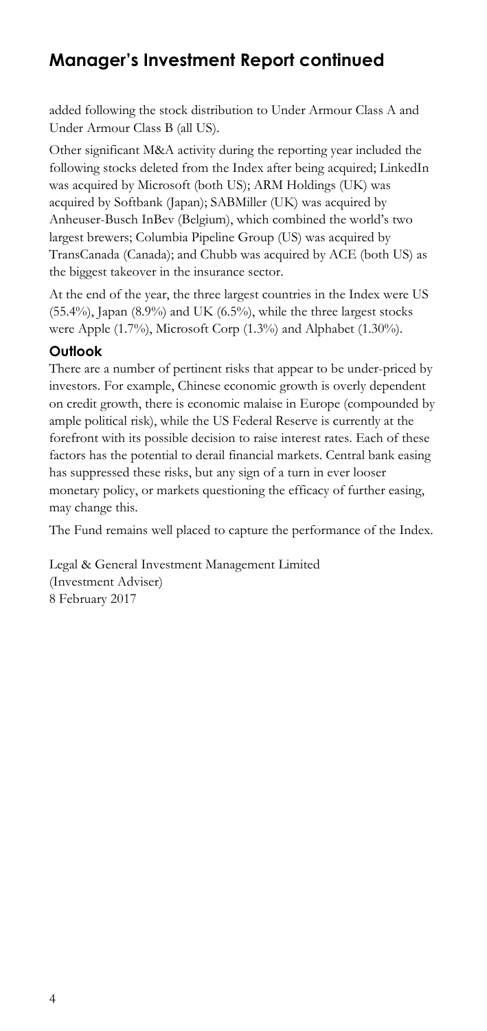## Manager's Investment Report continued

added following the stock distribution to Under Armour Class A and Under Armour Class B (all US).

Other significant M&A activity during the reporting year included the following stocks deleted from the Index after being acquired; LinkedIn was acquired by Microsoft (both US); ARM Holdings (UK) was acquired by Softbank (Japan); SABMiller (UK) was acquired by Anheuser-Busch InBev (Belgium), which combined the world's two largest brewers; Columbia Pipeline Group (US) was acquired by TransCanada (Canada); and Chubb was acquired by ACE (both US) as the biggest takeover in the insurance sector.

At the end of the year, the three largest countries in the Index were US (55.4%), Japan (8.9%) and UK (6.5%), while the three largest stocks were Apple (1.7%), Microsoft Corp (1.3%) and Alphabet (1.30%).

### Outlook

There are a number of pertinent risks that appear to be under-priced by investors. For example, Chinese economic growth is overly dependent on credit growth, there is economic malaise in Europe (compounded by ample political risk), while the US Federal Reserve is currently at the forefront with its possible decision to raise interest rates. Each of these factors has the potential to derail financial markets. Central bank easing has suppressed these risks, but any sign of a turn in ever looser monetary policy, or markets questioning the efficacy of further easing, may change this.

The Fund remains well placed to capture the performance of the Index.

Legal & General Investment Management Limited
(Investment Adviser)
8 February 2017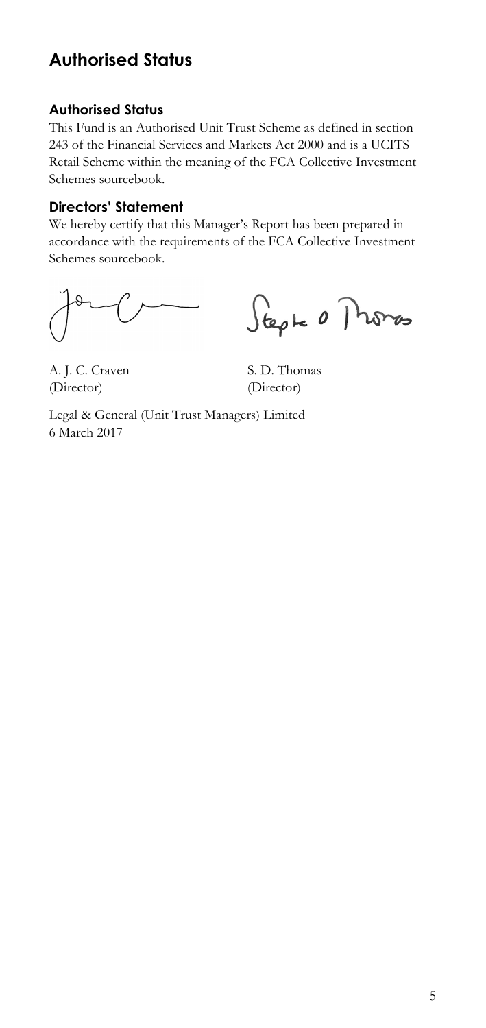# Authorised Status

### Authorised Status

This Fund is an Authorised Unit Trust Scheme as defined in section 243 of the Financial Services and Markets Act 2000 and is a UCITS Retail Scheme within the meaning of the FCA Collective Investment Schemes sourcebook.

### Directors' Statement

We hereby certify that this Manager's Report has been prepared in accordance with the requirements of the FCA Collective Investment Schemes sourcebook.

| | |
|---|---|
| A. J. C. Craven | S. D. Thomas |
| (Director) | (Director) |

Legal & General (Unit Trust Managers) Limited
6 March 2017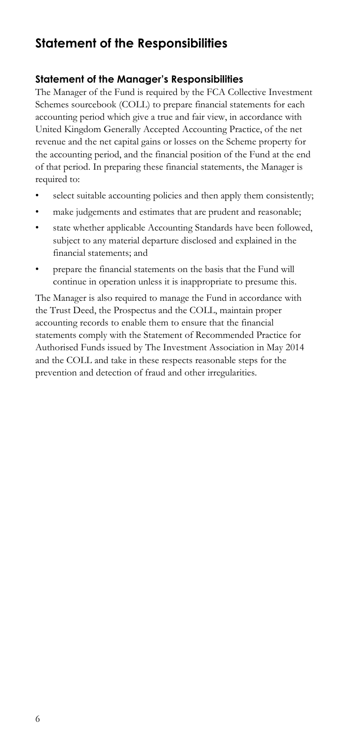# Statement of the Responsibilities

## Statement of the Manager's Responsibilities

The Manager of the Fund is required by the FCA Collective Investment Schemes sourcebook (COLL) to prepare financial statements for each accounting period which give a true and fair view, in accordance with United Kingdom Generally Accepted Accounting Practice, of the net revenue and the net capital gains or losses on the Scheme property for the accounting period, and the financial position of the Fund at the end of that period. In preparing these financial statements, the Manager is required to:

- select suitable accounting policies and then apply them consistently;
- make judgements and estimates that are prudent and reasonable;
- state whether applicable Accounting Standards have been followed, subject to any material departure disclosed and explained in the financial statements; and
- prepare the financial statements on the basis that the Fund will continue in operation unless it is inappropriate to presume this.

The Manager is also required to manage the Fund in accordance with the Trust Deed, the Prospectus and the COLL, maintain proper accounting records to enable them to ensure that the financial statements comply with the Statement of Recommended Practice for Authorised Funds issued by The Investment Association in May 2014 and the COLL and take in these respects reasonable steps for the prevention and detection of fraud and other irregularities.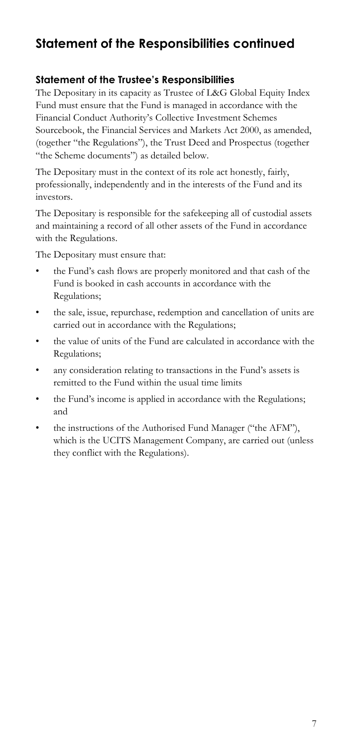# Statement of the Responsibilities continued

## Statement of the Trustee's Responsibilities

The Depositary in its capacity as Trustee of L&G Global Equity Index Fund must ensure that the Fund is managed in accordance with the Financial Conduct Authority's Collective Investment Schemes Sourcebook, the Financial Services and Markets Act 2000, as amended, (together "the Regulations"), the Trust Deed and Prospectus (together "the Scheme documents") as detailed below.

The Depositary must in the context of its role act honestly, fairly, professionally, independently and in the interests of the Fund and its investors.

The Depositary is responsible for the safekeeping all of custodial assets and maintaining a record of all other assets of the Fund in accordance with the Regulations.

The Depositary must ensure that:

- the Fund's cash flows are properly monitored and that cash of the Fund is booked in cash accounts in accordance with the Regulations;
- the sale, issue, repurchase, redemption and cancellation of units are carried out in accordance with the Regulations;
- the value of units of the Fund are calculated in accordance with the Regulations;
- any consideration relating to transactions in the Fund's assets is remitted to the Fund within the usual time limits
- the Fund's income is applied in accordance with the Regulations; and
- the instructions of the Authorised Fund Manager ("the AFM"), which is the UCITS Management Company, are carried out (unless they conflict with the Regulations).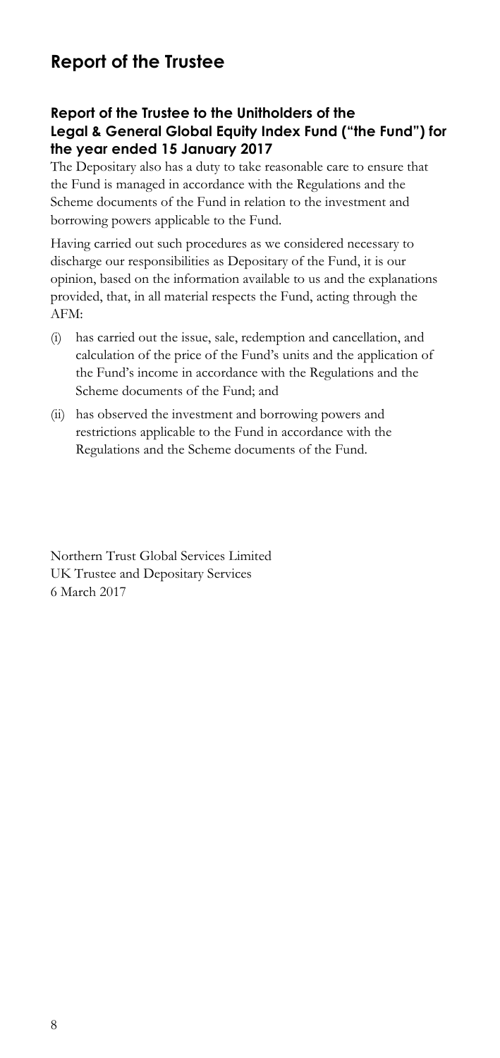# Report of the Trustee

### Report of the Trustee to the Unitholders of the Legal & General Global Equity Index Fund ("the Fund") for the year ended 15 January 2017

The Depositary also has a duty to take reasonable care to ensure that the Fund is managed in accordance with the Regulations and the Scheme documents of the Fund in relation to the investment and borrowing powers applicable to the Fund.

Having carried out such procedures as we considered necessary to discharge our responsibilities as Depositary of the Fund, it is our opinion, based on the information available to us and the explanations provided, that, in all material respects the Fund, acting through the AFM:

(i) has carried out the issue, sale, redemption and cancellation, and calculation of the price of the Fund's units and the application of the Fund's income in accordance with the Regulations and the Scheme documents of the Fund; and

(ii) has observed the investment and borrowing powers and restrictions applicable to the Fund in accordance with the Regulations and the Scheme documents of the Fund.

Northern Trust Global Services Limited
UK Trustee and Depositary Services
6 March 2017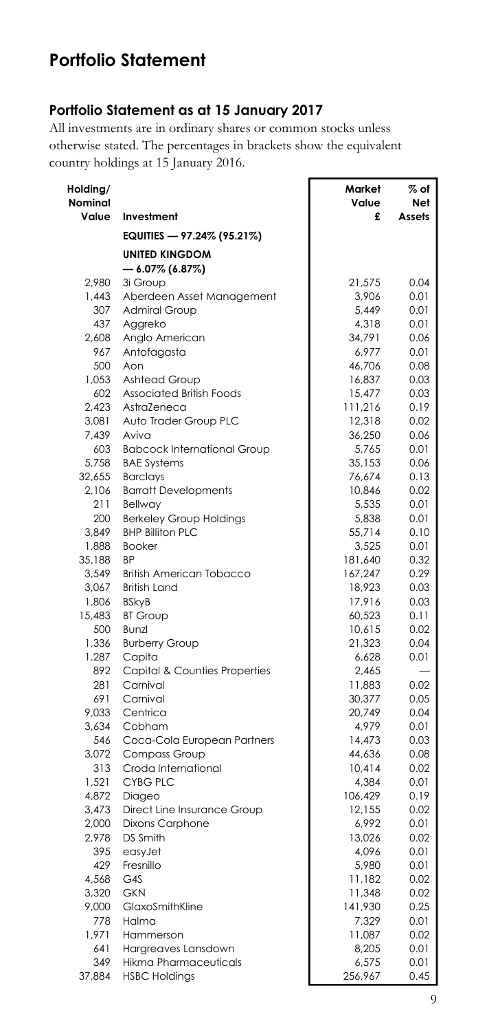# Portfolio Statement

## Portfolio Statement as at 15 January 2017

All investments are in ordinary shares or common stocks unless otherwise stated. The percentages in brackets show the equivalent country holdings at 15 January 2016.

| Holding/ Nominal Value | Investment | Market Value £ | % of Net Assets |
|---|---|---|---|
| | **EQUITIES — 97.24% (95.21%)** | | |
| | **UNITED KINGDOM — 6.07% (6.87%)** | | |
| 2,980 | 3i Group | 21,575 | 0.04 |
| 1,443 | Aberdeen Asset Management | 3,906 | 0.01 |
| 307 | Admiral Group | 5,449 | 0.01 |
| 437 | Aggreko | 4,318 | 0.01 |
| 2,608 | Anglo American | 34,791 | 0.06 |
| 967 | Antofagasta | 6,977 | 0.01 |
| 500 | Aon | 46,706 | 0.08 |
| 1,053 | Ashtead Group | 16,837 | 0.03 |
| 602 | Associated British Foods | 15,477 | 0.03 |
| 2,423 | AstraZeneca | 111,216 | 0.19 |
| 3,081 | Auto Trader Group PLC | 12,318 | 0.02 |
| 7,439 | Aviva | 36,250 | 0.06 |
| 603 | Babcock International Group | 5,765 | 0.01 |
| 5,758 | BAE Systems | 35,153 | 0.06 |
| 32,655 | Barclays | 76,674 | 0.13 |
| 2,106 | Barratt Developments | 10,846 | 0.02 |
| 211 | Bellway | 5,535 | 0.01 |
| 200 | Berkeley Group Holdings | 5,838 | 0.01 |
| 3,849 | BHP Billiton PLC | 55,714 | 0.10 |
| 1,888 | Booker | 3,525 | 0.01 |
| 35,188 | BP | 181,640 | 0.32 |
| 3,549 | British American Tobacco | 167,247 | 0.29 |
| 3,067 | British Land | 18,923 | 0.03 |
| 1,806 | BSkyB | 17,916 | 0.03 |
| 15,483 | BT Group | 60,523 | 0.11 |
| 500 | Bunzl | 10,615 | 0.02 |
| 1,336 | Burberry Group | 21,323 | 0.04 |
| 1,287 | Capita | 6,628 | 0.01 |
| 892 | Capital & Counties Properties | 2,465 | — |
| 281 | Carnival | 11,883 | 0.02 |
| 691 | Carnival | 30,377 | 0.05 |
| 9,033 | Centrica | 20,749 | 0.04 |
| 3,634 | Cobham | 4,979 | 0.01 |
| 546 | Coca-Cola European Partners | 14,473 | 0.03 |
| 3,072 | Compass Group | 44,636 | 0.08 |
| 313 | Croda International | 10,414 | 0.02 |
| 1,521 | CYBG PLC | 4,384 | 0.01 |
| 4,872 | Diageo | 106,429 | 0.19 |
| 3,473 | Direct Line Insurance Group | 12,155 | 0.02 |
| 2,000 | Dixons Carphone | 6,992 | 0.01 |
| 2,978 | DS Smith | 13,026 | 0.02 |
| 395 | easyJet | 4,096 | 0.01 |
| 429 | Fresnillo | 5,980 | 0.01 |
| 4,568 | G4S | 11,182 | 0.02 |
| 3,320 | GKN | 11,348 | 0.02 |
| 9,000 | GlaxoSmithKline | 141,930 | 0.25 |
| 778 | Halma | 7,329 | 0.01 |
| 1,971 | Hammerson | 11,087 | 0.02 |
| 641 | Hargreaves Lansdown | 8,205 | 0.01 |
| 349 | Hikma Pharmaceuticals | 6,575 | 0.01 |
| 37,884 | HSBC Holdings | 256,967 | 0.45 |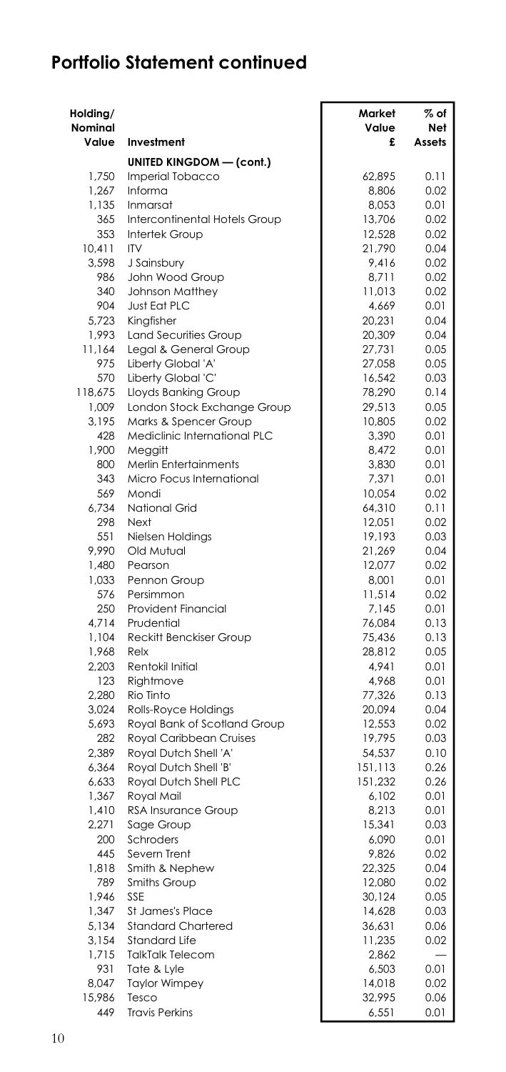## Portfolio Statement continued

| Holding/ Nominal Value | Investment | Market Value £ | % of Net Assets |
|---|---|---|---|
| | **UNITED KINGDOM — (cont.)** | | |
| 1,750 | Imperial Tobacco | 62,895 | 0.11 |
| 1,267 | Informa | 8,806 | 0.02 |
| 1,135 | Inmarsat | 8,053 | 0.01 |
| 365 | Intercontinental Hotels Group | 13,706 | 0.02 |
| 353 | Intertek Group | 12,528 | 0.02 |
| 10,411 | ITV | 21,790 | 0.04 |
| 3,598 | J Sainsbury | 9,416 | 0.02 |
| 986 | John Wood Group | 8,711 | 0.02 |
| 340 | Johnson Matthey | 11,013 | 0.02 |
| 904 | Just Eat PLC | 4,669 | 0.01 |
| 5,723 | Kingfisher | 20,231 | 0.04 |
| 1,993 | Land Securities Group | 20,309 | 0.04 |
| 11,164 | Legal & General Group | 27,731 | 0.05 |
| 975 | Liberty Global 'A' | 27,058 | 0.05 |
| 570 | Liberty Global 'C' | 16,542 | 0.03 |
| 118,675 | Lloyds Banking Group | 78,290 | 0.14 |
| 1,009 | London Stock Exchange Group | 29,513 | 0.05 |
| 3,195 | Marks & Spencer Group | 10,805 | 0.02 |
| 428 | Mediclinic International PLC | 3,390 | 0.01 |
| 1,900 | Meggitt | 8,472 | 0.01 |
| 800 | Merlin Entertainments | 3,830 | 0.01 |
| 343 | Micro Focus International | 7,371 | 0.01 |
| 569 | Mondi | 10,054 | 0.02 |
| 6,734 | National Grid | 64,310 | 0.11 |
| 298 | Next | 12,051 | 0.02 |
| 551 | Nielsen Holdings | 19,193 | 0.03 |
| 9,990 | Old Mutual | 21,269 | 0.04 |
| 1,480 | Pearson | 12,077 | 0.02 |
| 1,033 | Pennon Group | 8,001 | 0.01 |
| 576 | Persimmon | 11,514 | 0.02 |
| 250 | Provident Financial | 7,145 | 0.01 |
| 4,714 | Prudential | 76,084 | 0.13 |
| 1,104 | Reckitt Benckiser Group | 75,436 | 0.13 |
| 1,968 | Relx | 28,812 | 0.05 |
| 2,203 | Rentokil Initial | 4,941 | 0.01 |
| 123 | Rightmove | 4,968 | 0.01 |
| 2,280 | Rio Tinto | 77,326 | 0.13 |
| 3,024 | Rolls-Royce Holdings | 20,094 | 0.04 |
| 5,693 | Royal Bank of Scotland Group | 12,553 | 0.02 |
| 282 | Royal Caribbean Cruises | 19,795 | 0.03 |
| 2,389 | Royal Dutch Shell 'A' | 54,537 | 0.10 |
| 6,364 | Royal Dutch Shell 'B' | 151,113 | 0.26 |
| 6,633 | Royal Dutch Shell PLC | 151,232 | 0.26 |
| 1,367 | Royal Mail | 6,102 | 0.01 |
| 1,410 | RSA Insurance Group | 8,213 | 0.01 |
| 2,271 | Sage Group | 15,341 | 0.03 |
| 200 | Schroders | 6,090 | 0.01 |
| 445 | Severn Trent | 9,826 | 0.02 |
| 1,818 | Smith & Nephew | 22,325 | 0.04 |
| 789 | Smiths Group | 12,080 | 0.02 |
| 1,946 | SSE | 30,124 | 0.05 |
| 1,347 | St James's Place | 14,628 | 0.03 |
| 5,134 | Standard Chartered | 36,631 | 0.06 |
| 3,154 | Standard Life | 11,235 | 0.02 |
| 1,715 | TalkTalk Telecom | 2,862 | — |
| 931 | Tate & Lyle | 6,503 | 0.01 |
| 8,047 | Taylor Wimpey | 14,018 | 0.02 |
| 15,986 | Tesco | 32,995 | 0.06 |
| 449 | Travis Perkins | 6,551 | 0.01 |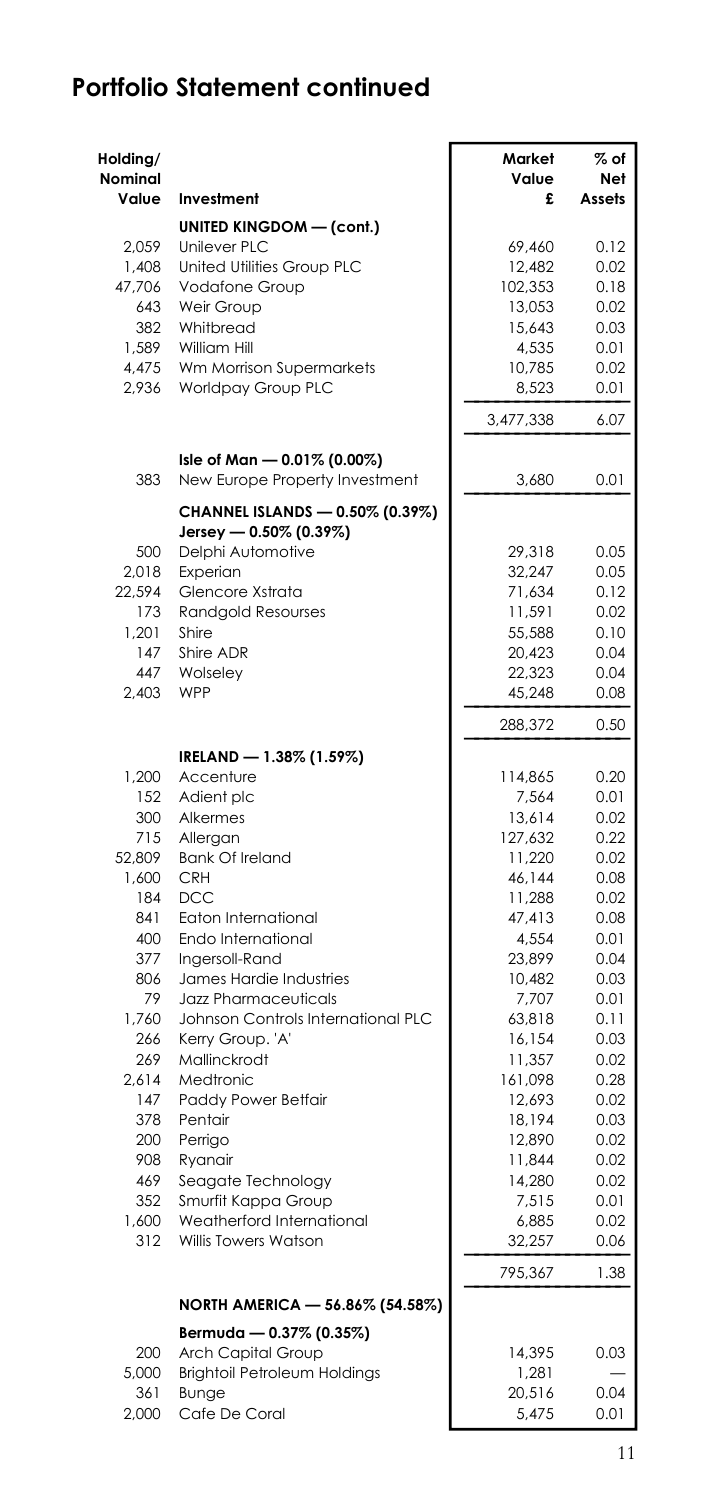## Portfolio Statement continued

| Holding/ Nominal Value | Investment | Market Value £ | % of Net Assets |
|---|---|---|---|
| | **UNITED KINGDOM — (cont.)** | | |
| 2,059 | Unilever PLC | 69,460 | 0.12 |
| 1,408 | United Utilities Group PLC | 12,482 | 0.02 |
| 47,706 | Vodafone Group | 102,353 | 0.18 |
| 643 | Weir Group | 13,053 | 0.02 |
| 382 | Whitbread | 15,643 | 0.03 |
| 1,589 | William Hill | 4,535 | 0.01 |
| 4,475 | Wm Morrison Supermarkets | 10,785 | 0.02 |
| 2,936 | Worldpay Group PLC | 8,523 | 0.01 |
| | | 3,477,338 | 6.07 |
| | Isle of Man — 0.01% (0.00%) | | |
| 383 | New Europe Property Investment | 3,680 | 0.01 |
| | **CHANNEL ISLANDS — 0.50% (0.39%)** | | |
| | **Jersey — 0.50% (0.39%)** | | |
| 500 | Delphi Automotive | 29,318 | 0.05 |
| 2,018 | Experian | 32,247 | 0.05 |
| 22,594 | Glencore Xstrata | 71,634 | 0.12 |
| 173 | Randgold Resourses | 11,591 | 0.02 |
| 1,201 | Shire | 55,588 | 0.10 |
| 147 | Shire ADR | 20,423 | 0.04 |
| 447 | Wolseley | 22,323 | 0.04 |
| 2,403 | WPP | 45,248 | 0.08 |
| | | 288,372 | 0.50 |
| | **IRELAND — 1.38% (1.59%)** | | |
| 1,200 | Accenture | 114,865 | 0.20 |
| 152 | Adient plc | 7,564 | 0.01 |
| 300 | Alkermes | 13,614 | 0.02 |
| 715 | Allergan | 127,632 | 0.22 |
| 52,809 | Bank Of Ireland | 11,220 | 0.02 |
| 1,600 | CRH | 46,144 | 0.08 |
| 184 | DCC | 11,288 | 0.02 |
| 841 | Eaton International | 47,413 | 0.08 |
| 400 | Endo International | 4,554 | 0.01 |
| 377 | Ingersoll-Rand | 23,899 | 0.04 |
| 806 | James Hardie Industries | 10,482 | 0.03 |
| 79 | Jazz Pharmaceuticals | 7,707 | 0.01 |
| 1,760 | Johnson Controls International PLC | 63,818 | 0.11 |
| 266 | Kerry Group. 'A' | 16,154 | 0.03 |
| 269 | Mallinckrodt | 11,357 | 0.02 |
| 2,614 | Medtronic | 161,098 | 0.28 |
| 147 | Paddy Power Betfair | 12,693 | 0.02 |
| 378 | Pentair | 18,194 | 0.03 |
| 200 | Perrigo | 12,890 | 0.02 |
| 908 | Ryanair | 11,844 | 0.02 |
| 469 | Seagate Technology | 14,280 | 0.02 |
| 352 | Smurfit Kappa Group | 7,515 | 0.01 |
| 1,600 | Weatherford International | 6,885 | 0.02 |
| 312 | Willis Towers Watson | 32,257 | 0.06 |
| | | 795,367 | 1.38 |
| | **NORTH AMERICA — 56.86% (54.58%)** | | |
| | **Bermuda — 0.37% (0.35%)** | | |
| 200 | Arch Capital Group | 14,395 | 0.03 |
| 5,000 | Brightoil Petroleum Holdings | 1,281 | — |
| 361 | Bunge | 20,516 | 0.04 |
| 2,000 | Cafe De Coral | 5,475 | 0.01 |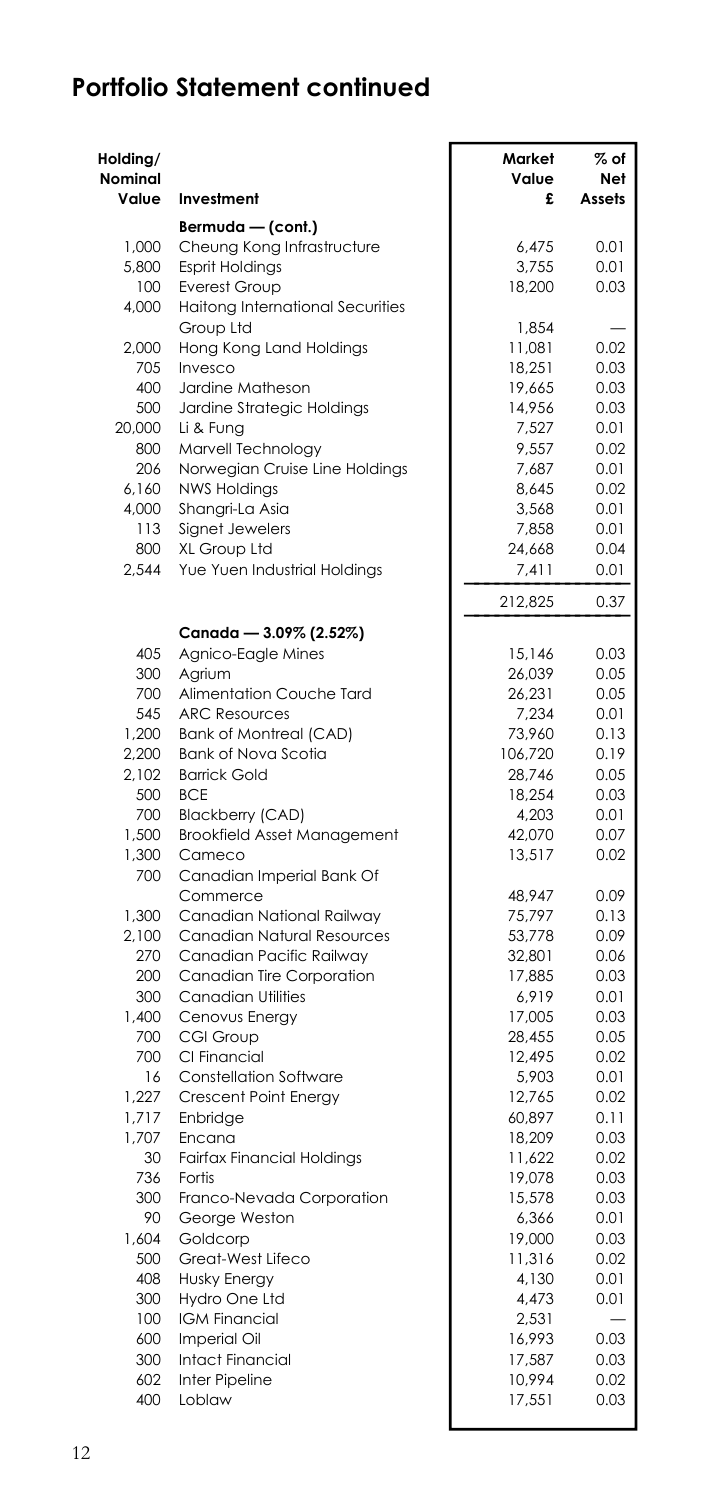# Portfolio Statement continued

| Holding/ Nominal Value | Investment | Market Value £ | % of Net Assets |
|---|---|---|---|
| | **Bermuda — (cont.)** | | |
| 1,000 | Cheung Kong Infrastructure | 6,475 | 0.01 |
| 5,800 | Esprit Holdings | 3,755 | 0.01 |
| 100 | Everest Group | 18,200 | 0.03 |
| 4,000 | Haitong International Securities Group Ltd | 1,854 | — |
| 2,000 | Hong Kong Land Holdings | 11,081 | 0.02 |
| 705 | Invesco | 18,251 | 0.03 |
| 400 | Jardine Matheson | 19,665 | 0.03 |
| 500 | Jardine Strategic Holdings | 14,956 | 0.03 |
| 20,000 | Li & Fung | 7,527 | 0.01 |
| 800 | Marvell Technology | 9,557 | 0.02 |
| 206 | Norwegian Cruise Line Holdings | 7,687 | 0.01 |
| 6,160 | NWS Holdings | 8,645 | 0.02 |
| 4,000 | Shangri-La Asia | 3,568 | 0.01 |
| 113 | Signet Jewelers | 7,858 | 0.01 |
| 800 | XL Group Ltd | 24,668 | 0.04 |
| 2,544 | Yue Yuen Industrial Holdings | 7,411 | 0.01 |
| | | 212,825 | 0.37 |
| | **Canada — 3.09% (2.52%)** | | |
| 405 | Agnico-Eagle Mines | 15,146 | 0.03 |
| 300 | Agrium | 26,039 | 0.05 |
| 700 | Alimentation Couche Tard | 26,231 | 0.05 |
| 545 | ARC Resources | 7,234 | 0.01 |
| 1,200 | Bank of Montreal (CAD) | 73,960 | 0.13 |
| 2,200 | Bank of Nova Scotia | 106,720 | 0.19 |
| 2,102 | Barrick Gold | 28,746 | 0.05 |
| 500 | BCE | 18,254 | 0.03 |
| 700 | Blackberry (CAD) | 4,203 | 0.01 |
| 1,500 | Brookfield Asset Management | 42,070 | 0.07 |
| 1,300 | Cameco | 13,517 | 0.02 |
| 700 | Canadian Imperial Bank Of Commerce | 48,947 | 0.09 |
| 1,300 | Canadian National Railway | 75,797 | 0.13 |
| 2,100 | Canadian Natural Resources | 53,778 | 0.09 |
| 270 | Canadian Pacific Railway | 32,801 | 0.06 |
| 200 | Canadian Tire Corporation | 17,885 | 0.03 |
| 300 | Canadian Utilities | 6,919 | 0.01 |
| 1,400 | Cenovus Energy | 17,005 | 0.03 |
| 700 | CGI Group | 28,455 | 0.05 |
| 700 | CI Financial | 12,495 | 0.02 |
| 16 | Constellation Software | 5,903 | 0.01 |
| 1,227 | Crescent Point Energy | 12,765 | 0.02 |
| 1,717 | Enbridge | 60,897 | 0.11 |
| 1,707 | Encana | 18,209 | 0.03 |
| 30 | Fairfax Financial Holdings | 11,622 | 0.02 |
| 736 | Fortis | 19,078 | 0.03 |
| 300 | Franco-Nevada Corporation | 15,578 | 0.03 |
| 90 | George Weston | 6,366 | 0.01 |
| 1,604 | Goldcorp | 19,000 | 0.03 |
| 500 | Great-West Lifeco | 11,316 | 0.02 |
| 408 | Husky Energy | 4,130 | 0.01 |
| 300 | Hydro One Ltd | 4,473 | 0.01 |
| 100 | IGM Financial | 2,531 | — |
| 600 | Imperial Oil | 16,993 | 0.03 |
| 300 | Intact Financial | 17,587 | 0.03 |
| 602 | Inter Pipeline | 10,994 | 0.02 |
| 400 | Loblaw | 17,551 | 0.03 |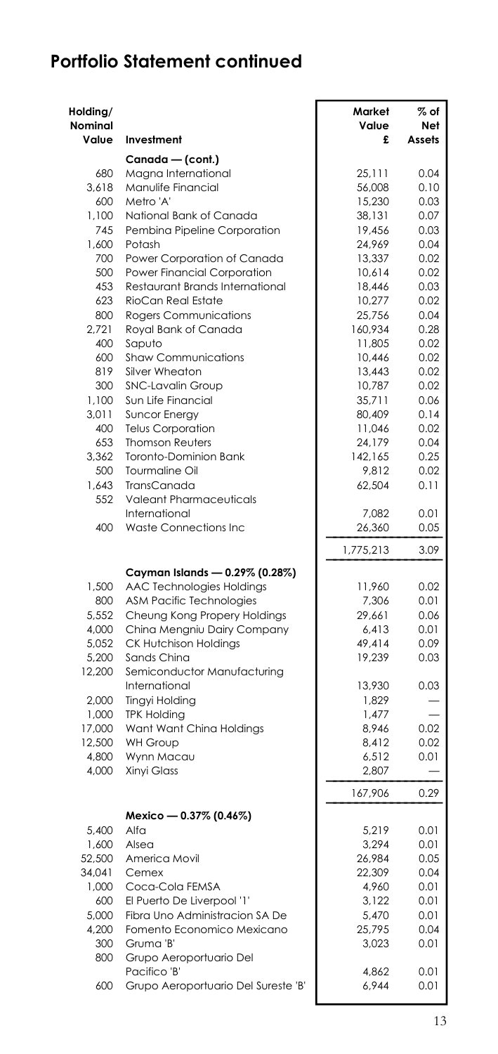## Portfolio Statement continued

| Holding/ Nominal Value | Investment | Market Value £ | % of Net Assets |
|---|---|---|---|
| | **Canada — (cont.)** | | |
| 680 | Magna International | 25,111 | 0.04 |
| 3,618 | Manulife Financial | 56,008 | 0.10 |
| 600 | Metro 'A' | 15,230 | 0.03 |
| 1,100 | National Bank of Canada | 38,131 | 0.07 |
| 745 | Pembina Pipeline Corporation | 19,456 | 0.03 |
| 1,600 | Potash | 24,969 | 0.04 |
| 700 | Power Corporation of Canada | 13,337 | 0.02 |
| 500 | Power Financial Corporation | 10,614 | 0.02 |
| 453 | Restaurant Brands International | 18,446 | 0.03 |
| 623 | RioCan Real Estate | 10,277 | 0.02 |
| 800 | Rogers Communications | 25,756 | 0.04 |
| 2,721 | Royal Bank of Canada | 160,934 | 0.28 |
| 400 | Saputo | 11,805 | 0.02 |
| 600 | Shaw Communications | 10,446 | 0.02 |
| 819 | Silver Wheaton | 13,443 | 0.02 |
| 300 | SNC-Lavalin Group | 10,787 | 0.02 |
| 1,100 | Sun Life Financial | 35,711 | 0.06 |
| 3,011 | Suncor Energy | 80,409 | 0.14 |
| 400 | Telus Corporation | 11,046 | 0.02 |
| 653 | Thomson Reuters | 24,179 | 0.04 |
| 3,362 | Toronto-Dominion Bank | 142,165 | 0.25 |
| 500 | Tourmaline Oil | 9,812 | 0.02 |
| 1,643 | TransCanada | 62,504 | 0.11 |
| 552 | Valeant Pharmaceuticals International | 7,082 | 0.01 |
| 400 | Waste Connections Inc | 26,360 | 0.05 |
| | | 1,775,213 | 3.09 |
| | **Cayman Islands — 0.29% (0.28%)** | | |
| 1,500 | AAC Technologies Holdings | 11,960 | 0.02 |
| 800 | ASM Pacific Technologies | 7,306 | 0.01 |
| 5,552 | Cheung Kong Propery Holdings | 29,661 | 0.06 |
| 4,000 | China Mengniu Dairy Company | 6,413 | 0.01 |
| 5,052 | CK Hutchison Holdings | 49,414 | 0.09 |
| 5,200 | Sands China | 19,239 | 0.03 |
| 12,200 | Semiconductor Manufacturing International | 13,930 | 0.03 |
| 2,000 | Tingyi Holding | 1,829 | — |
| 1,000 | TPK Holding | 1,477 | — |
| 17,000 | Want Want China Holdings | 8,946 | 0.02 |
| 12,500 | WH Group | 8,412 | 0.02 |
| 4,800 | Wynn Macau | 6,512 | 0.01 |
| 4,000 | Xinyi Glass | 2,807 | — |
| | | 167,906 | 0.29 |
| | **Mexico — 0.37% (0.46%)** | | |
| 5,400 | Alfa | 5,219 | 0.01 |
| 1,600 | Alsea | 3,294 | 0.01 |
| 52,500 | America Movil | 26,984 | 0.05 |
| 34,041 | Cemex | 22,309 | 0.04 |
| 1,000 | Coca-Cola FEMSA | 4,960 | 0.01 |
| 600 | El Puerto De Liverpool '1' | 3,122 | 0.01 |
| 5,000 | Fibra Uno Administracion SA De | 5,470 | 0.01 |
| 4,200 | Fomento Economico Mexicano | 25,795 | 0.04 |
| 300 | Gruma 'B' | 3,023 | 0.01 |
| 800 | Grupo Aeroportuario Del Pacifico 'B' | 4,862 | 0.01 |
| 600 | Grupo Aeroportuario Del Sureste 'B' | 6,944 | 0.01 |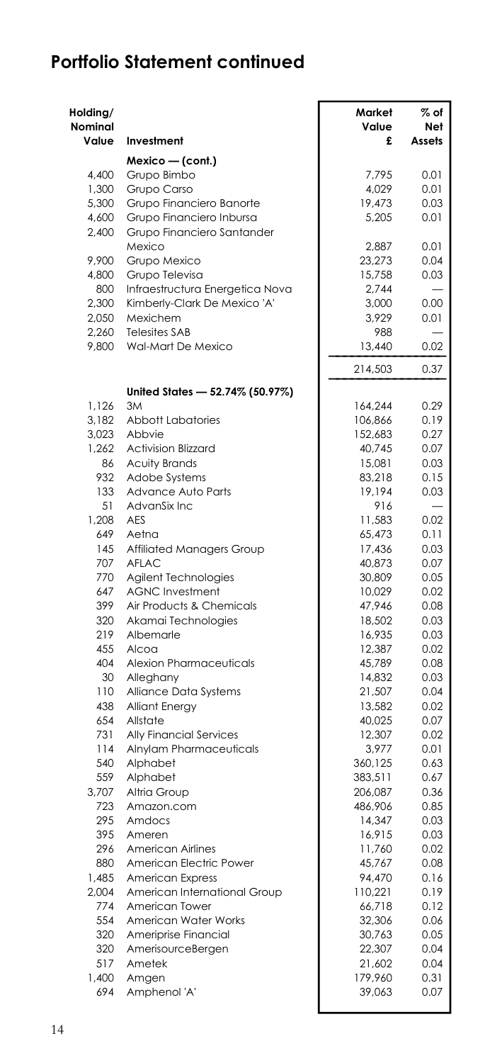## Portfolio Statement continued

| Holding/ Nominal Value | Investment | Market Value £ | % of Net Assets |
|---|---|---|---|
| | **Mexico — (cont.)** | | |
| 4,400 | Grupo Bimbo | 7,795 | 0.01 |
| 1,300 | Grupo Carso | 4,029 | 0.01 |
| 5,300 | Grupo Financiero Banorte | 19,473 | 0.03 |
| 4,600 | Grupo Financiero Inbursa | 5,205 | 0.01 |
| 2,400 | Grupo Financiero Santander Mexico | 2,887 | 0.01 |
| 9,900 | Grupo Mexico | 23,273 | 0.04 |
| 4,800 | Grupo Televisa | 15,758 | 0.03 |
| 800 | Infraestructura Energetica Nova | 2,744 | — |
| 2,300 | Kimberly-Clark De Mexico 'A' | 3,000 | 0.00 |
| 2,050 | Mexichem | 3,929 | 0.01 |
| 2,260 | Telesites SAB | 988 | — |
| 9,800 | Wal-Mart De Mexico | 13,440 | 0.02 |
| | | 214,503 | 0.37 |
| | **United States — 52.74% (50.97%)** | | |
| 1,126 | 3M | 164,244 | 0.29 |
| 3,182 | Abbott Labatories | 106,866 | 0.19 |
| 3,023 | Abbvie | 152,683 | 0.27 |
| 1,262 | Activision Blizzard | 40,745 | 0.07 |
| 86 | Acuity Brands | 15,081 | 0.03 |
| 932 | Adobe Systems | 83,218 | 0.15 |
| 133 | Advance Auto Parts | 19,194 | 0.03 |
| 51 | AdvanSix Inc | 916 | — |
| 1,208 | AES | 11,583 | 0.02 |
| 649 | Aetna | 65,473 | 0.11 |
| 145 | Affiliated Managers Group | 17,436 | 0.03 |
| 707 | AFLAC | 40,873 | 0.07 |
| 770 | Agilent Technologies | 30,809 | 0.05 |
| 647 | AGNC Investment | 10,029 | 0.02 |
| 399 | Air Products & Chemicals | 47,946 | 0.08 |
| 320 | Akamai Technologies | 18,502 | 0.03 |
| 219 | Albemarle | 16,935 | 0.03 |
| 455 | Alcoa | 12,387 | 0.02 |
| 404 | Alexion Pharmaceuticals | 45,789 | 0.08 |
| 30 | Alleghany | 14,832 | 0.03 |
| 110 | Alliance Data Systems | 21,507 | 0.04 |
| 438 | Alliant Energy | 13,582 | 0.02 |
| 654 | Allstate | 40,025 | 0.07 |
| 731 | Ally Financial Services | 12,307 | 0.02 |
| 114 | Alnylam Pharmaceuticals | 3,977 | 0.01 |
| 540 | Alphabet | 360,125 | 0.63 |
| 559 | Alphabet | 383,511 | 0.67 |
| 3,707 | Altria Group | 206,087 | 0.36 |
| 723 | Amazon.com | 486,906 | 0.85 |
| 295 | Amdocs | 14,347 | 0.03 |
| 395 | Ameren | 16,915 | 0.03 |
| 296 | American Airlines | 11,760 | 0.02 |
| 880 | American Electric Power | 45,767 | 0.08 |
| 1,485 | American Express | 94,470 | 0.16 |
| 2,004 | American International Group | 110,221 | 0.19 |
| 774 | American Tower | 66,718 | 0.12 |
| 554 | American Water Works | 32,306 | 0.06 |
| 320 | Ameriprise Financial | 30,763 | 0.05 |
| 320 | AmerisourceBergen | 22,307 | 0.04 |
| 517 | Ametek | 21,602 | 0.04 |
| 1,400 | Amgen | 179,960 | 0.31 |
| 694 | Amphenol 'A' | 39,063 | 0.07 |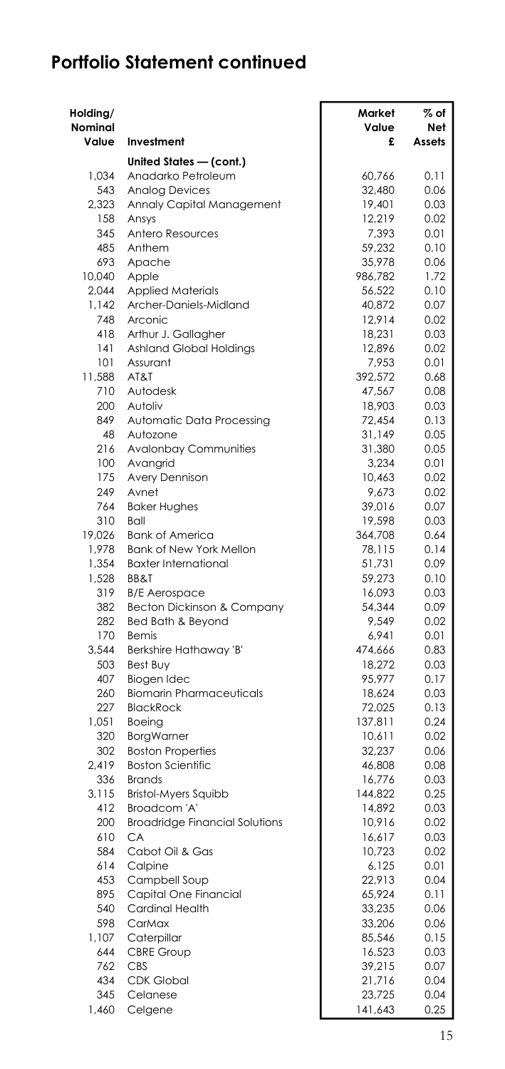## Portfolio Statement continued

| Holding/ Nominal Value | Investment | Market Value £ | % of Net Assets |
|---|---|---|---|
| | **United States — (cont.)** | | |
| 1,034 | Anadarko Petroleum | 60,766 | 0.11 |
| 543 | Analog Devices | 32,480 | 0.06 |
| 2,323 | Annaly Capital Management | 19,401 | 0.03 |
| 158 | Ansys | 12,219 | 0.02 |
| 345 | Antero Resources | 7,393 | 0.01 |
| 485 | Anthem | 59,232 | 0.10 |
| 693 | Apache | 35,978 | 0.06 |
| 10,040 | Apple | 986,782 | 1.72 |
| 2,044 | Applied Materials | 56,522 | 0.10 |
| 1,142 | Archer-Daniels-Midland | 40,872 | 0.07 |
| 748 | Arconic | 12,914 | 0.02 |
| 418 | Arthur J. Gallagher | 18,231 | 0.03 |
| 141 | Ashland Global Holdings | 12,896 | 0.02 |
| 101 | Assurant | 7,953 | 0.01 |
| 11,588 | AT&T | 392,572 | 0.68 |
| 710 | Autodesk | 47,567 | 0.08 |
| 200 | Autoliv | 18,903 | 0.03 |
| 849 | Automatic Data Processing | 72,454 | 0.13 |
| 48 | Autozone | 31,149 | 0.05 |
| 216 | Avalonbay Communities | 31,380 | 0.05 |
| 100 | Avangrid | 3,234 | 0.01 |
| 175 | Avery Dennison | 10,463 | 0.02 |
| 249 | Avnet | 9,673 | 0.02 |
| 764 | Baker Hughes | 39,016 | 0.07 |
| 310 | Ball | 19,598 | 0.03 |
| 19,026 | Bank of America | 364,708 | 0.64 |
| 1,978 | Bank of New York Mellon | 78,115 | 0.14 |
| 1,354 | Baxter International | 51,731 | 0.09 |
| 1,528 | BB&T | 59,273 | 0.10 |
| 319 | B/E Aerospace | 16,093 | 0.03 |
| 382 | Becton Dickinson & Company | 54,344 | 0.09 |
| 282 | Bed Bath & Beyond | 9,549 | 0.02 |
| 170 | Bemis | 6,941 | 0.01 |
| 3,544 | Berkshire Hathaway 'B' | 474,666 | 0.83 |
| 503 | Best Buy | 18,272 | 0.03 |
| 407 | Biogen Idec | 95,977 | 0.17 |
| 260 | Biomarin Pharmaceuticals | 18,624 | 0.03 |
| 227 | BlackRock | 72,025 | 0.13 |
| 1,051 | Boeing | 137,811 | 0.24 |
| 320 | BorgWarner | 10,611 | 0.02 |
| 302 | Boston Properties | 32,237 | 0.06 |
| 2,419 | Boston Scientific | 46,808 | 0.08 |
| 336 | Brands | 16,776 | 0.03 |
| 3,115 | Bristol-Myers Squibb | 144,822 | 0.25 |
| 412 | Broadcom 'A' | 14,892 | 0.03 |
| 200 | Broadridge Financial Solutions | 10,916 | 0.02 |
| 610 | CA | 16,617 | 0.03 |
| 584 | Cabot Oil & Gas | 10,723 | 0.02 |
| 614 | Calpine | 6,125 | 0.01 |
| 453 | Campbell Soup | 22,913 | 0.04 |
| 895 | Capital One Financial | 65,924 | 0.11 |
| 540 | Cardinal Health | 33,235 | 0.06 |
| 598 | CarMax | 33,206 | 0.06 |
| 1,107 | Caterpillar | 85,546 | 0.15 |
| 644 | CBRE Group | 16,523 | 0.03 |
| 762 | CBS | 39,215 | 0.07 |
| 434 | CDK Global | 21,716 | 0.04 |
| 345 | Celanese | 23,725 | 0.04 |
| 1,460 | Celgene | 141,643 | 0.25 |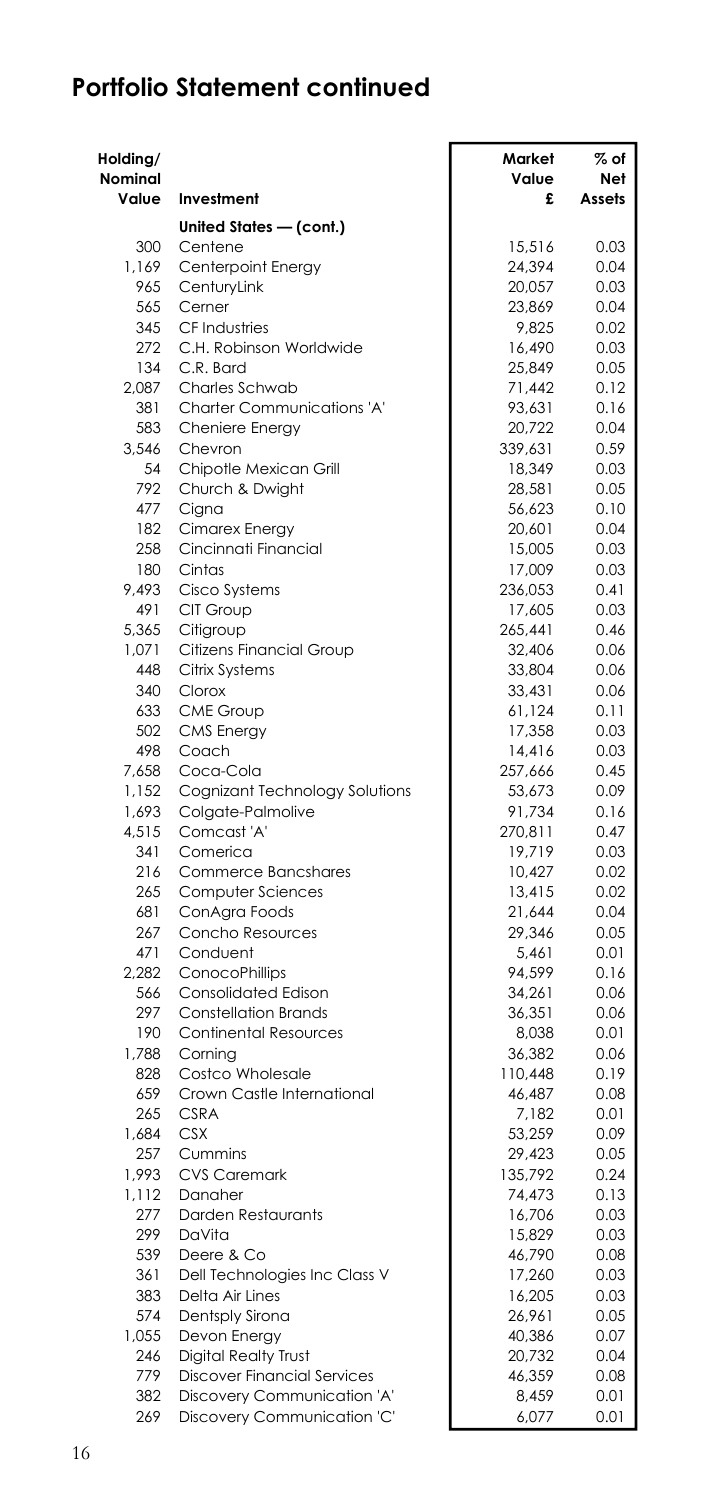## Portfolio Statement continued

| Holding/ Nominal Value | Investment | Market Value £ | % of Net Assets |
|---|---|---|---|
| | **United States — (cont.)** | | |
| 300 | Centene | 15,516 | 0.03 |
| 1,169 | Centerpoint Energy | 24,394 | 0.04 |
| 965 | CenturyLink | 20,057 | 0.03 |
| 565 | Cerner | 23,869 | 0.04 |
| 345 | CF Industries | 9,825 | 0.02 |
| 272 | C.H. Robinson Worldwide | 16,490 | 0.03 |
| 134 | C.R. Bard | 25,849 | 0.05 |
| 2,087 | Charles Schwab | 71,442 | 0.12 |
| 381 | Charter Communications 'A' | 93,631 | 0.16 |
| 583 | Cheniere Energy | 20,722 | 0.04 |
| 3,546 | Chevron | 339,631 | 0.59 |
| 54 | Chipotle Mexican Grill | 18,349 | 0.03 |
| 792 | Church & Dwight | 28,581 | 0.05 |
| 477 | Cigna | 56,623 | 0.10 |
| 182 | Cimarex Energy | 20,601 | 0.04 |
| 258 | Cincinnati Financial | 15,005 | 0.03 |
| 180 | Cintas | 17,009 | 0.03 |
| 9,493 | Cisco Systems | 236,053 | 0.41 |
| 491 | CIT Group | 17,605 | 0.03 |
| 5,365 | Citigroup | 265,441 | 0.46 |
| 1,071 | Citizens Financial Group | 32,406 | 0.06 |
| 448 | Citrix Systems | 33,804 | 0.06 |
| 340 | Clorox | 33,431 | 0.06 |
| 633 | CME Group | 61,124 | 0.11 |
| 502 | CMS Energy | 17,358 | 0.03 |
| 498 | Coach | 14,416 | 0.03 |
| 7,658 | Coca-Cola | 257,666 | 0.45 |
| 1,152 | Cognizant Technology Solutions | 53,673 | 0.09 |
| 1,693 | Colgate-Palmolive | 91,734 | 0.16 |
| 4,515 | Comcast 'A' | 270,811 | 0.47 |
| 341 | Comerica | 19,719 | 0.03 |
| 216 | Commerce Bancshares | 10,427 | 0.02 |
| 265 | Computer Sciences | 13,415 | 0.02 |
| 681 | ConAgra Foods | 21,644 | 0.04 |
| 267 | Concho Resources | 29,346 | 0.05 |
| 471 | Conduent | 5,461 | 0.01 |
| 2,282 | ConocoPhillips | 94,599 | 0.16 |
| 566 | Consolidated Edison | 34,261 | 0.06 |
| 297 | Constellation Brands | 36,351 | 0.06 |
| 190 | Continental Resources | 8,038 | 0.01 |
| 1,788 | Corning | 36,382 | 0.06 |
| 828 | Costco Wholesale | 110,448 | 0.19 |
| 659 | Crown Castle International | 46,487 | 0.08 |
| 265 | CSRA | 7,182 | 0.01 |
| 1,684 | CSX | 53,259 | 0.09 |
| 257 | Cummins | 29,423 | 0.05 |
| 1,993 | CVS Caremark | 135,792 | 0.24 |
| 1,112 | Danaher | 74,473 | 0.13 |
| 277 | Darden Restaurants | 16,706 | 0.03 |
| 299 | DaVita | 15,829 | 0.03 |
| 539 | Deere & Co | 46,790 | 0.08 |
| 361 | Dell Technologies Inc Class V | 17,260 | 0.03 |
| 383 | Delta Air Lines | 16,205 | 0.03 |
| 574 | Dentsply Sirona | 26,961 | 0.05 |
| 1,055 | Devon Energy | 40,386 | 0.07 |
| 246 | Digital Realty Trust | 20,732 | 0.04 |
| 779 | Discover Financial Services | 46,359 | 0.08 |
| 382 | Discovery Communication 'A' | 8,459 | 0.01 |
| 269 | Discovery Communication 'C' | 6,077 | 0.01 |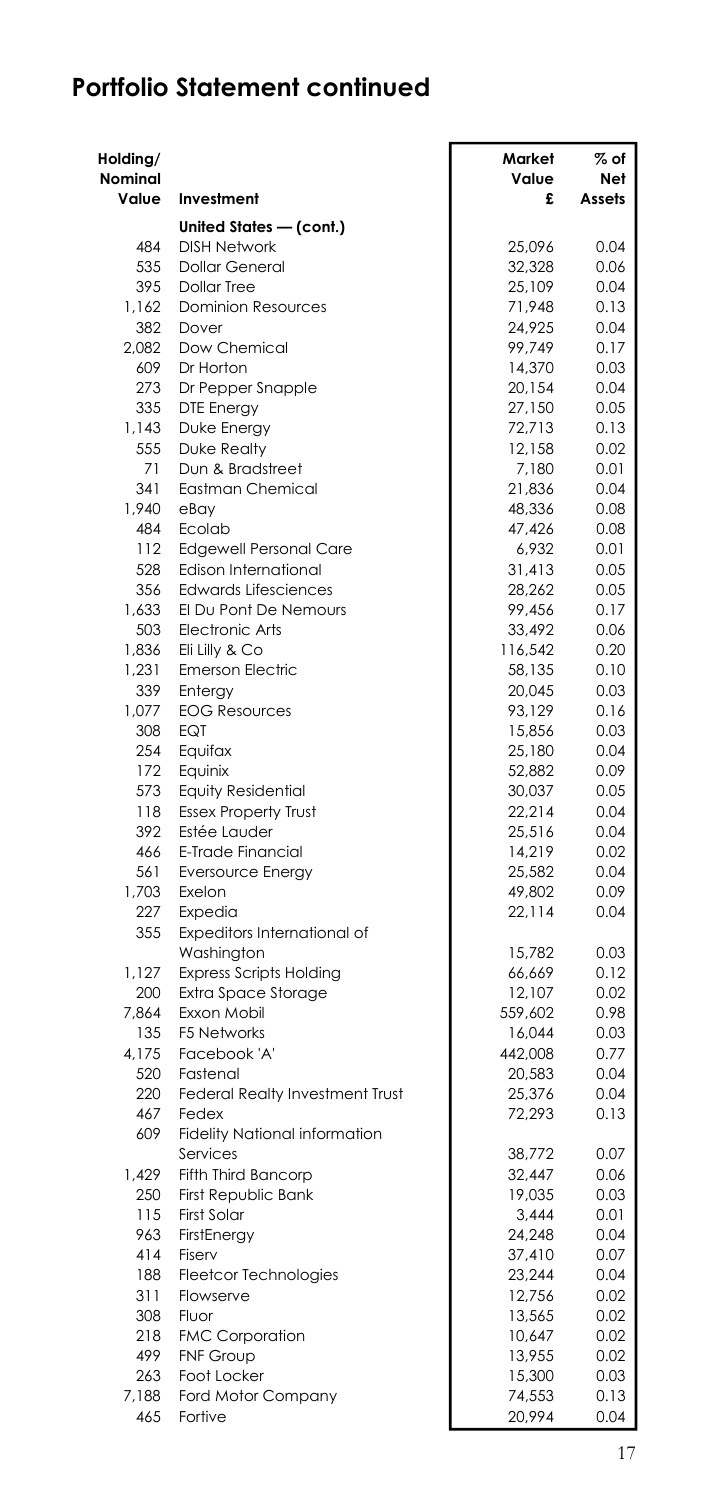## Portfolio Statement continued

| Holding/ Nominal Value | Investment | Market Value £ | % of Net Assets |
|---|---|---|---|
| | **United States — (cont.)** | | |
| 484 | DISH Network | 25,096 | 0.04 |
| 535 | Dollar General | 32,328 | 0.06 |
| 395 | Dollar Tree | 25,109 | 0.04 |
| 1,162 | Dominion Resources | 71,948 | 0.13 |
| 382 | Dover | 24,925 | 0.04 |
| 2,082 | Dow Chemical | 99,749 | 0.17 |
| 609 | Dr Horton | 14,370 | 0.03 |
| 273 | Dr Pepper Snapple | 20,154 | 0.04 |
| 335 | DTE Energy | 27,150 | 0.05 |
| 1,143 | Duke Energy | 72,713 | 0.13 |
| 555 | Duke Realty | 12,158 | 0.02 |
| 71 | Dun & Bradstreet | 7,180 | 0.01 |
| 341 | Eastman Chemical | 21,836 | 0.04 |
| 1,940 | eBay | 48,336 | 0.08 |
| 484 | Ecolab | 47,426 | 0.08 |
| 112 | Edgewell Personal Care | 6,932 | 0.01 |
| 528 | Edison International | 31,413 | 0.05 |
| 356 | Edwards Lifesciences | 28,262 | 0.05 |
| 1,633 | El Du Pont De Nemours | 99,456 | 0.17 |
| 503 | Electronic Arts | 33,492 | 0.06 |
| 1,836 | Eli Lilly & Co | 116,542 | 0.20 |
| 1,231 | Emerson Electric | 58,135 | 0.10 |
| 339 | Entergy | 20,045 | 0.03 |
| 1,077 | EOG Resources | 93,129 | 0.16 |
| 308 | EQT | 15,856 | 0.03 |
| 254 | Equifax | 25,180 | 0.04 |
| 172 | Equinix | 52,882 | 0.09 |
| 573 | Equity Residential | 30,037 | 0.05 |
| 118 | Essex Property Trust | 22,214 | 0.04 |
| 392 | Estée Lauder | 25,516 | 0.04 |
| 466 | E-Trade Financial | 14,219 | 0.02 |
| 561 | Eversource Energy | 25,582 | 0.04 |
| 1,703 | Exelon | 49,802 | 0.09 |
| 227 | Expedia | 22,114 | 0.04 |
| 355 | Expeditors International of Washington | 15,782 | 0.03 |
| 1,127 | Express Scripts Holding | 66,669 | 0.12 |
| 200 | Extra Space Storage | 12,107 | 0.02 |
| 7,864 | Exxon Mobil | 559,602 | 0.98 |
| 135 | F5 Networks | 16,044 | 0.03 |
| 4,175 | Facebook 'A' | 442,008 | 0.77 |
| 520 | Fastenal | 20,583 | 0.04 |
| 220 | Federal Realty Investment Trust | 25,376 | 0.04 |
| 467 | Fedex | 72,293 | 0.13 |
| 609 | Fidelity National information Services | 38,772 | 0.07 |
| 1,429 | Fifth Third Bancorp | 32,447 | 0.06 |
| 250 | First Republic Bank | 19,035 | 0.03 |
| 115 | First Solar | 3,444 | 0.01 |
| 963 | FirstEnergy | 24,248 | 0.04 |
| 414 | Fiserv | 37,410 | 0.07 |
| 188 | Fleetcor Technologies | 23,244 | 0.04 |
| 311 | Flowserve | 12,756 | 0.02 |
| 308 | Fluor | 13,565 | 0.02 |
| 218 | FMC Corporation | 10,647 | 0.02 |
| 499 | FNF Group | 13,955 | 0.02 |
| 263 | Foot Locker | 15,300 | 0.03 |
| 7,188 | Ford Motor Company | 74,553 | 0.13 |
| 465 | Fortive | 20,994 | 0.04 |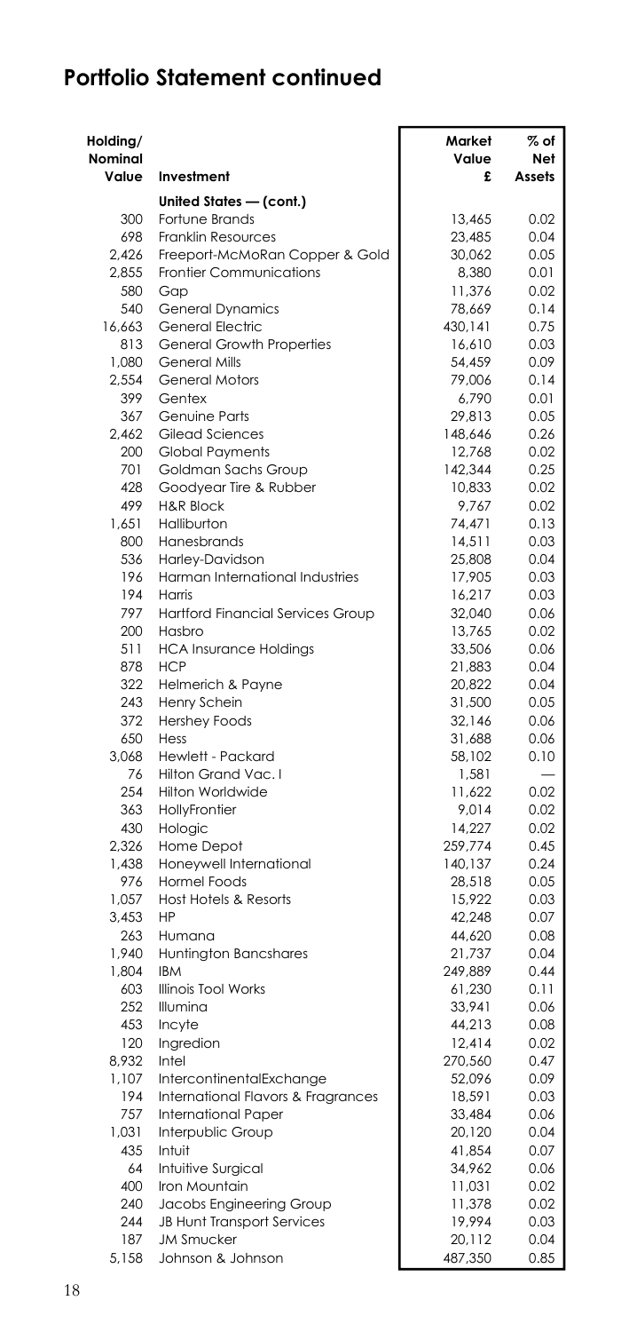## Portfolio Statement continued

| Holding/ Nominal Value | Investment | Market Value £ | % of Net Assets |
|---|---|---|---|
| | **United States — (cont.)** | | |
| 300 | Fortune Brands | 13,465 | 0.02 |
| 698 | Franklin Resources | 23,485 | 0.04 |
| 2,426 | Freeport-McMoRan Copper & Gold | 30,062 | 0.05 |
| 2,855 | Frontier Communications | 8,380 | 0.01 |
| 580 | Gap | 11,376 | 0.02 |
| 540 | General Dynamics | 78,669 | 0.14 |
| 16,663 | General Electric | 430,141 | 0.75 |
| 813 | General Growth Properties | 16,610 | 0.03 |
| 1,080 | General Mills | 54,459 | 0.09 |
| 2,554 | General Motors | 79,006 | 0.14 |
| 399 | Gentex | 6,790 | 0.01 |
| 367 | Genuine Parts | 29,813 | 0.05 |
| 2,462 | Gilead Sciences | 148,646 | 0.26 |
| 200 | Global Payments | 12,768 | 0.02 |
| 701 | Goldman Sachs Group | 142,344 | 0.25 |
| 428 | Goodyear Tire & Rubber | 10,833 | 0.02 |
| 499 | H&R Block | 9,767 | 0.02 |
| 1,651 | Halliburton | 74,471 | 0.13 |
| 800 | Hanesbrands | 14,511 | 0.03 |
| 536 | Harley-Davidson | 25,808 | 0.04 |
| 196 | Harman International Industries | 17,905 | 0.03 |
| 194 | Harris | 16,217 | 0.03 |
| 797 | Hartford Financial Services Group | 32,040 | 0.06 |
| 200 | Hasbro | 13,765 | 0.02 |
| 511 | HCA Insurance Holdings | 33,506 | 0.06 |
| 878 | HCP | 21,883 | 0.04 |
| 322 | Helmerich & Payne | 20,822 | 0.04 |
| 243 | Henry Schein | 31,500 | 0.05 |
| 372 | Hershey Foods | 32,146 | 0.06 |
| 650 | Hess | 31,688 | 0.06 |
| 3,068 | Hewlett - Packard | 58,102 | 0.10 |
| 76 | Hilton Grand Vac. I | 1,581 | — |
| 254 | Hilton Worldwide | 11,622 | 0.02 |
| 363 | HollyFrontier | 9,014 | 0.02 |
| 430 | Hologic | 14,227 | 0.02 |
| 2,326 | Home Depot | 259,774 | 0.45 |
| 1,438 | Honeywell International | 140,137 | 0.24 |
| 976 | Hormel Foods | 28,518 | 0.05 |
| 1,057 | Host Hotels & Resorts | 15,922 | 0.03 |
| 3,453 | HP | 42,248 | 0.07 |
| 263 | Humana | 44,620 | 0.08 |
| 1,940 | Huntington Bancshares | 21,737 | 0.04 |
| 1,804 | IBM | 249,889 | 0.44 |
| 603 | Illinois Tool Works | 61,230 | 0.11 |
| 252 | Illumina | 33,941 | 0.06 |
| 453 | Incyte | 44,213 | 0.08 |
| 120 | Ingredion | 12,414 | 0.02 |
| 8,932 | Intel | 270,560 | 0.47 |
| 1,107 | IntercontinentalExchange | 52,096 | 0.09 |
| 194 | International Flavors & Fragrances | 18,591 | 0.03 |
| 757 | International Paper | 33,484 | 0.06 |
| 1,031 | Interpublic Group | 20,120 | 0.04 |
| 435 | Intuit | 41,854 | 0.07 |
| 64 | Intuitive Surgical | 34,962 | 0.06 |
| 400 | Iron Mountain | 11,031 | 0.02 |
| 240 | Jacobs Engineering Group | 11,378 | 0.02 |
| 244 | JB Hunt Transport Services | 19,994 | 0.03 |
| 187 | JM Smucker | 20,112 | 0.04 |
| 5,158 | Johnson & Johnson | 487,350 | 0.85 |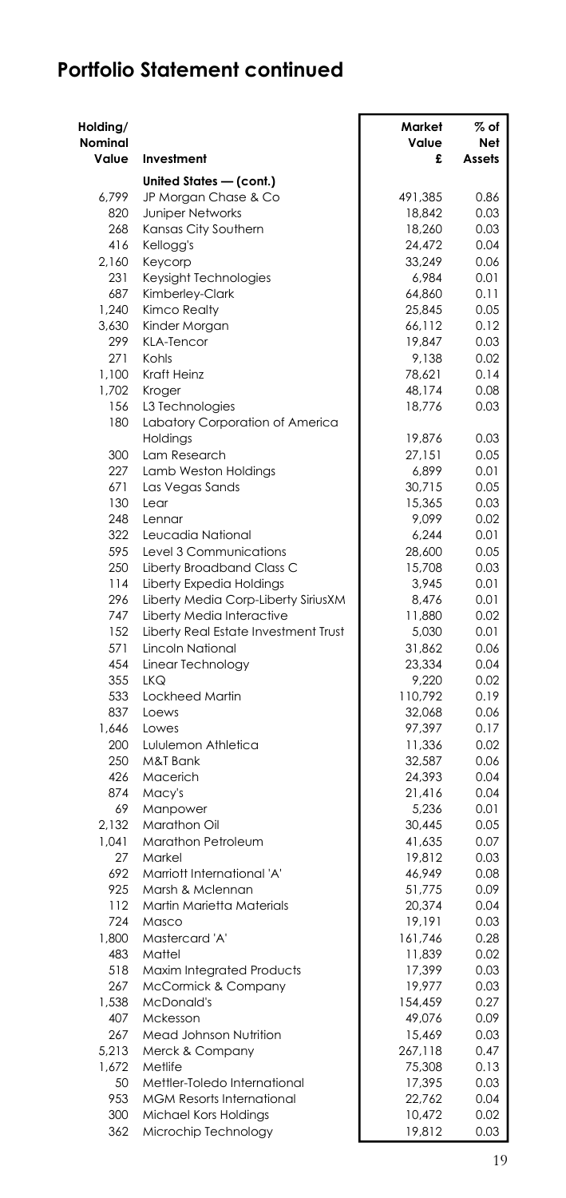## Portfolio Statement continued

| Holding/ Nominal Value | Investment | Market Value £ | % of Net Assets |
|---|---|---|---|
| | **United States — (cont.)** | | |
| 6,799 | JP Morgan Chase & Co | 491,385 | 0.86 |
| 820 | Juniper Networks | 18,842 | 0.03 |
| 268 | Kansas City Southern | 18,260 | 0.03 |
| 416 | Kellogg's | 24,472 | 0.04 |
| 2,160 | Keycorp | 33,249 | 0.06 |
| 231 | Keysight Technologies | 6,984 | 0.01 |
| 687 | Kimberley-Clark | 64,860 | 0.11 |
| 1,240 | Kimco Realty | 25,845 | 0.05 |
| 3,630 | Kinder Morgan | 66,112 | 0.12 |
| 299 | KLA-Tencor | 19,847 | 0.03 |
| 271 | Kohls | 9,138 | 0.02 |
| 1,100 | Kraft Heinz | 78,621 | 0.14 |
| 1,702 | Kroger | 48,174 | 0.08 |
| 156 | L3 Technologies | 18,776 | 0.03 |
| 180 | Labatory Corporation of America Holdings | 19,876 | 0.03 |
| 300 | Lam Research | 27,151 | 0.05 |
| 227 | Lamb Weston Holdings | 6,899 | 0.01 |
| 671 | Las Vegas Sands | 30,715 | 0.05 |
| 130 | Lear | 15,365 | 0.03 |
| 248 | Lennar | 9,099 | 0.02 |
| 322 | Leucadia National | 6,244 | 0.01 |
| 595 | Level 3 Communications | 28,600 | 0.05 |
| 250 | Liberty Broadband Class C | 15,708 | 0.03 |
| 114 | Liberty Expedia Holdings | 3,945 | 0.01 |
| 296 | Liberty Media Corp-Liberty SiriusXM | 8,476 | 0.01 |
| 747 | Liberty Media Interactive | 11,880 | 0.02 |
| 152 | Liberty Real Estate Investment Trust | 5,030 | 0.01 |
| 571 | Lincoln National | 31,862 | 0.06 |
| 454 | Linear Technology | 23,334 | 0.04 |
| 355 | LKQ | 9,220 | 0.02 |
| 533 | Lockheed Martin | 110,792 | 0.19 |
| 837 | Loews | 32,068 | 0.06 |
| 1,646 | Lowes | 97,397 | 0.17 |
| 200 | Lululemon Athletica | 11,336 | 0.02 |
| 250 | M&T Bank | 32,587 | 0.06 |
| 426 | Macerich | 24,393 | 0.04 |
| 874 | Macy's | 21,416 | 0.04 |
| 69 | Manpower | 5,236 | 0.01 |
| 2,132 | Marathon Oil | 30,445 | 0.05 |
| 1,041 | Marathon Petroleum | 41,635 | 0.07 |
| 27 | Markel | 19,812 | 0.03 |
| 692 | Marriott International 'A' | 46,949 | 0.08 |
| 925 | Marsh & Mclennan | 51,775 | 0.09 |
| 112 | Martin Marietta Materials | 20,374 | 0.04 |
| 724 | Masco | 19,191 | 0.03 |
| 1,800 | Mastercard 'A' | 161,746 | 0.28 |
| 483 | Mattel | 11,839 | 0.02 |
| 518 | Maxim Integrated Products | 17,399 | 0.03 |
| 267 | McCormick & Company | 19,977 | 0.03 |
| 1,538 | McDonald's | 154,459 | 0.27 |
| 407 | Mckesson | 49,076 | 0.09 |
| 267 | Mead Johnson Nutrition | 15,469 | 0.03 |
| 5,213 | Merck & Company | 267,118 | 0.47 |
| 1,672 | Metlife | 75,308 | 0.13 |
| 50 | Mettler-Toledo International | 17,395 | 0.03 |
| 953 | MGM Resorts International | 22,762 | 0.04 |
| 300 | Michael Kors Holdings | 10,472 | 0.02 |
| 362 | Microchip Technology | 19,812 | 0.03 |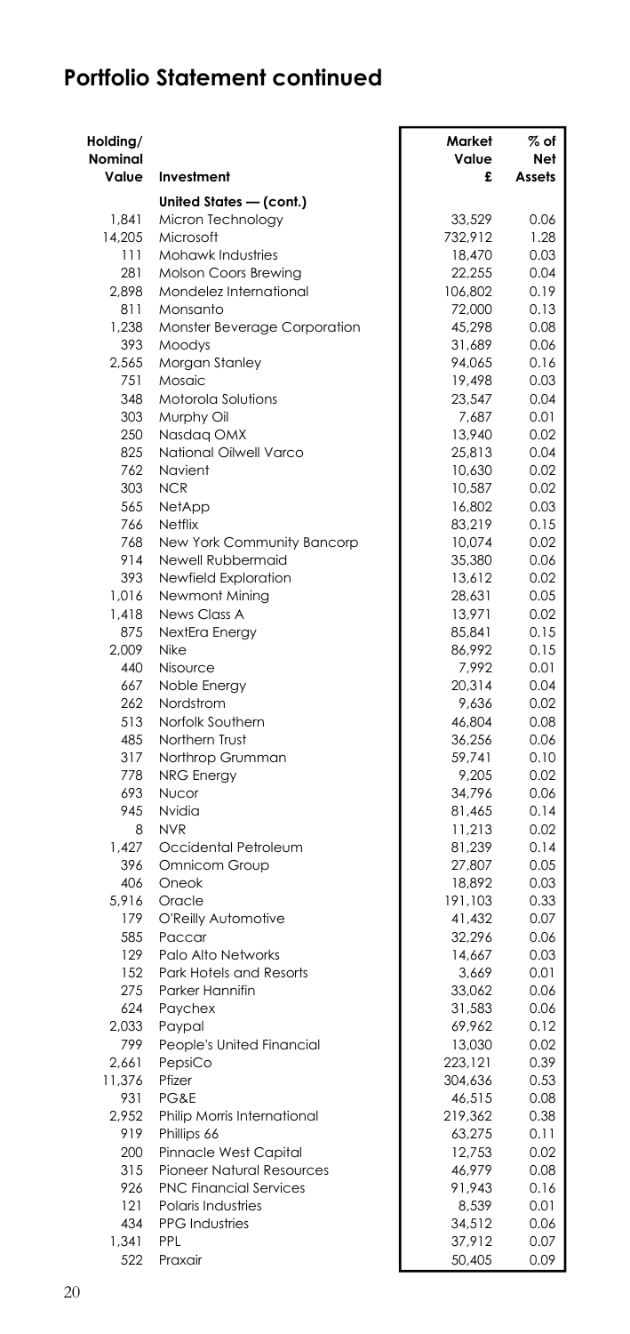## Portfolio Statement continued

| Holding/ Nominal Value | Investment | Market Value £ | % of Net Assets |
|---|---|---|---|
| | **United States — (cont.)** | | |
| 1,841 | Micron Technology | 33,529 | 0.06 |
| 14,205 | Microsoft | 732,912 | 1.28 |
| 111 | Mohawk Industries | 18,470 | 0.03 |
| 281 | Molson Coors Brewing | 22,255 | 0.04 |
| 2,898 | Mondelez International | 106,802 | 0.19 |
| 811 | Monsanto | 72,000 | 0.13 |
| 1,238 | Monster Beverage Corporation | 45,298 | 0.08 |
| 393 | Moodys | 31,689 | 0.06 |
| 2,565 | Morgan Stanley | 94,065 | 0.16 |
| 751 | Mosaic | 19,498 | 0.03 |
| 348 | Motorola Solutions | 23,547 | 0.04 |
| 303 | Murphy Oil | 7,687 | 0.01 |
| 250 | Nasdaq OMX | 13,940 | 0.02 |
| 825 | National Oilwell Varco | 25,813 | 0.04 |
| 762 | Navient | 10,630 | 0.02 |
| 303 | NCR | 10,587 | 0.02 |
| 565 | NetApp | 16,802 | 0.03 |
| 766 | Netflix | 83,219 | 0.15 |
| 768 | New York Community Bancorp | 10,074 | 0.02 |
| 914 | Newell Rubbermaid | 35,380 | 0.06 |
| 393 | Newfield Exploration | 13,612 | 0.02 |
| 1,016 | Newmont Mining | 28,631 | 0.05 |
| 1,418 | News Class A | 13,971 | 0.02 |
| 875 | NextEra Energy | 85,841 | 0.15 |
| 2,009 | Nike | 86,992 | 0.15 |
| 440 | Nisource | 7,992 | 0.01 |
| 667 | Noble Energy | 20,314 | 0.04 |
| 262 | Nordstrom | 9,636 | 0.02 |
| 513 | Norfolk Southern | 46,804 | 0.08 |
| 485 | Northern Trust | 36,256 | 0.06 |
| 317 | Northrop Grumman | 59,741 | 0.10 |
| 778 | NRG Energy | 9,205 | 0.02 |
| 693 | Nucor | 34,796 | 0.06 |
| 945 | Nvidia | 81,465 | 0.14 |
| 8 | NVR | 11,213 | 0.02 |
| 1,427 | Occidental Petroleum | 81,239 | 0.14 |
| 396 | Omnicom Group | 27,807 | 0.05 |
| 406 | Oneok | 18,892 | 0.03 |
| 5,916 | Oracle | 191,103 | 0.33 |
| 179 | O'Reilly Automotive | 41,432 | 0.07 |
| 585 | Paccar | 32,296 | 0.06 |
| 129 | Palo Alto Networks | 14,667 | 0.03 |
| 152 | Park Hotels and Resorts | 3,669 | 0.01 |
| 275 | Parker Hannifin | 33,062 | 0.06 |
| 624 | Paychex | 31,583 | 0.06 |
| 2,033 | Paypal | 69,962 | 0.12 |
| 799 | People's United Financial | 13,030 | 0.02 |
| 2,661 | PepsiCo | 223,121 | 0.39 |
| 11,376 | Pfizer | 304,636 | 0.53 |
| 931 | PG&E | 46,515 | 0.08 |
| 2,952 | Philip Morris International | 219,362 | 0.38 |
| 919 | Phillips 66 | 63,275 | 0.11 |
| 200 | Pinnacle West Capital | 12,753 | 0.02 |
| 315 | Pioneer Natural Resources | 46,979 | 0.08 |
| 926 | PNC Financial Services | 91,943 | 0.16 |
| 121 | Polaris Industries | 8,539 | 0.01 |
| 434 | PPG Industries | 34,512 | 0.06 |
| 1,341 | PPL | 37,912 | 0.07 |
| 522 | Praxair | 50,405 | 0.09 |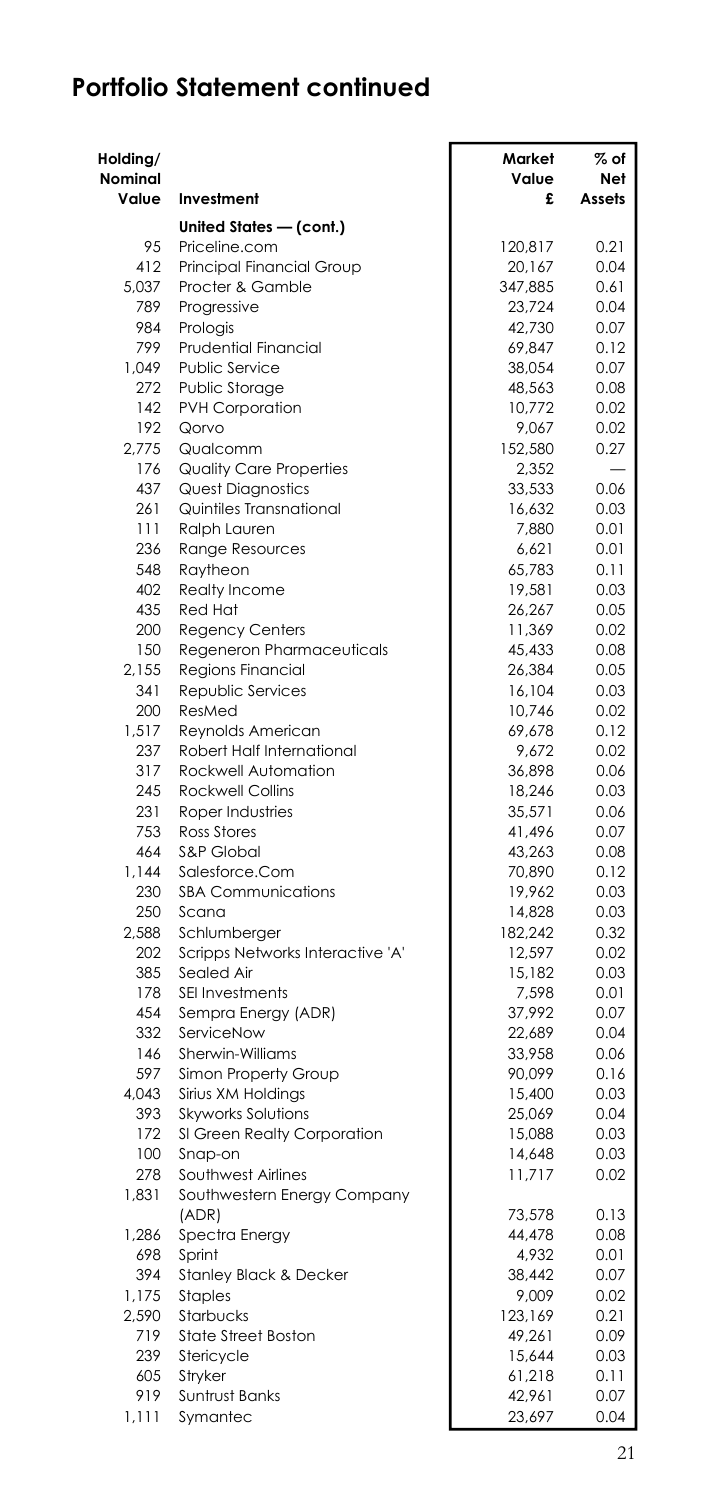## Portfolio Statement continued

| Holding/ Nominal Value | Investment | Market Value £ | % of Net Assets |
|---|---|---|---|
| | **United States — (cont.)** | | |
| 95 | Priceline.com | 120,817 | 0.21 |
| 412 | Principal Financial Group | 20,167 | 0.04 |
| 5,037 | Procter & Gamble | 347,885 | 0.61 |
| 789 | Progressive | 23,724 | 0.04 |
| 984 | Prologis | 42,730 | 0.07 |
| 799 | Prudential Financial | 69,847 | 0.12 |
| 1,049 | Public Service | 38,054 | 0.07 |
| 272 | Public Storage | 48,563 | 0.08 |
| 142 | PVH Corporation | 10,772 | 0.02 |
| 192 | Qorvo | 9,067 | 0.02 |
| 2,775 | Qualcomm | 152,580 | 0.27 |
| 176 | Quality Care Properties | 2,352 | — |
| 437 | Quest Diagnostics | 33,533 | 0.06 |
| 261 | Quintiles Transnational | 16,632 | 0.03 |
| 111 | Ralph Lauren | 7,880 | 0.01 |
| 236 | Range Resources | 6,621 | 0.01 |
| 548 | Raytheon | 65,783 | 0.11 |
| 402 | Realty Income | 19,581 | 0.03 |
| 435 | Red Hat | 26,267 | 0.05 |
| 200 | Regency Centers | 11,369 | 0.02 |
| 150 | Regeneron Pharmaceuticals | 45,433 | 0.08 |
| 2,155 | Regions Financial | 26,384 | 0.05 |
| 341 | Republic Services | 16,104 | 0.03 |
| 200 | ResMed | 10,746 | 0.02 |
| 1,517 | Reynolds American | 69,678 | 0.12 |
| 237 | Robert Half International | 9,672 | 0.02 |
| 317 | Rockwell Automation | 36,898 | 0.06 |
| 245 | Rockwell Collins | 18,246 | 0.03 |
| 231 | Roper Industries | 35,571 | 0.06 |
| 753 | Ross Stores | 41,496 | 0.07 |
| 464 | S&P Global | 43,263 | 0.08 |
| 1,144 | Salesforce.Com | 70,890 | 0.12 |
| 230 | SBA Communications | 19,962 | 0.03 |
| 250 | Scana | 14,828 | 0.03 |
| 2,588 | Schlumberger | 182,242 | 0.32 |
| 202 | Scripps Networks Interactive 'A' | 12,597 | 0.02 |
| 385 | Sealed Air | 15,182 | 0.03 |
| 178 | SEI Investments | 7,598 | 0.01 |
| 454 | Sempra Energy (ADR) | 37,992 | 0.07 |
| 332 | ServiceNow | 22,689 | 0.04 |
| 146 | Sherwin-Williams | 33,958 | 0.06 |
| 597 | Simon Property Group | 90,099 | 0.16 |
| 4,043 | Sirius XM Holdings | 15,400 | 0.03 |
| 393 | Skyworks Solutions | 25,069 | 0.04 |
| 172 | Sl Green Realty Corporation | 15,088 | 0.03 |
| 100 | Snap-on | 14,648 | 0.03 |
| 278 | Southwest Airlines | 11,717 | 0.02 |
| 1,831 | Southwestern Energy Company (ADR) | 73,578 | 0.13 |
| 1,286 | Spectra Energy | 44,478 | 0.08 |
| 698 | Sprint | 4,932 | 0.01 |
| 394 | Stanley Black & Decker | 38,442 | 0.07 |
| 1,175 | Staples | 9,009 | 0.02 |
| 2,590 | Starbucks | 123,169 | 0.21 |
| 719 | State Street Boston | 49,261 | 0.09 |
| 239 | Stericycle | 15,644 | 0.03 |
| 605 | Stryker | 61,218 | 0.11 |
| 919 | Suntrust Banks | 42,961 | 0.07 |
| 1,111 | Symantec | 23,697 | 0.04 |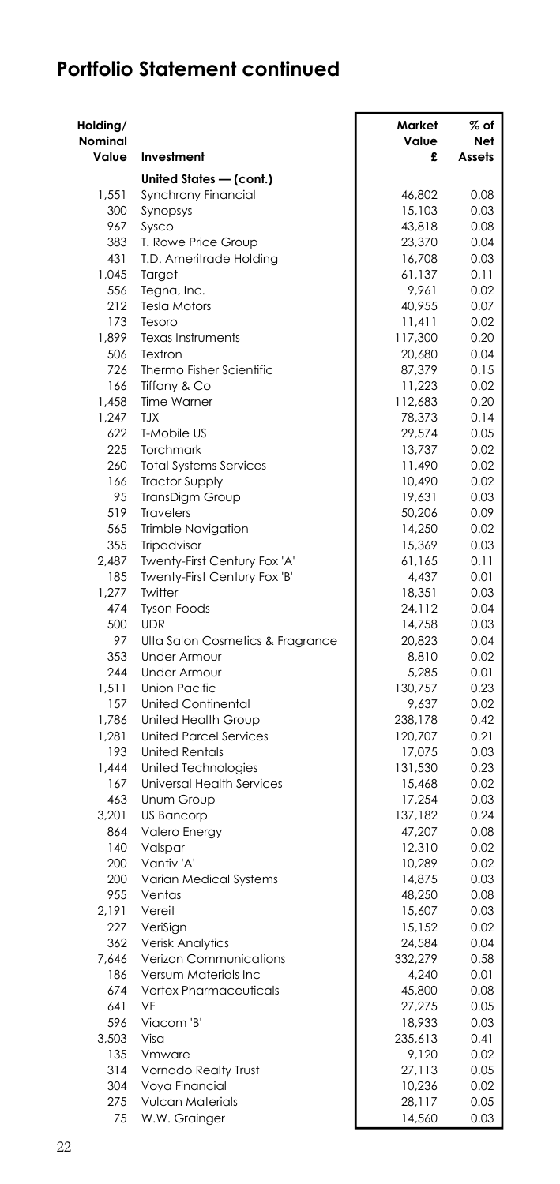# Portfolio Statement continued

| Holding/ Nominal Value | Investment | Market Value £ | % of Net Assets |
|---|---|---|---|
| | **United States — (cont.)** | | |
| 1,551 | Synchrony Financial | 46,802 | 0.08 |
| 300 | Synopsys | 15,103 | 0.03 |
| 967 | Sysco | 43,818 | 0.08 |
| 383 | T. Rowe Price Group | 23,370 | 0.04 |
| 431 | T.D. Ameritrade Holding | 16,708 | 0.03 |
| 1,045 | Target | 61,137 | 0.11 |
| 556 | Tegna, Inc. | 9,961 | 0.02 |
| 212 | Tesla Motors | 40,955 | 0.07 |
| 173 | Tesoro | 11,411 | 0.02 |
| 1,899 | Texas Instruments | 117,300 | 0.20 |
| 506 | Textron | 20,680 | 0.04 |
| 726 | Thermo Fisher Scientific | 87,379 | 0.15 |
| 166 | Tiffany & Co | 11,223 | 0.02 |
| 1,458 | Time Warner | 112,683 | 0.20 |
| 1,247 | TJX | 78,373 | 0.14 |
| 622 | T-Mobile US | 29,574 | 0.05 |
| 225 | Torchmark | 13,737 | 0.02 |
| 260 | Total Systems Services | 11,490 | 0.02 |
| 166 | Tractor Supply | 10,490 | 0.02 |
| 95 | TransDigm Group | 19,631 | 0.03 |
| 519 | Travelers | 50,206 | 0.09 |
| 565 | Trimble Navigation | 14,250 | 0.02 |
| 355 | Tripadvisor | 15,369 | 0.03 |
| 2,487 | Twenty-First Century Fox 'A' | 61,165 | 0.11 |
| 185 | Twenty-First Century Fox 'B' | 4,437 | 0.01 |
| 1,277 | Twitter | 18,351 | 0.03 |
| 474 | Tyson Foods | 24,112 | 0.04 |
| 500 | UDR | 14,758 | 0.03 |
| 97 | Ulta Salon Cosmetics & Fragrance | 20,823 | 0.04 |
| 353 | Under Armour | 8,810 | 0.02 |
| 244 | Under Armour | 5,285 | 0.01 |
| 1,511 | Union Pacific | 130,757 | 0.23 |
| 157 | United Continental | 9,637 | 0.02 |
| 1,786 | United Health Group | 238,178 | 0.42 |
| 1,281 | United Parcel Services | 120,707 | 0.21 |
| 193 | United Rentals | 17,075 | 0.03 |
| 1,444 | United Technologies | 131,530 | 0.23 |
| 167 | Universal Health Services | 15,468 | 0.02 |
| 463 | Unum Group | 17,254 | 0.03 |
| 3,201 | US Bancorp | 137,182 | 0.24 |
| 864 | Valero Energy | 47,207 | 0.08 |
| 140 | Valspar | 12,310 | 0.02 |
| 200 | Vantiv 'A' | 10,289 | 0.02 |
| 200 | Varian Medical Systems | 14,875 | 0.03 |
| 955 | Ventas | 48,250 | 0.08 |
| 2,191 | Vereit | 15,607 | 0.03 |
| 227 | VeriSign | 15,152 | 0.02 |
| 362 | Verisk Analytics | 24,584 | 0.04 |
| 7,646 | Verizon Communications | 332,279 | 0.58 |
| 186 | Versum Materials Inc | 4,240 | 0.01 |
| 674 | Vertex Pharmaceuticals | 45,800 | 0.08 |
| 641 | VF | 27,275 | 0.05 |
| 596 | Viacom 'B' | 18,933 | 0.03 |
| 3,503 | Visa | 235,613 | 0.41 |
| 135 | Vmware | 9,120 | 0.02 |
| 314 | Vornado Realty Trust | 27,113 | 0.05 |
| 304 | Voya Financial | 10,236 | 0.02 |
| 275 | Vulcan Materials | 28,117 | 0.05 |
| 75 | W.W. Grainger | 14,560 | 0.03 |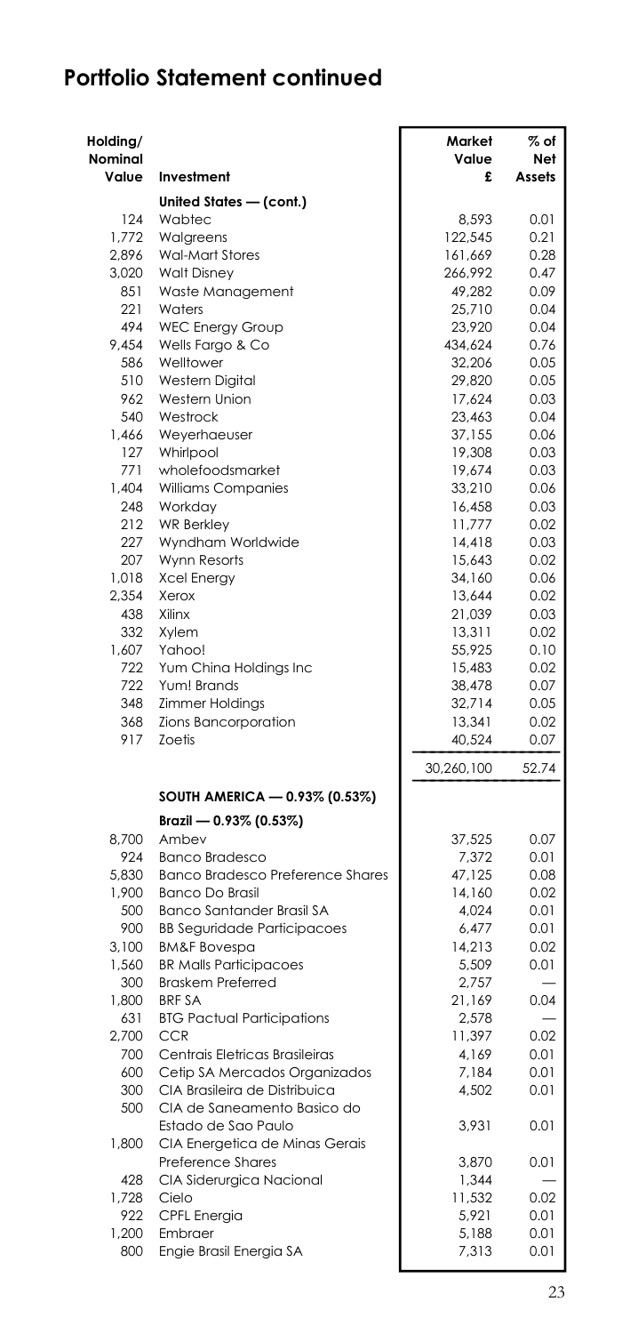## Portfolio Statement continued

| Holding/ Nominal Value | Investment | Market Value £ | % of Net Assets |
|---|---|---|---|
| | **United States — (cont.)** | | |
| 124 | Wabtec | 8,593 | 0.01 |
| 1,772 | Walgreens | 122,545 | 0.21 |
| 2,896 | Wal-Mart Stores | 161,669 | 0.28 |
| 3,020 | Walt Disney | 266,992 | 0.47 |
| 851 | Waste Management | 49,282 | 0.09 |
| 221 | Waters | 25,710 | 0.04 |
| 494 | WEC Energy Group | 23,920 | 0.04 |
| 9,454 | Wells Fargo & Co | 434,624 | 0.76 |
| 586 | Welltower | 32,206 | 0.05 |
| 510 | Western Digital | 29,820 | 0.05 |
| 962 | Western Union | 17,624 | 0.03 |
| 540 | Westrock | 23,463 | 0.04 |
| 1,466 | Weyerhaeuser | 37,155 | 0.06 |
| 127 | Whirlpool | 19,308 | 0.03 |
| 771 | wholefoodsmarket | 19,674 | 0.03 |
| 1,404 | Williams Companies | 33,210 | 0.06 |
| 248 | Workday | 16,458 | 0.03 |
| 212 | WR Berkley | 11,777 | 0.02 |
| 227 | Wyndham Worldwide | 14,418 | 0.03 |
| 207 | Wynn Resorts | 15,643 | 0.02 |
| 1,018 | Xcel Energy | 34,160 | 0.06 |
| 2,354 | Xerox | 13,644 | 0.02 |
| 438 | Xilinx | 21,039 | 0.03 |
| 332 | Xylem | 13,311 | 0.02 |
| 1,607 | Yahoo! | 55,925 | 0.10 |
| 722 | Yum China Holdings Inc | 15,483 | 0.02 |
| 722 | Yum! Brands | 38,478 | 0.07 |
| 348 | Zimmer Holdings | 32,714 | 0.05 |
| 368 | Zions Bancorporation | 13,341 | 0.02 |
| 917 | Zoetis | 40,524 | 0.07 |
| | | 30,260,100 | 52.74 |
| | **SOUTH AMERICA — 0.93% (0.53%)** | | |
| | **Brazil — 0.93% (0.53%)** | | |
| 8,700 | Ambev | 37,525 | 0.07 |
| 924 | Banco Bradesco | 7,372 | 0.01 |
| 5,830 | Banco Bradesco Preference Shares | 47,125 | 0.08 |
| 1,900 | Banco Do Brasil | 14,160 | 0.02 |
| 500 | Banco Santander Brasil SA | 4,024 | 0.01 |
| 900 | BB Seguridade Participacoes | 6,477 | 0.01 |
| 3,100 | BM&F Bovespa | 14,213 | 0.02 |
| 1,560 | BR Malls Participacoes | 5,509 | 0.01 |
| 300 | Braskem Preferred | 2,757 | — |
| 1,800 | BRF SA | 21,169 | 0.04 |
| 631 | BTG Pactual Participations | 2,578 | — |
| 2,700 | CCR | 11,397 | 0.02 |
| 700 | Centrais Eletricas Brasileiras | 4,169 | 0.01 |
| 600 | Cetip SA Mercados Organizados | 7,184 | 0.01 |
| 300 | CIA Brasileira de Distribuica | 4,502 | 0.01 |
| 500 | CIA de Saneamento Basico do Estado de Sao Paulo | 3,931 | 0.01 |
| 1,800 | CIA Energetica de Minas Gerais Preference Shares | 3,870 | 0.01 |
| 428 | CIA Siderurgica Nacional | 1,344 | — |
| 1,728 | Cielo | 11,532 | 0.02 |
| 922 | CPFL Energia | 5,921 | 0.01 |
| 1,200 | Embraer | 5,188 | 0.01 |
| 800 | Engie Brasil Energia SA | 7,313 | 0.01 |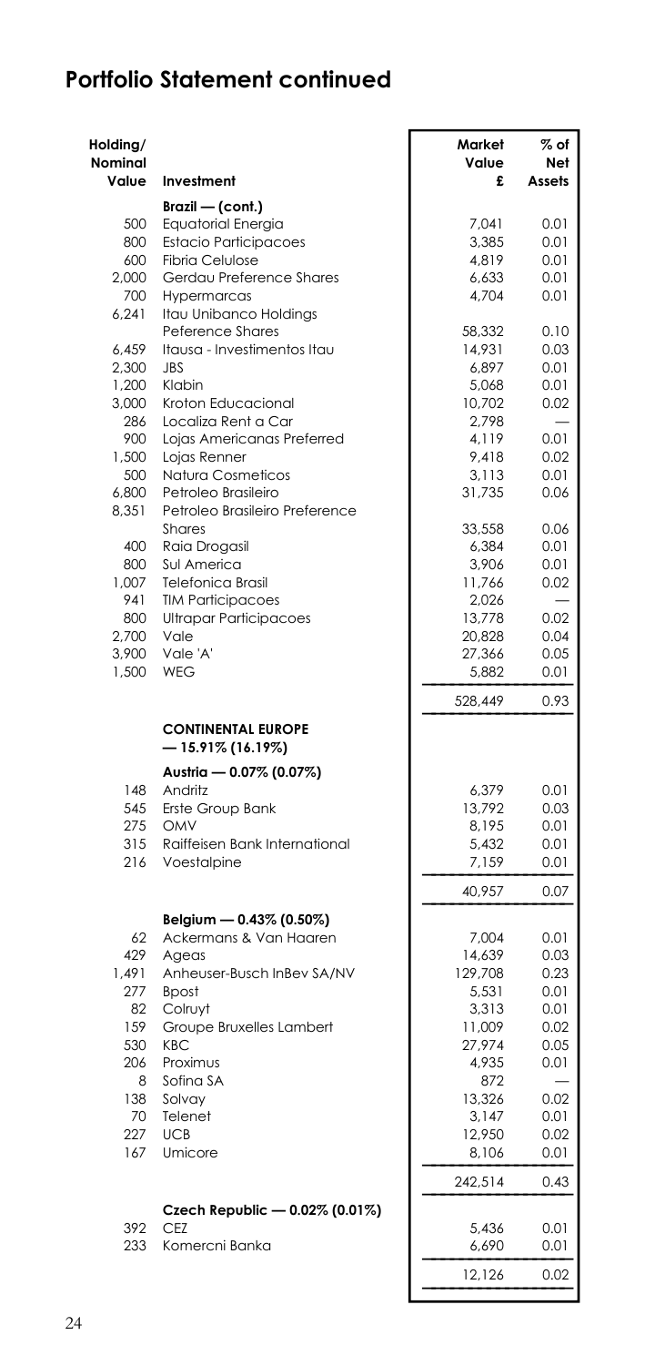## Portfolio Statement continued

| Holding/ Nominal Value | Investment | Market Value £ | % of Net Assets |
|---|---|---|---|
| | **Brazil — (cont.)** | | |
| 500 | Equatorial Energia | 7,041 | 0.01 |
| 800 | Estacio Participacoes | 3,385 | 0.01 |
| 600 | Fibria Celulose | 4,819 | 0.01 |
| 2,000 | Gerdau Preference Shares | 6,633 | 0.01 |
| 700 | Hypermarcas | 4,704 | 0.01 |
| 6,241 | Itau Unibanco Holdings Peference Shares | 58,332 | 0.10 |
| 6,459 | Itausa - Investimentos Itau | 14,931 | 0.03 |
| 2,300 | JBS | 6,897 | 0.01 |
| 1,200 | Klabin | 5,068 | 0.01 |
| 3,000 | Kroton Educacional | 10,702 | 0.02 |
| 286 | Localiza Rent a Car | 2,798 | — |
| 900 | Lojas Americanas Preferred | 4,119 | 0.01 |
| 1,500 | Lojas Renner | 9,418 | 0.02 |
| 500 | Natura Cosmeticos | 3,113 | 0.01 |
| 6,800 | Petroleo Brasileiro | 31,735 | 0.06 |
| 8,351 | Petroleo Brasileiro Preference Shares | 33,558 | 0.06 |
| 400 | Raia Drogasil | 6,384 | 0.01 |
| 800 | Sul America | 3,906 | 0.01 |
| 1,007 | Telefonica Brasil | 11,766 | 0.02 |
| 941 | TIM Participacoes | 2,026 | — |
| 800 | Ultrapar Participacoes | 13,778 | 0.02 |
| 2,700 | Vale | 20,828 | 0.04 |
| 3,900 | Vale 'A' | 27,366 | 0.05 |
| 1,500 | WEG | 5,882 | 0.01 |
| | | 528,449 | 0.93 |
| | **CONTINENTAL EUROPE — 15.91% (16.19%)** | | |
| | **Austria — 0.07% (0.07%)** | | |
| 148 | Andritz | 6,379 | 0.01 |
| 545 | Erste Group Bank | 13,792 | 0.03 |
| 275 | OMV | 8,195 | 0.01 |
| 315 | Raiffeisen Bank International | 5,432 | 0.01 |
| 216 | Voestalpine | 7,159 | 0.01 |
| | | 40,957 | 0.07 |
| | **Belgium — 0.43% (0.50%)** | | |
| 62 | Ackermans & Van Haaren | 7,004 | 0.01 |
| 429 | Ageas | 14,639 | 0.03 |
| 1,491 | Anheuser-Busch InBev SA/NV | 129,708 | 0.23 |
| 277 | Bpost | 5,531 | 0.01 |
| 82 | Colruyt | 3,313 | 0.01 |
| 159 | Groupe Bruxelles Lambert | 11,009 | 0.02 |
| 530 | KBC | 27,974 | 0.05 |
| 206 | Proximus | 4,935 | 0.01 |
| 8 | Sofina SA | 872 | — |
| 138 | Solvay | 13,326 | 0.02 |
| 70 | Telenet | 3,147 | 0.01 |
| 227 | UCB | 12,950 | 0.02 |
| 167 | Umicore | 8,106 | 0.01 |
| | | 242,514 | 0.43 |
| | **Czech Republic — 0.02% (0.01%)** | | |
| 392 | CEZ | 5,436 | 0.01 |
| 233 | Komercni Banka | 6,690 | 0.01 |
| | | 12,126 | 0.02 |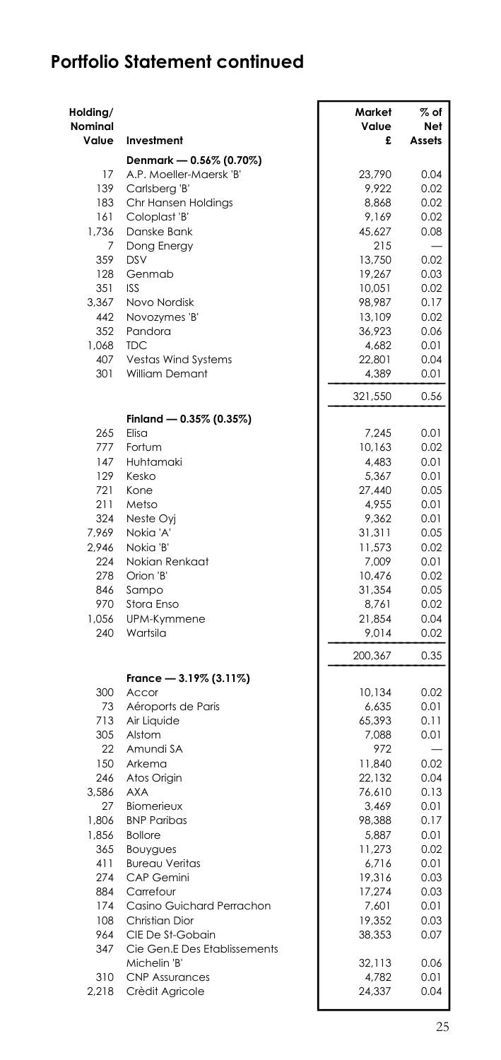## Portfolio Statement continued

| Holding/ Nominal Value | Investment | Market Value £ | % of Net Assets |
|---|---|---|---|
| | **Denmark — 0.56% (0.70%)** | | |
| 17 | A.P. Moeller-Maersk 'B' | 23,790 | 0.04 |
| 139 | Carlsberg 'B' | 9,922 | 0.02 |
| 183 | Chr Hansen Holdings | 8,868 | 0.02 |
| 161 | Coloplast 'B' | 9,169 | 0.02 |
| 1,736 | Danske Bank | 45,627 | 0.08 |
| 7 | Dong Energy | 215 | — |
| 359 | DSV | 13,750 | 0.02 |
| 128 | Genmab | 19,267 | 0.03 |
| 351 | ISS | 10,051 | 0.02 |
| 3,367 | Novo Nordisk | 98,987 | 0.17 |
| 442 | Novozymes 'B' | 13,109 | 0.02 |
| 352 | Pandora | 36,923 | 0.06 |
| 1,068 | TDC | 4,682 | 0.01 |
| 407 | Vestas Wind Systems | 22,801 | 0.04 |
| 301 | William Demant | 4,389 | 0.01 |
| | | 321,550 | 0.56 |
| | **Finland — 0.35% (0.35%)** | | |
| 265 | Elisa | 7,245 | 0.01 |
| 777 | Fortum | 10,163 | 0.02 |
| 147 | Huhtamaki | 4,483 | 0.01 |
| 129 | Kesko | 5,367 | 0.01 |
| 721 | Kone | 27,440 | 0.05 |
| 211 | Metso | 4,955 | 0.01 |
| 324 | Neste Oyj | 9,362 | 0.01 |
| 7,969 | Nokia 'A' | 31,311 | 0.05 |
| 2,946 | Nokia 'B' | 11,573 | 0.02 |
| 224 | Nokian Renkaat | 7,009 | 0.01 |
| 278 | Orion 'B' | 10,476 | 0.02 |
| 846 | Sampo | 31,354 | 0.05 |
| 970 | Stora Enso | 8,761 | 0.02 |
| 1,056 | UPM-Kymmene | 21,854 | 0.04 |
| 240 | Wartsila | 9,014 | 0.02 |
| | | 200,367 | 0.35 |
| | **France — 3.19% (3.11%)** | | |
| 300 | Accor | 10,134 | 0.02 |
| 73 | Aéroports de Paris | 6,635 | 0.01 |
| 713 | Air Liquide | 65,393 | 0.11 |
| 305 | Alstom | 7,088 | 0.01 |
| 22 | Amundi SA | 972 | — |
| 150 | Arkema | 11,840 | 0.02 |
| 246 | Atos Origin | 22,132 | 0.04 |
| 3,586 | AXA | 76,610 | 0.13 |
| 27 | Biomerieux | 3,469 | 0.01 |
| 1,806 | BNP Paribas | 98,388 | 0.17 |
| 1,856 | Bollore | 5,887 | 0.01 |
| 365 | Bouygues | 11,273 | 0.02 |
| 411 | Bureau Veritas | 6,716 | 0.01 |
| 274 | CAP Gemini | 19,316 | 0.03 |
| 884 | Carrefour | 17,274 | 0.03 |
| 174 | Casino Guichard Perrachon | 7,601 | 0.01 |
| 108 | Christian Dior | 19,352 | 0.03 |
| 964 | CIE De St-Gobain | 38,353 | 0.07 |
| 347 | Cie Gen.E Des Etablissements Michelin 'B' | 32,113 | 0.06 |
| 310 | CNP Assurances | 4,782 | 0.01 |
| 2,218 | Crèdit Agricole | 24,337 | 0.04 |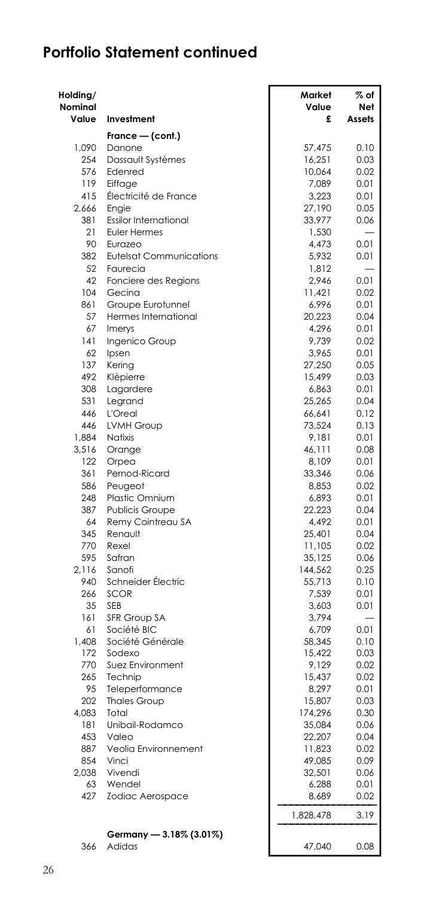# Portfolio Statement continued

| Holding/ Nominal Value | Investment | Market Value £ | % of Net Assets |
|---|---|---|---|
| | **France — (cont.)** | | |
| 1,090 | Danone | 57,475 | 0.10 |
| 254 | Dassault Systèmes | 16,251 | 0.03 |
| 576 | Edenred | 10,064 | 0.02 |
| 119 | Eiffage | 7,089 | 0.01 |
| 415 | Électricité de France | 3,223 | 0.01 |
| 2,666 | Engie | 27,190 | 0.05 |
| 381 | Essilor International | 33,977 | 0.06 |
| 21 | Euler Hermes | 1,530 | — |
| 90 | Eurazeo | 4,473 | 0.01 |
| 382 | Eutelsat Communications | 5,932 | 0.01 |
| 52 | Faurecia | 1,812 | — |
| 42 | Fonciere des Regions | 2,946 | 0.01 |
| 104 | Gecina | 11,421 | 0.02 |
| 861 | Groupe Eurotunnel | 6,996 | 0.01 |
| 57 | Hermes International | 20,223 | 0.04 |
| 67 | Imerys | 4,296 | 0.01 |
| 141 | Ingenico Group | 9,739 | 0.02 |
| 62 | Ipsen | 3,965 | 0.01 |
| 137 | Kering | 27,250 | 0.05 |
| 492 | Klèpierre | 15,499 | 0.03 |
| 308 | Lagardere | 6,863 | 0.01 |
| 531 | Legrand | 25,265 | 0.04 |
| 446 | L'Oreal | 66,641 | 0.12 |
| 446 | LVMH Group | 73,524 | 0.13 |
| 1,884 | Natixis | 9,181 | 0.01 |
| 3,516 | Orange | 46,111 | 0.08 |
| 122 | Orpea | 8,109 | 0.01 |
| 361 | Pernod-Ricard | 33,346 | 0.06 |
| 586 | Peugeot | 8,853 | 0.02 |
| 248 | Plastic Omnium | 6,893 | 0.01 |
| 387 | Publicis Groupe | 22,223 | 0.04 |
| 64 | Remy Cointreau SA | 4,492 | 0.01 |
| 345 | Renault | 25,401 | 0.04 |
| 770 | Rexel | 11,105 | 0.02 |
| 595 | Safran | 35,125 | 0.06 |
| 2,116 | Sanofi | 144,562 | 0.25 |
| 940 | Schneider Électric | 55,713 | 0.10 |
| 266 | SCOR | 7,539 | 0.01 |
| 35 | SEB | 3,603 | 0.01 |
| 161 | SFR Group SA | 3,794 | — |
| 61 | Société BIC | 6,709 | 0.01 |
| 1,408 | Société Générale | 58,345 | 0.10 |
| 172 | Sodexo | 15,422 | 0.03 |
| 770 | Suez Environment | 9,129 | 0.02 |
| 265 | Technip | 15,437 | 0.02 |
| 95 | Teleperformance | 8,297 | 0.01 |
| 202 | Thales Group | 15,807 | 0.03 |
| 4,083 | Total | 174,296 | 0.30 |
| 181 | Unibail-Rodamco | 35,084 | 0.06 |
| 453 | Valeo | 22,207 | 0.04 |
| 887 | Veolia Environnement | 11,823 | 0.02 |
| 854 | Vinci | 49,085 | 0.09 |
| 2,038 | Vivendi | 32,501 | 0.06 |
| 63 | Wendel | 6,288 | 0.01 |
| 427 | Zodiac Aerospace | 8,689 | 0.02 |
| | | 1,828,478 | 3.19 |
| | **Germany — 3.18% (3.01%)** | | |
| 366 | Adidas | 47,040 | 0.08 |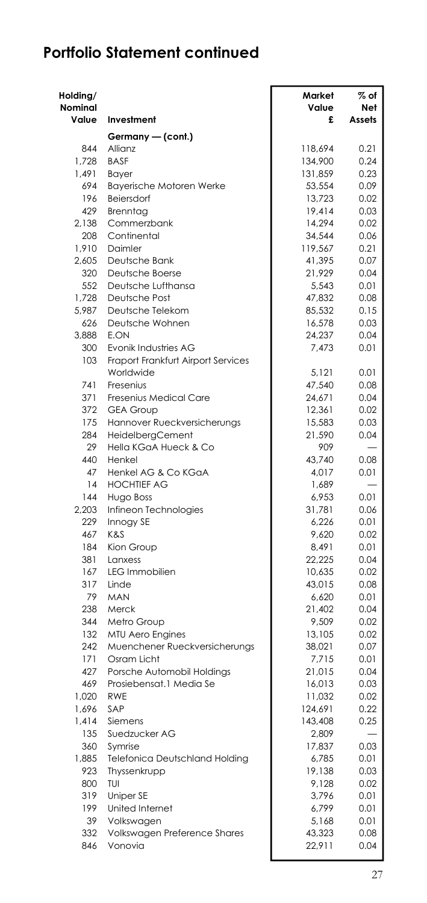# Portfolio Statement continued

| Holding/ Nominal Value | Investment | Market Value £ | % of Net Assets |
|---|---|---|---|
| | **Germany — (cont.)** | | |
| 844 | Allianz | 118,694 | 0.21 |
| 1,728 | BASF | 134,900 | 0.24 |
| 1,491 | Bayer | 131,859 | 0.23 |
| 694 | Bayerische Motoren Werke | 53,554 | 0.09 |
| 196 | Beiersdorf | 13,723 | 0.02 |
| 429 | Brenntag | 19,414 | 0.03 |
| 2,138 | Commerzbank | 14,294 | 0.02 |
| 208 | Continental | 34,544 | 0.06 |
| 1,910 | Daimler | 119,567 | 0.21 |
| 2,605 | Deutsche Bank | 41,395 | 0.07 |
| 320 | Deutsche Boerse | 21,929 | 0.04 |
| 552 | Deutsche Lufthansa | 5,543 | 0.01 |
| 1,728 | Deutsche Post | 47,832 | 0.08 |
| 5,987 | Deutsche Telekom | 85,532 | 0.15 |
| 626 | Deutsche Wohnen | 16,578 | 0.03 |
| 3,888 | E.ON | 24,237 | 0.04 |
| 300 | Evonik Industries AG | 7,473 | 0.01 |
| 103 | Fraport Frankfurt Airport Services Worldwide | 5,121 | 0.01 |
| 741 | Fresenius | 47,540 | 0.08 |
| 371 | Fresenius Medical Care | 24,671 | 0.04 |
| 372 | GEA Group | 12,361 | 0.02 |
| 175 | Hannover Rueckversicherungs | 15,583 | 0.03 |
| 284 | HeidelbergCement | 21,590 | 0.04 |
| 29 | Hella KGaA Hueck & Co | 909 | — |
| 440 | Henkel | 43,740 | 0.08 |
| 47 | Henkel AG & Co KGaA | 4,017 | 0.01 |
| 14 | HOCHTIEF AG | 1,689 | — |
| 144 | Hugo Boss | 6,953 | 0.01 |
| 2,203 | Infineon Technologies | 31,781 | 0.06 |
| 229 | Innogy SE | 6,226 | 0.01 |
| 467 | K&S | 9,620 | 0.02 |
| 184 | Kion Group | 8,491 | 0.01 |
| 381 | Lanxess | 22,225 | 0.04 |
| 167 | LEG Immobilien | 10,635 | 0.02 |
| 317 | Linde | 43,015 | 0.08 |
| 79 | MAN | 6,620 | 0.01 |
| 238 | Merck | 21,402 | 0.04 |
| 344 | Metro Group | 9,509 | 0.02 |
| 132 | MTU Aero Engines | 13,105 | 0.02 |
| 242 | Muenchener Rueckversicherungs | 38,021 | 0.07 |
| 171 | Osram Licht | 7,715 | 0.01 |
| 427 | Porsche Automobil Holdings | 21,015 | 0.04 |
| 469 | Prosiebensat.1 Media Se | 16,013 | 0.03 |
| 1,020 | RWE | 11,032 | 0.02 |
| 1,696 | SAP | 124,691 | 0.22 |
| 1,414 | Siemens | 143,408 | 0.25 |
| 135 | Suedzucker AG | 2,809 | — |
| 360 | Symrise | 17,837 | 0.03 |
| 1,885 | Telefonica Deutschland Holding | 6,785 | 0.01 |
| 923 | Thyssenkrupp | 19,138 | 0.03 |
| 800 | TUI | 9,128 | 0.02 |
| 319 | Uniper SE | 3,796 | 0.01 |
| 199 | United Internet | 6,799 | 0.01 |
| 39 | Volkswagen | 5,168 | 0.01 |
| 332 | Volkswagen Preference Shares | 43,323 | 0.08 |
| 846 | Vonovia | 22,911 | 0.04 |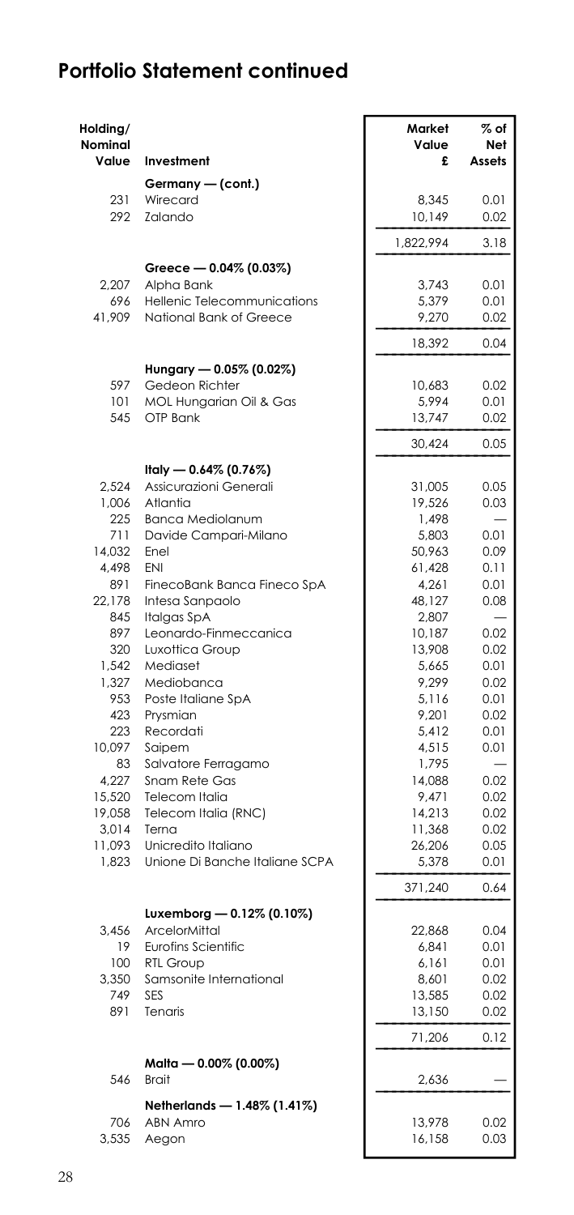## Portfolio Statement continued

| Holding/ Nominal Value | Investment | Market Value £ | % of Net Assets |
|---|---|---|---|
| | **Germany — (cont.)** | | |
| 231 | Wirecard | 8,345 | 0.01 |
| 292 | Zalando | 10,149 | 0.02 |
| | | 1,822,994 | 3.18 |
| | **Greece — 0.04% (0.03%)** | | |
| 2,207 | Alpha Bank | 3,743 | 0.01 |
| 696 | Hellenic Telecommunications | 5,379 | 0.01 |
| 41,909 | National Bank of Greece | 9,270 | 0.02 |
| | | 18,392 | 0.04 |
| | **Hungary — 0.05% (0.02%)** | | |
| 597 | Gedeon Richter | 10,683 | 0.02 |
| 101 | MOL Hungarian Oil & Gas | 5,994 | 0.01 |
| 545 | OTP Bank | 13,747 | 0.02 |
| | | 30,424 | 0.05 |
| | **Italy — 0.64% (0.76%)** | | |
| 2,524 | Assicurazioni Generali | 31,005 | 0.05 |
| 1,006 | Atlantia | 19,526 | 0.03 |
| 225 | Banca Mediolanum | 1,498 | — |
| 711 | Davide Campari-Milano | 5,803 | 0.01 |
| 14,032 | Enel | 50,963 | 0.09 |
| 4,498 | ENI | 61,428 | 0.11 |
| 891 | FinecoBank Banca Fineco SpA | 4,261 | 0.01 |
| 22,178 | Intesa Sanpaolo | 48,127 | 0.08 |
| 845 | Italgas SpA | 2,807 | — |
| 897 | Leonardo-Finmeccanica | 10,187 | 0.02 |
| 320 | Luxottica Group | 13,908 | 0.02 |
| 1,542 | Mediaset | 5,665 | 0.01 |
| 1,327 | Mediobanca | 9,299 | 0.02 |
| 953 | Poste Italiane SpA | 5,116 | 0.01 |
| 423 | Prysmian | 9,201 | 0.02 |
| 223 | Recordati | 5,412 | 0.01 |
| 10,097 | Saipem | 4,515 | 0.01 |
| 83 | Salvatore Ferragamo | 1,795 | — |
| 4,227 | Snam Rete Gas | 14,088 | 0.02 |
| 15,520 | Telecom Italia | 9,471 | 0.02 |
| 19,058 | Telecom Italia (RNC) | 14,213 | 0.02 |
| 3,014 | Terna | 11,368 | 0.02 |
| 11,093 | Unicredito Italiano | 26,206 | 0.05 |
| 1,823 | Unione Di Banche Italiane SCPA | 5,378 | 0.01 |
| | | 371,240 | 0.64 |
| | **Luxemborg — 0.12% (0.10%)** | | |
| 3,456 | ArcelorMittal | 22,868 | 0.04 |
| 19 | Eurofins Scientific | 6,841 | 0.01 |
| 100 | RTL Group | 6,161 | 0.01 |
| 3,350 | Samsonite International | 8,601 | 0.02 |
| 749 | SES | 13,585 | 0.02 |
| 891 | Tenaris | 13,150 | 0.02 |
| | | 71,206 | 0.12 |
| | **Malta — 0.00% (0.00%)** | | |
| 546 | Brait | 2,636 | — |
| | **Netherlands — 1.48% (1.41%)** | | |
| 706 | ABN Amro | 13,978 | 0.02 |
| 3,535 | Aegon | 16,158 | 0.03 |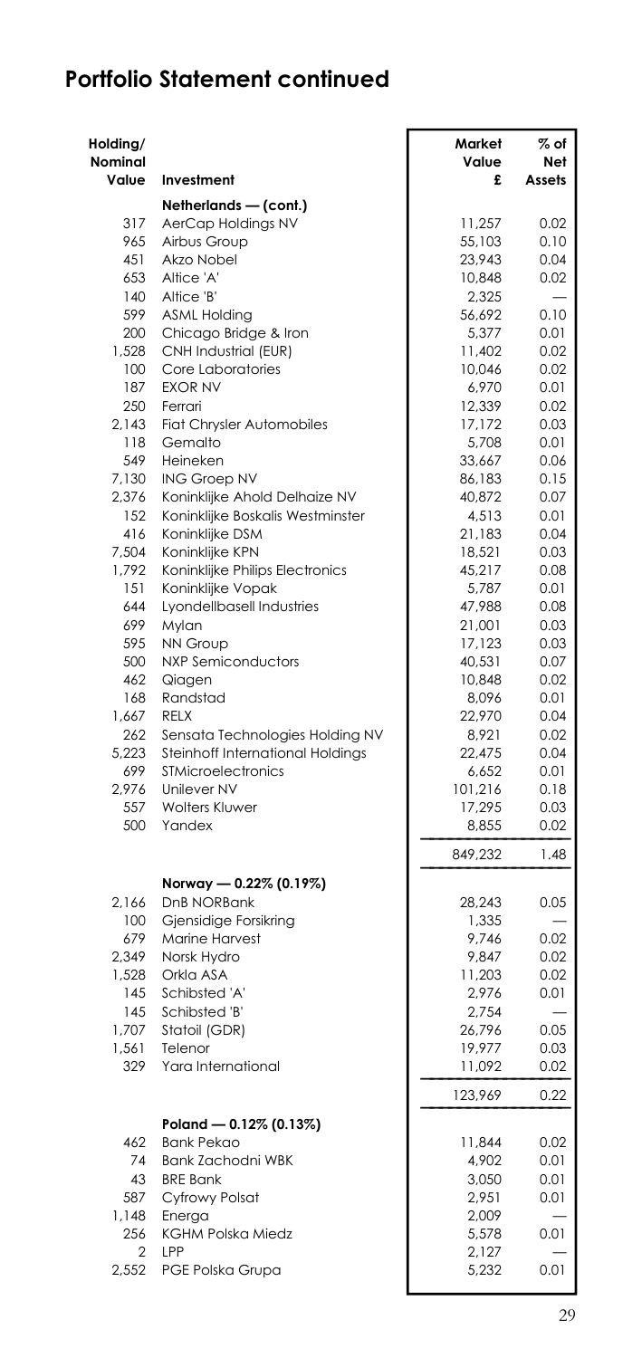## Portfolio Statement continued

| Holding/ Nominal Value | Investment | Market Value £ | % of Net Assets |
|---|---|---|---|
| | **Netherlands — (cont.)** | | |
| 317 | AerCap Holdings NV | 11,257 | 0.02 |
| 965 | Airbus Group | 55,103 | 0.10 |
| 451 | Akzo Nobel | 23,943 | 0.04 |
| 653 | Altice 'A' | 10,848 | 0.02 |
| 140 | Altice 'B' | 2,325 | — |
| 599 | ASML Holding | 56,692 | 0.10 |
| 200 | Chicago Bridge & Iron | 5,377 | 0.01 |
| 1,528 | CNH Industrial (EUR) | 11,402 | 0.02 |
| 100 | Core Laboratories | 10,046 | 0.02 |
| 187 | EXOR NV | 6,970 | 0.01 |
| 250 | Ferrari | 12,339 | 0.02 |
| 2,143 | Fiat Chrysler Automobiles | 17,172 | 0.03 |
| 118 | Gemalto | 5,708 | 0.01 |
| 549 | Heineken | 33,667 | 0.06 |
| 7,130 | ING Groep NV | 86,183 | 0.15 |
| 2,376 | Koninklijke Ahold Delhaize NV | 40,872 | 0.07 |
| 152 | Koninklijke Boskalis Westminster | 4,513 | 0.01 |
| 416 | Koninklijke DSM | 21,183 | 0.04 |
| 7,504 | Koninklijke KPN | 18,521 | 0.03 |
| 1,792 | Koninklijke Philips Electronics | 45,217 | 0.08 |
| 151 | Koninklijke Vopak | 5,787 | 0.01 |
| 644 | Lyondellbasell Industries | 47,988 | 0.08 |
| 699 | Mylan | 21,001 | 0.03 |
| 595 | NN Group | 17,123 | 0.03 |
| 500 | NXP Semiconductors | 40,531 | 0.07 |
| 462 | Qiagen | 10,848 | 0.02 |
| 168 | Randstad | 8,096 | 0.01 |
| 1,667 | RELX | 22,970 | 0.04 |
| 262 | Sensata Technologies Holding NV | 8,921 | 0.02 |
| 5,223 | Steinhoff International Holdings | 22,475 | 0.04 |
| 699 | STMicroelectronics | 6,652 | 0.01 |
| 2,976 | Unilever NV | 101,216 | 0.18 |
| 557 | Wolters Kluwer | 17,295 | 0.03 |
| 500 | Yandex | 8,855 | 0.02 |
| | | 849,232 | 1.48 |
| | **Norway — 0.22% (0.19%)** | | |
| 2,166 | DnB NORBank | 28,243 | 0.05 |
| 100 | Gjensidige Forsikring | 1,335 | — |
| 679 | Marine Harvest | 9,746 | 0.02 |
| 2,349 | Norsk Hydro | 9,847 | 0.02 |
| 1,528 | Orkla ASA | 11,203 | 0.02 |
| 145 | Schibsted 'A' | 2,976 | 0.01 |
| 145 | Schibsted 'B' | 2,754 | — |
| 1,707 | Statoil (GDR) | 26,796 | 0.05 |
| 1,561 | Telenor | 19,977 | 0.03 |
| 329 | Yara International | 11,092 | 0.02 |
| | | 123,969 | 0.22 |
| | **Poland — 0.12% (0.13%)** | | |
| 462 | Bank Pekao | 11,844 | 0.02 |
| 74 | Bank Zachodni WBK | 4,902 | 0.01 |
| 43 | BRE Bank | 3,050 | 0.01 |
| 587 | Cyfrowy Polsat | 2,951 | 0.01 |
| 1,148 | Energa | 2,009 | — |
| 256 | KGHM Polska Miedz | 5,578 | 0.01 |
| 2 | LPP | 2,127 | — |
| 2,552 | PGE Polska Grupa | 5,232 | 0.01 |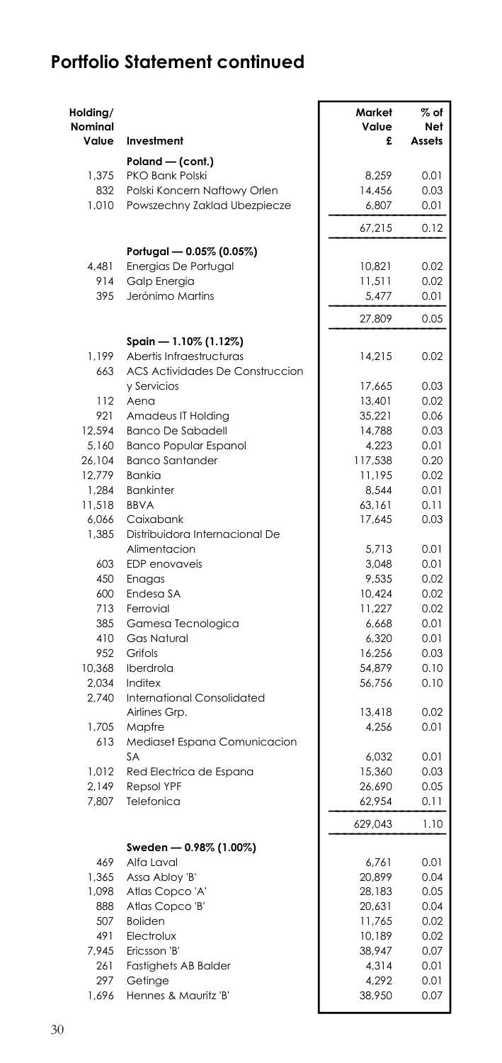## Portfolio Statement continued

| Holding/ Nominal Value | Investment | Market Value £ | % of Net Assets |
|---|---|---|---|
| | **Poland — (cont.)** | | |
| 1,375 | PKO Bank Polski | 8,259 | 0.01 |
| 832 | Polski Koncern Naftowy Orlen | 14,456 | 0.03 |
| 1,010 | Powszechny Zaklad Ubezpiecze | 6,807 | 0.01 |
| | | 67,215 | 0.12 |
| | **Portugal — 0.05% (0.05%)** | | |
| 4,481 | Energias De Portugal | 10,821 | 0.02 |
| 914 | Galp Energia | 11,511 | 0.02 |
| 395 | Jerónimo Martins | 5,477 | 0.01 |
| | | 27,809 | 0.05 |
| | **Spain — 1.10% (1.12%)** | | |
| 1,199 | Abertis Infraestructuras | 14,215 | 0.02 |
| 663 | ACS Actividades De Construccion y Servicios | 17,665 | 0.03 |
| 112 | Aena | 13,401 | 0.02 |
| 921 | Amadeus IT Holding | 35,221 | 0.06 |
| 12,594 | Banco De Sabadell | 14,788 | 0.03 |
| 5,160 | Banco Popular Espanol | 4,223 | 0.01 |
| 26,104 | Banco Santander | 117,538 | 0.20 |
| 12,779 | Bankia | 11,195 | 0.02 |
| 1,284 | Bankinter | 8,544 | 0.01 |
| 11,518 | BBVA | 63,161 | 0.11 |
| 6,066 | Caixabank | 17,645 | 0.03 |
| 1,385 | Distribuidora Internacional De Alimentacion | 5,713 | 0.01 |
| 603 | EDP enovaveis | 3,048 | 0.01 |
| 450 | Enagas | 9,535 | 0.02 |
| 600 | Endesa SA | 10,424 | 0.02 |
| 713 | Ferrovial | 11,227 | 0.02 |
| 385 | Gamesa Tecnologica | 6,668 | 0.01 |
| 410 | Gas Natural | 6,320 | 0.01 |
| 952 | Grifols | 16,256 | 0.03 |
| 10,368 | Iberdrola | 54,879 | 0.10 |
| 2,034 | Inditex | 56,756 | 0.10 |
| 2,740 | International Consolidated Airlines Grp. | 13,418 | 0.02 |
| 1,705 | Mapfre | 4,256 | 0.01 |
| 613 | Mediaset Espana Comunicacion SA | 6,032 | 0.01 |
| 1,012 | Red Electrica de Espana | 15,360 | 0.03 |
| 2,149 | Repsol YPF | 26,690 | 0.05 |
| 7,807 | Telefonica | 62,954 | 0.11 |
| | | 629,043 | 1.10 |
| | **Sweden — 0.98% (1.00%)** | | |
| 469 | Alfa Laval | 6,761 | 0.01 |
| 1,365 | Assa Abloy 'B' | 20,899 | 0.04 |
| 1,098 | Atlas Copco 'A' | 28,183 | 0.05 |
| 888 | Atlas Copco 'B' | 20,631 | 0.04 |
| 507 | Boliden | 11,765 | 0.02 |
| 491 | Electrolux | 10,189 | 0.02 |
| 7,945 | Ericsson 'B' | 38,947 | 0.07 |
| 261 | Fastighets AB Balder | 4,314 | 0.01 |
| 297 | Getinge | 4,292 | 0.01 |
| 1,696 | Hennes & Mauritz 'B' | 38,950 | 0.07 |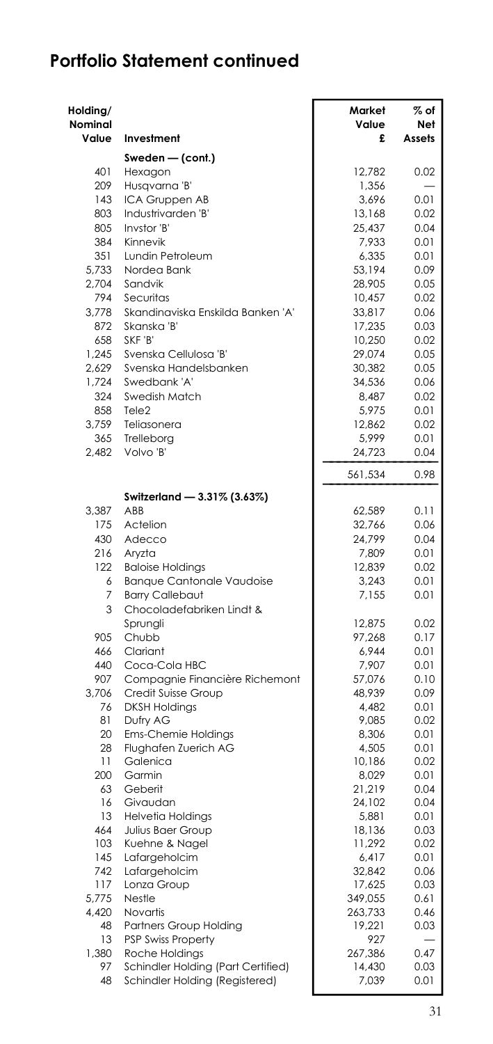# Portfolio Statement continued

| Holding/ Nominal Value | Investment | Market Value £ | % of Net Assets |
|---|---|---|---|
| | **Sweden — (cont.)** | | |
| 401 | Hexagon | 12,782 | 0.02 |
| 209 | Husqvarna 'B' | 1,356 | — |
| 143 | ICA Gruppen AB | 3,696 | 0.01 |
| 803 | Industrivarden 'B' | 13,168 | 0.02 |
| 805 | Invstor 'B' | 25,437 | 0.04 |
| 384 | Kinnevik | 7,933 | 0.01 |
| 351 | Lundin Petroleum | 6,335 | 0.01 |
| 5,733 | Nordea Bank | 53,194 | 0.09 |
| 2,704 | Sandvik | 28,905 | 0.05 |
| 794 | Securitas | 10,457 | 0.02 |
| 3,778 | Skandinaviska Enskilda Banken 'A' | 33,817 | 0.06 |
| 872 | Skanska 'B' | 17,235 | 0.03 |
| 658 | SKF 'B' | 10,250 | 0.02 |
| 1,245 | Svenska Cellulosa 'B' | 29,074 | 0.05 |
| 2,629 | Svenska Handelsbanken | 30,382 | 0.05 |
| 1,724 | Swedbank 'A' | 34,536 | 0.06 |
| 324 | Swedish Match | 8,487 | 0.02 |
| 858 | Tele2 | 5,975 | 0.01 |
| 3,759 | Teliasonera | 12,862 | 0.02 |
| 365 | Trelleborg | 5,999 | 0.01 |
| 2,482 | Volvo 'B' | 24,723 | 0.04 |
| | | 561,534 | 0.98 |
| | **Switzerland — 3.31% (3.63%)** | | |
| 3,387 | ABB | 62,589 | 0.11 |
| 175 | Actelion | 32,766 | 0.06 |
| 430 | Adecco | 24,799 | 0.04 |
| 216 | Aryzta | 7,809 | 0.01 |
| 122 | Baloise Holdings | 12,839 | 0.02 |
| 6 | Banque Cantonale Vaudoise | 3,243 | 0.01 |
| 7 | Barry Callebaut | 7,155 | 0.01 |
| 3 | Chocoladefabriken Lindt & Sprungli | 12,875 | 0.02 |
| 905 | Chubb | 97,268 | 0.17 |
| 466 | Clariant | 6,944 | 0.01 |
| 440 | Coca-Cola HBC | 7,907 | 0.01 |
| 907 | Compagnie Financière Richemont | 57,076 | 0.10 |
| 3,706 | Credit Suisse Group | 48,939 | 0.09 |
| 76 | DKSH Holdings | 4,482 | 0.01 |
| 81 | Dufry AG | 9,085 | 0.02 |
| 20 | Ems-Chemie Holdings | 8,306 | 0.01 |
| 28 | Flughafen Zuerich AG | 4,505 | 0.01 |
| 11 | Galenica | 10,186 | 0.02 |
| 200 | Garmin | 8,029 | 0.01 |
| 63 | Geberit | 21,219 | 0.04 |
| 16 | Givaudan | 24,102 | 0.04 |
| 13 | Helvetia Holdings | 5,881 | 0.01 |
| 464 | Julius Baer Group | 18,136 | 0.03 |
| 103 | Kuehne & Nagel | 11,292 | 0.02 |
| 145 | Lafargeholcim | 6,417 | 0.01 |
| 742 | Lafargeholcim | 32,842 | 0.06 |
| 117 | Lonza Group | 17,625 | 0.03 |
| 5,775 | Nestle | 349,055 | 0.61 |
| 4,420 | Novartis | 263,733 | 0.46 |
| 48 | Partners Group Holding | 19,221 | 0.03 |
| 13 | PSP Swiss Property | 927 | — |
| 1,380 | Roche Holdings | 267,386 | 0.47 |
| 97 | Schindler Holding (Part Certified) | 14,430 | 0.03 |
| 48 | Schindler Holding (Registered) | 7,039 | 0.01 |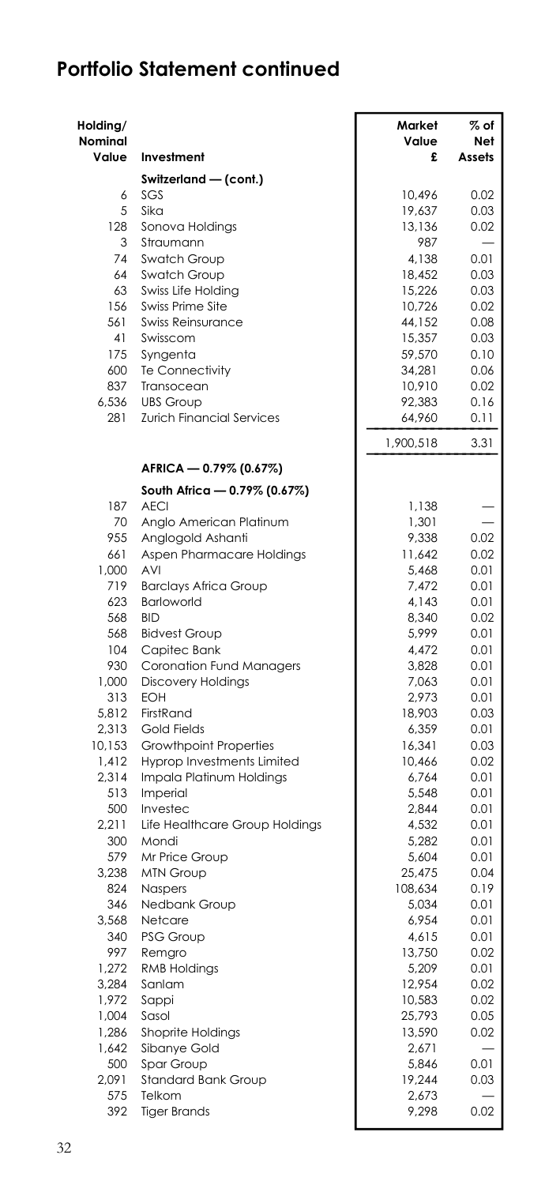## Portfolio Statement continued

| Holding/ Nominal Value | Investment | Market Value £ | % of Net Assets |
|---|---|---|---|
| | **Switzerland — (cont.)** | | |
| 6 | SGS | 10,496 | 0.02 |
| 5 | Sika | 19,637 | 0.03 |
| 128 | Sonova Holdings | 13,136 | 0.02 |
| 3 | Straumann | 987 | — |
| 74 | Swatch Group | 4,138 | 0.01 |
| 64 | Swatch Group | 18,452 | 0.03 |
| 63 | Swiss Life Holding | 15,226 | 0.03 |
| 156 | Swiss Prime Site | 10,726 | 0.02 |
| 561 | Swiss Reinsurance | 44,152 | 0.08 |
| 41 | Swisscom | 15,357 | 0.03 |
| 175 | Syngenta | 59,570 | 0.10 |
| 600 | Te Connectivity | 34,281 | 0.06 |
| 837 | Transocean | 10,910 | 0.02 |
| 6,536 | UBS Group | 92,383 | 0.16 |
| 281 | Zurich Financial Services | 64,960 | 0.11 |
| | | 1,900,518 | 3.31 |
| | **AFRICA — 0.79% (0.67%)** | | |
| | **South Africa — 0.79% (0.67%)** | | |
| 187 | AECI | 1,138 | — |
| 70 | Anglo American Platinum | 1,301 | — |
| 955 | Anglogold Ashanti | 9,338 | 0.02 |
| 661 | Aspen Pharmacare Holdings | 11,642 | 0.02 |
| 1,000 | AVI | 5,468 | 0.01 |
| 719 | Barclays Africa Group | 7,472 | 0.01 |
| 623 | Barloworld | 4,143 | 0.01 |
| 568 | BID | 8,340 | 0.02 |
| 568 | Bidvest Group | 5,999 | 0.01 |
| 104 | Capitec Bank | 4,472 | 0.01 |
| 930 | Coronation Fund Managers | 3,828 | 0.01 |
| 1,000 | Discovery Holdings | 7,063 | 0.01 |
| 313 | EOH | 2,973 | 0.01 |
| 5,812 | FirstRand | 18,903 | 0.03 |
| 2,313 | Gold Fields | 6,359 | 0.01 |
| 10,153 | Growthpoint Properties | 16,341 | 0.03 |
| 1,412 | Hyprop Investments Limited | 10,466 | 0.02 |
| 2,314 | Impala Platinum Holdings | 6,764 | 0.01 |
| 513 | Imperial | 5,548 | 0.01 |
| 500 | Investec | 2,844 | 0.01 |
| 2,211 | Life Healthcare Group Holdings | 4,532 | 0.01 |
| 300 | Mondi | 5,282 | 0.01 |
| 579 | Mr Price Group | 5,604 | 0.01 |
| 3,238 | MTN Group | 25,475 | 0.04 |
| 824 | Naspers | 108,634 | 0.19 |
| 346 | Nedbank Group | 5,034 | 0.01 |
| 3,568 | Netcare | 6,954 | 0.01 |
| 340 | PSG Group | 4,615 | 0.01 |
| 997 | Remgro | 13,750 | 0.02 |
| 1,272 | RMB Holdings | 5,209 | 0.01 |
| 3,284 | Sanlam | 12,954 | 0.02 |
| 1,972 | Sappi | 10,583 | 0.02 |
| 1,004 | Sasol | 25,793 | 0.05 |
| 1,286 | Shoprite Holdings | 13,590 | 0.02 |
| 1,642 | Sibanye Gold | 2,671 | — |
| 500 | Spar Group | 5,846 | 0.01 |
| 2,091 | Standard Bank Group | 19,244 | 0.03 |
| 575 | Telkom | 2,673 | — |
| 392 | Tiger Brands | 9,298 | 0.02 |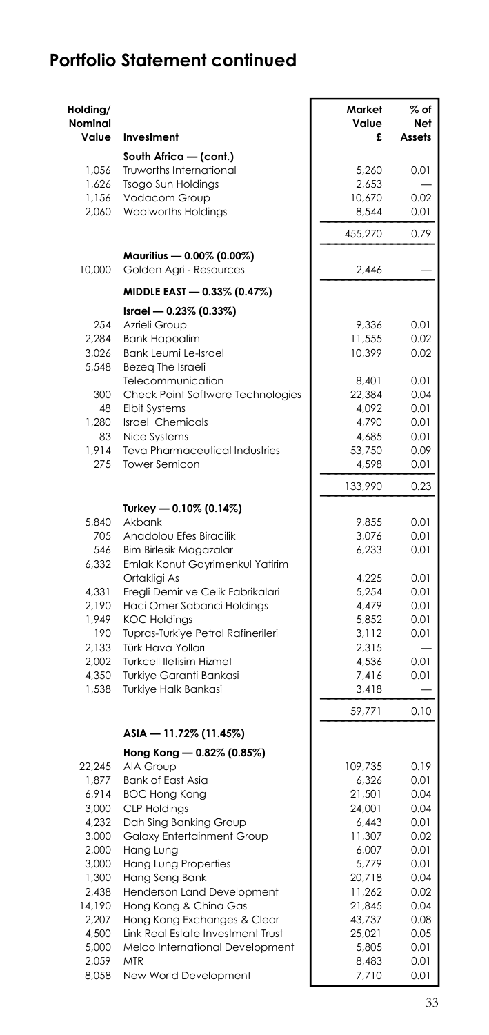## Portfolio Statement continued

| Holding/ Nominal Value | Investment | Market Value £ | % of Net Assets |
|---|---|---|---|
| | **South Africa — (cont.)** | | |
| 1,056 | Truworths International | 5,260 | 0.01 |
| 1,626 | Tsogo Sun Holdings | 2,653 | — |
| 1,156 | Vodacom Group | 10,670 | 0.02 |
| 2,060 | Woolworths Holdings | 8,544 | 0.01 |
| | | 455,270 | 0.79 |
| | **Mauritius — 0.00% (0.00%)** | | |
| 10,000 | Golden Agri - Resources | 2,446 | — |
| | **MIDDLE EAST — 0.33% (0.47%)** | | |
| | **Israel — 0.23% (0.33%)** | | |
| 254 | Azrieli Group | 9,336 | 0.01 |
| 2,284 | Bank Hapoalim | 11,555 | 0.02 |
| 3,026 | Bank Leumi Le-Israel | 10,399 | 0.02 |
| 5,548 | Bezeq The Israeli Telecommunication | 8,401 | 0.01 |
| 300 | Check Point Software Technologies | 22,384 | 0.04 |
| 48 | Elbit Systems | 4,092 | 0.01 |
| 1,280 | Israel Chemicals | 4,790 | 0.01 |
| 83 | Nice Systems | 4,685 | 0.01 |
| 1,914 | Teva Pharmaceutical Industries | 53,750 | 0.09 |
| 275 | Tower Semicon | 4,598 | 0.01 |
| | | 133,990 | 0.23 |
| | **Turkey — 0.10% (0.14%)** | | |
| 5,840 | Akbank | 9,855 | 0.01 |
| 705 | Anadolou Efes Biracilik | 3,076 | 0.01 |
| 546 | Bim Birlesik Magazalar | 6,233 | 0.01 |
| 6,332 | Emlak Konut Gayrimenkul Yatirim Ortakligi As | 4,225 | 0.01 |
| 4,331 | Eregli Demir ve Celik Fabrikalari | 5,254 | 0.01 |
| 2,190 | Haci Omer Sabanci Holdings | 4,479 | 0.01 |
| 1,949 | KOC Holdings | 5,852 | 0.01 |
| 190 | Tupras-Turkiye Petrol Rafinerileri | 3,112 | 0.01 |
| 2,133 | Türk Hava Yolları | 2,315 | — |
| 2,002 | Turkcell Iletisim Hizmet | 4,536 | 0.01 |
| 4,350 | Turkiye Garanti Bankasi | 7,416 | 0.01 |
| 1,538 | Turkiye Halk Bankasi | 3,418 | — |
| | | 59,771 | 0.10 |
| | **ASIA — 11.72% (11.45%)** | | |
| | **Hong Kong — 0.82% (0.85%)** | | |
| 22,245 | AIA Group | 109,735 | 0.19 |
| 1,877 | Bank of East Asia | 6,326 | 0.01 |
| 6,914 | BOC Hong Kong | 21,501 | 0.04 |
| 3,000 | CLP Holdings | 24,001 | 0.04 |
| 4,232 | Dah Sing Banking Group | 6,443 | 0.01 |
| 3,000 | Galaxy Entertainment Group | 11,307 | 0.02 |
| 2,000 | Hang Lung | 6,007 | 0.01 |
| 3,000 | Hang Lung Properties | 5,779 | 0.01 |
| 1,300 | Hang Seng Bank | 20,718 | 0.04 |
| 2,438 | Henderson Land Development | 11,262 | 0.02 |
| 14,190 | Hong Kong & China Gas | 21,845 | 0.04 |
| 2,207 | Hong Kong Exchanges & Clear | 43,737 | 0.08 |
| 4,500 | Link Real Estate Investment Trust | 25,021 | 0.05 |
| 5,000 | Melco International Development | 5,805 | 0.01 |
| 2,059 | MTR | 8,483 | 0.01 |
| 8,058 | New World Development | 7,710 | 0.01 |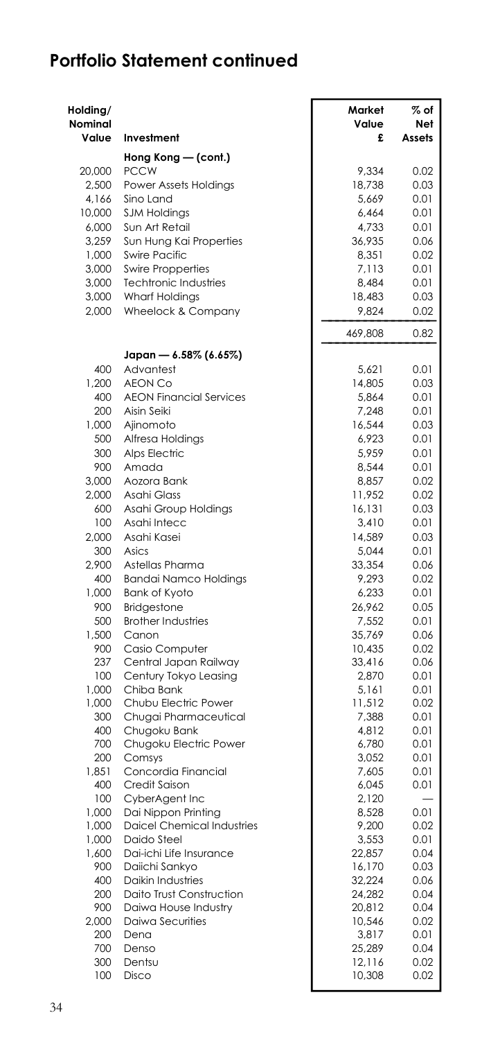## Portfolio Statement continued

| Holding/ Nominal Value | Investment | Market Value £ | % of Net Assets |
|---|---|---|---|
| | **Hong Kong — (cont.)** | | |
| 20,000 | PCCW | 9,334 | 0.02 |
| 2,500 | Power Assets Holdings | 18,738 | 0.03 |
| 4,166 | Sino Land | 5,669 | 0.01 |
| 10,000 | SJM Holdings | 6,464 | 0.01 |
| 6,000 | Sun Art Retail | 4,733 | 0.01 |
| 3,259 | Sun Hung Kai Properties | 36,935 | 0.06 |
| 1,000 | Swire Pacific | 8,351 | 0.02 |
| 3,000 | Swire Propperties | 7,113 | 0.01 |
| 3,000 | Techtronic Industries | 8,484 | 0.01 |
| 3,000 | Wharf Holdings | 18,483 | 0.03 |
| 2,000 | Wheelock & Company | 9,824 | 0.02 |
| | | 469,808 | 0.82 |
| | **Japan — 6.58% (6.65%)** | | |
| 400 | Advantest | 5,621 | 0.01 |
| 1,200 | AEON Co | 14,805 | 0.03 |
| 400 | AEON Financial Services | 5,864 | 0.01 |
| 200 | Aisin Seiki | 7,248 | 0.01 |
| 1,000 | Ajinomoto | 16,544 | 0.03 |
| 500 | Alfresa Holdings | 6,923 | 0.01 |
| 300 | Alps Electric | 5,959 | 0.01 |
| 900 | Amada | 8,544 | 0.01 |
| 3,000 | Aozora Bank | 8,857 | 0.02 |
| 2,000 | Asahi Glass | 11,952 | 0.02 |
| 600 | Asahi Group Holdings | 16,131 | 0.03 |
| 100 | Asahi Intecc | 3,410 | 0.01 |
| 2,000 | Asahi Kasei | 14,589 | 0.03 |
| 300 | Asics | 5,044 | 0.01 |
| 2,900 | Astellas Pharma | 33,354 | 0.06 |
| 400 | Bandai Namco Holdings | 9,293 | 0.02 |
| 1,000 | Bank of Kyoto | 6,233 | 0.01 |
| 900 | Bridgestone | 26,962 | 0.05 |
| 500 | Brother Industries | 7,552 | 0.01 |
| 1,500 | Canon | 35,769 | 0.06 |
| 900 | Casio Computer | 10,435 | 0.02 |
| 237 | Central Japan Railway | 33,416 | 0.06 |
| 100 | Century Tokyo Leasing | 2,870 | 0.01 |
| 1,000 | Chiba Bank | 5,161 | 0.01 |
| 1,000 | Chubu Electric Power | 11,512 | 0.02 |
| 300 | Chugai Pharmaceutical | 7,388 | 0.01 |
| 400 | Chugoku Bank | 4,812 | 0.01 |
| 700 | Chugoku Electric Power | 6,780 | 0.01 |
| 200 | Comsys | 3,052 | 0.01 |
| 1,851 | Concordia Financial | 7,605 | 0.01 |
| 400 | Credit Saison | 6,045 | 0.01 |
| 100 | CyberAgent Inc | 2,120 | — |
| 1,000 | Dai Nippon Printing | 8,528 | 0.01 |
| 1,000 | Daicel Chemical Industries | 9,200 | 0.02 |
| 1,000 | Daido Steel | 3,553 | 0.01 |
| 1,600 | Dai-ichi Life Insurance | 22,857 | 0.04 |
| 900 | Daiichi Sankyo | 16,170 | 0.03 |
| 400 | Daikin Industries | 32,224 | 0.06 |
| 200 | Daito Trust Construction | 24,282 | 0.04 |
| 900 | Daiwa House Industry | 20,812 | 0.04 |
| 2,000 | Daiwa Securities | 10,546 | 0.02 |
| 200 | Dena | 3,817 | 0.01 |
| 700 | Denso | 25,289 | 0.04 |
| 300 | Dentsu | 12,116 | 0.02 |
| 100 | Disco | 10,308 | 0.02 |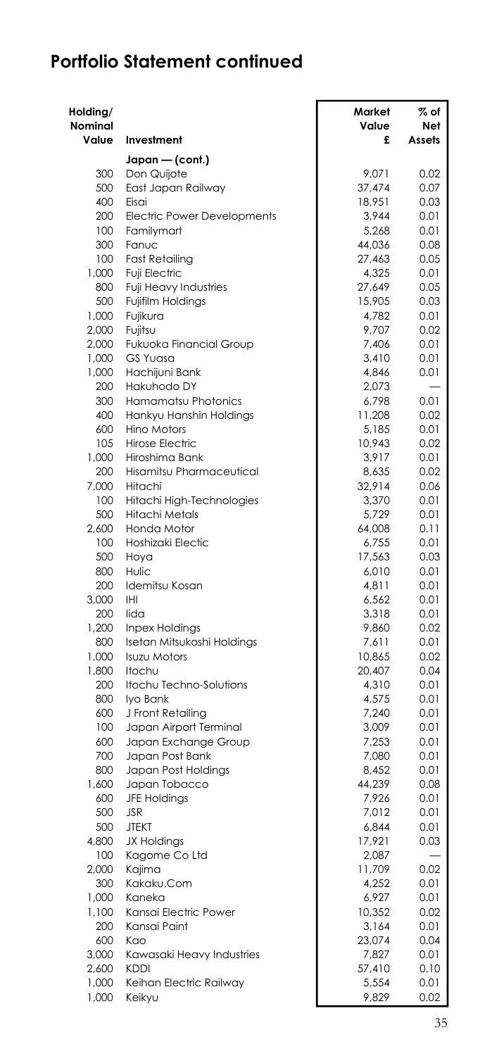## Portfolio Statement continued

| Holding/ Nominal Value | Investment | Market Value £ | % of Net Assets |
|---|---|---|---|
| | **Japan — (cont.)** | | |
| 300 | Don Quijote | 9,071 | 0.02 |
| 500 | East Japan Railway | 37,474 | 0.07 |
| 400 | Eisai | 18,951 | 0.03 |
| 200 | Electric Power Developments | 3,944 | 0.01 |
| 100 | Familymart | 5,268 | 0.01 |
| 300 | Fanuc | 44,036 | 0.08 |
| 100 | Fast Retailing | 27,463 | 0.05 |
| 1,000 | Fuji Electric | 4,325 | 0.01 |
| 800 | Fuji Heavy Industries | 27,649 | 0.05 |
| 500 | Fujifilm Holdings | 15,905 | 0.03 |
| 1,000 | Fujikura | 4,782 | 0.01 |
| 2,000 | Fujitsu | 9,707 | 0.02 |
| 2,000 | Fukuoka Financial Group | 7,406 | 0.01 |
| 1,000 | GS Yuasa | 3,410 | 0.01 |
| 1,000 | Hachijuni Bank | 4,846 | 0.01 |
| 200 | Hakuhodo DY | 2,073 | — |
| 300 | Hamamatsu Photonics | 6,798 | 0.01 |
| 400 | Hankyu Hanshin Holdings | 11,208 | 0.02 |
| 600 | Hino Motors | 5,185 | 0.01 |
| 105 | Hirose Electric | 10,943 | 0.02 |
| 1,000 | Hiroshima Bank | 3,917 | 0.01 |
| 200 | Hisamitsu Pharmaceutical | 8,635 | 0.02 |
| 7,000 | Hitachi | 32,914 | 0.06 |
| 100 | Hitachi High-Technologies | 3,370 | 0.01 |
| 500 | Hitachi Metals | 5,729 | 0.01 |
| 2,600 | Honda Motor | 64,008 | 0.11 |
| 100 | Hoshizaki Electic | 6,755 | 0.01 |
| 500 | Hoya | 17,563 | 0.03 |
| 800 | Hulic | 6,010 | 0.01 |
| 200 | Idemitsu Kosan | 4,811 | 0.01 |
| 3,000 | IHI | 6,562 | 0.01 |
| 200 | Iida | 3,318 | 0.01 |
| 1,200 | Inpex Holdings | 9,860 | 0.02 |
| 800 | Isetan Mitsukoshi Holdings | 7,611 | 0.01 |
| 1,000 | Isuzu Motors | 10,865 | 0.02 |
| 1,800 | Itochu | 20,407 | 0.04 |
| 200 | Itochu Techno-Solutions | 4,310 | 0.01 |
| 800 | Iyo Bank | 4,575 | 0.01 |
| 600 | J Front Retailing | 7,240 | 0.01 |
| 100 | Japan Airport Terminal | 3,009 | 0.01 |
| 600 | Japan Exchange Group | 7,253 | 0.01 |
| 700 | Japan Post Bank | 7,080 | 0.01 |
| 800 | Japan Post Holdings | 8,452 | 0.01 |
| 1,600 | Japan Tobacco | 44,239 | 0.08 |
| 600 | JFE Holdings | 7,926 | 0.01 |
| 500 | JSR | 7,012 | 0.01 |
| 500 | JTEKT | 6,844 | 0.01 |
| 4,800 | JX Holdings | 17,921 | 0.03 |
| 100 | Kagome Co Ltd | 2,087 | — |
| 2,000 | Kajima | 11,709 | 0.02 |
| 300 | Kakaku.Com | 4,252 | 0.01 |
| 1,000 | Kaneka | 6,927 | 0.01 |
| 1,100 | Kansai Electric Power | 10,352 | 0.02 |
| 200 | Kansai Paint | 3,164 | 0.01 |
| 600 | Kao | 23,074 | 0.04 |
| 3,000 | Kawasaki Heavy Industries | 7,827 | 0.01 |
| 2,600 | KDDI | 57,410 | 0.10 |
| 1,000 | Keihan Electric Railway | 5,554 | 0.01 |
| 1,000 | Keikyu | 9,829 | 0.02 |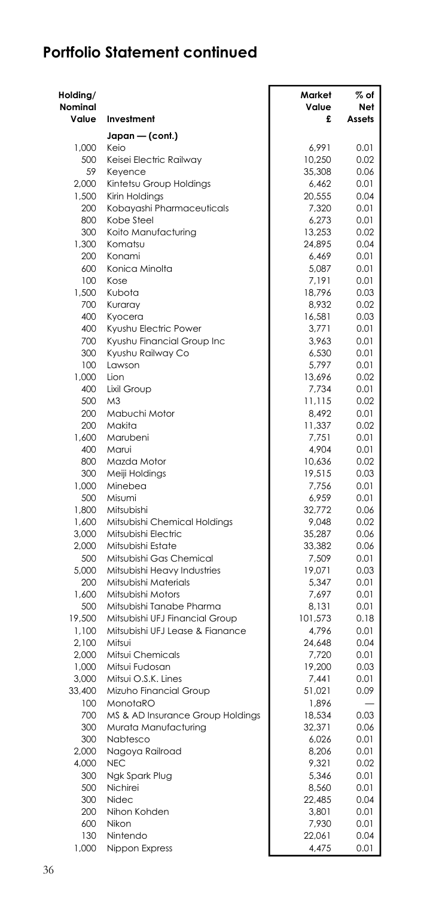## Portfolio Statement continued

| Holding/ Nominal Value | Investment | Market Value £ | % of Net Assets |
|---|---|---|---|
| | **Japan — (cont.)** | | |
| 1,000 | Keio | 6,991 | 0.01 |
| 500 | Keisei Electric Railway | 10,250 | 0.02 |
| 59 | Keyence | 35,308 | 0.06 |
| 2,000 | Kintetsu Group Holdings | 6,462 | 0.01 |
| 1,500 | Kirin Holdings | 20,555 | 0.04 |
| 200 | Kobayashi Pharmaceuticals | 7,320 | 0.01 |
| 800 | Kobe Steel | 6,273 | 0.01 |
| 300 | Koito Manufacturing | 13,253 | 0.02 |
| 1,300 | Komatsu | 24,895 | 0.04 |
| 200 | Konami | 6,469 | 0.01 |
| 600 | Konica Minolta | 5,087 | 0.01 |
| 100 | Kose | 7,191 | 0.01 |
| 1,500 | Kubota | 18,796 | 0.03 |
| 700 | Kuraray | 8,932 | 0.02 |
| 400 | Kyocera | 16,581 | 0.03 |
| 400 | Kyushu Electric Power | 3,771 | 0.01 |
| 700 | Kyushu Financial Group Inc | 3,963 | 0.01 |
| 300 | Kyushu Railway Co | 6,530 | 0.01 |
| 100 | Lawson | 5,797 | 0.01 |
| 1,000 | Lion | 13,696 | 0.02 |
| 400 | Lixil Group | 7,734 | 0.01 |
| 500 | M3 | 11,115 | 0.02 |
| 200 | Mabuchi Motor | 8,492 | 0.01 |
| 200 | Makita | 11,337 | 0.02 |
| 1,600 | Marubeni | 7,751 | 0.01 |
| 400 | Marui | 4,904 | 0.01 |
| 800 | Mazda Motor | 10,636 | 0.02 |
| 300 | Meiji Holdings | 19,515 | 0.03 |
| 1,000 | Minebea | 7,756 | 0.01 |
| 500 | Misumi | 6,959 | 0.01 |
| 1,800 | Mitsubishi | 32,772 | 0.06 |
| 1,600 | Mitsubishi Chemical Holdings | 9,048 | 0.02 |
| 3,000 | Mitsubishi Electric | 35,287 | 0.06 |
| 2,000 | Mitsubishi Estate | 33,382 | 0.06 |
| 500 | Mitsubishi Gas Chemical | 7,509 | 0.01 |
| 5,000 | Mitsubishi Heavy Industries | 19,071 | 0.03 |
| 200 | Mitsubishi Materials | 5,347 | 0.01 |
| 1,600 | Mitsubishi Motors | 7,697 | 0.01 |
| 500 | Mitsubishi Tanabe Pharma | 8,131 | 0.01 |
| 19,500 | Mitsubishi UFJ Financial Group | 101,573 | 0.18 |
| 1,100 | Mitsubishi UFJ Lease & Fianance | 4,796 | 0.01 |
| 2,100 | Mitsui | 24,648 | 0.04 |
| 2,000 | Mitsui Chemicals | 7,720 | 0.01 |
| 1,000 | Mitsui Fudosan | 19,200 | 0.03 |
| 3,000 | Mitsui O.S.K. Lines | 7,441 | 0.01 |
| 33,400 | Mizuho Financial Group | 51,021 | 0.09 |
| 100 | MonotaRO | 1,896 | — |
| 700 | MS & AD Insurance Group Holdings | 18,534 | 0.03 |
| 300 | Murata Manufacturing | 32,371 | 0.06 |
| 300 | Nabtesco | 6,026 | 0.01 |
| 2,000 | Nagoya Railroad | 8,206 | 0.01 |
| 4,000 | NEC | 9,321 | 0.02 |
| 300 | Ngk Spark Plug | 5,346 | 0.01 |
| 500 | Nichirei | 8,560 | 0.01 |
| 300 | Nidec | 22,485 | 0.04 |
| 200 | Nihon Kohden | 3,801 | 0.01 |
| 600 | Nikon | 7,930 | 0.01 |
| 130 | Nintendo | 22,061 | 0.04 |
| 1,000 | Nippon Express | 4,475 | 0.01 |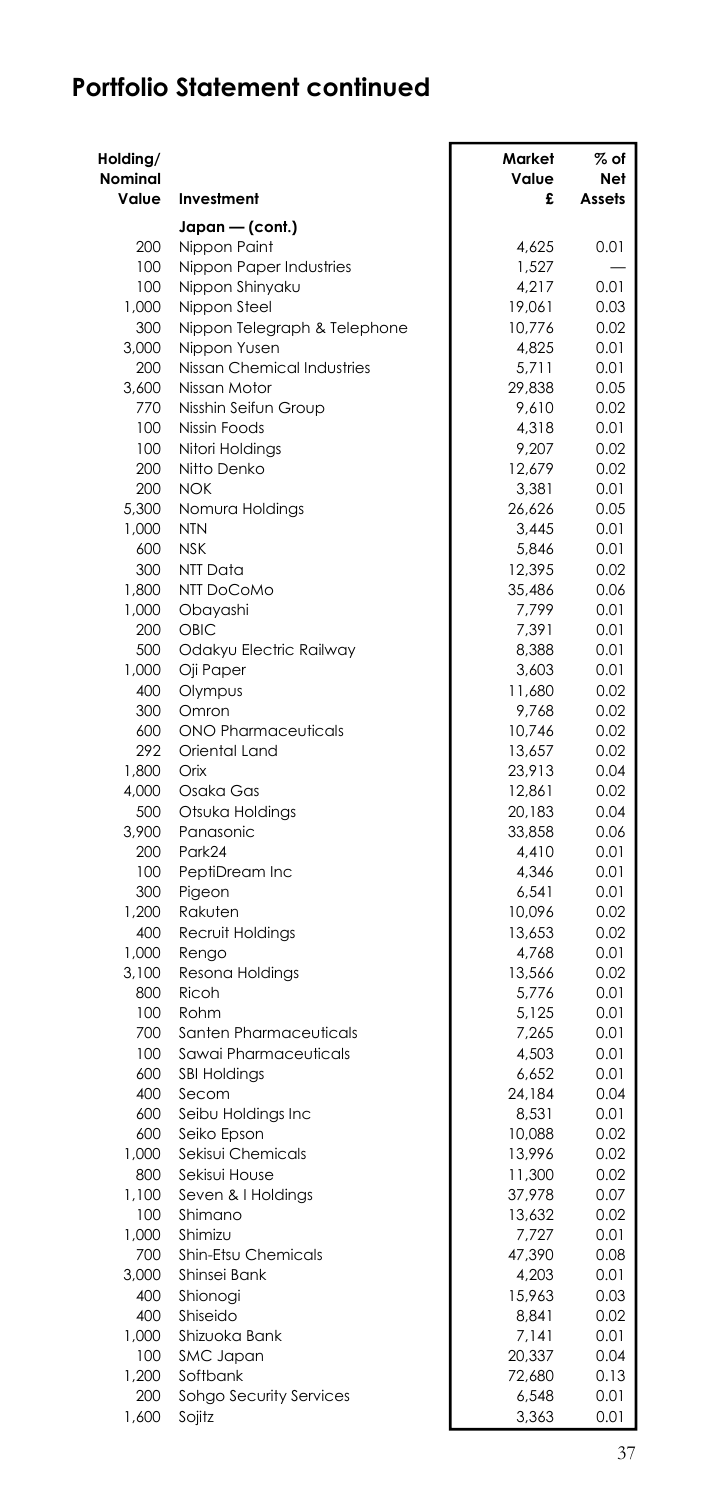## Portfolio Statement continued

| Holding/ Nominal Value | Investment | Market Value £ | % of Net Assets |
|---|---|---|---|
| | **Japan — (cont.)** | | |
| 200 | Nippon Paint | 4,625 | 0.01 |
| 100 | Nippon Paper Industries | 1,527 | — |
| 100 | Nippon Shinyaku | 4,217 | 0.01 |
| 1,000 | Nippon Steel | 19,061 | 0.03 |
| 300 | Nippon Telegraph & Telephone | 10,776 | 0.02 |
| 3,000 | Nippon Yusen | 4,825 | 0.01 |
| 200 | Nissan Chemical Industries | 5,711 | 0.01 |
| 3,600 | Nissan Motor | 29,838 | 0.05 |
| 770 | Nisshin Seifun Group | 9,610 | 0.02 |
| 100 | Nissin Foods | 4,318 | 0.01 |
| 100 | Nitori Holdings | 9,207 | 0.02 |
| 200 | Nitto Denko | 12,679 | 0.02 |
| 200 | NOK | 3,381 | 0.01 |
| 5,300 | Nomura Holdings | 26,626 | 0.05 |
| 1,000 | NTN | 3,445 | 0.01 |
| 600 | NSK | 5,846 | 0.01 |
| 300 | NTT Data | 12,395 | 0.02 |
| 1,800 | NTT DoCoMo | 35,486 | 0.06 |
| 1,000 | Obayashi | 7,799 | 0.01 |
| 200 | OBIC | 7,391 | 0.01 |
| 500 | Odakyu Electric Railway | 8,388 | 0.01 |
| 1,000 | Oji Paper | 3,603 | 0.01 |
| 400 | Olympus | 11,680 | 0.02 |
| 300 | Omron | 9,768 | 0.02 |
| 600 | ONO Pharmaceuticals | 10,746 | 0.02 |
| 292 | Oriental Land | 13,657 | 0.02 |
| 1,800 | Orix | 23,913 | 0.04 |
| 4,000 | Osaka Gas | 12,861 | 0.02 |
| 500 | Otsuka Holdings | 20,183 | 0.04 |
| 3,900 | Panasonic | 33,858 | 0.06 |
| 200 | Park24 | 4,410 | 0.01 |
| 100 | PeptiDream Inc | 4,346 | 0.01 |
| 300 | Pigeon | 6,541 | 0.01 |
| 1,200 | Rakuten | 10,096 | 0.02 |
| 400 | Recruit Holdings | 13,653 | 0.02 |
| 1,000 | Rengo | 4,768 | 0.01 |
| 3,100 | Resona Holdings | 13,566 | 0.02 |
| 800 | Ricoh | 5,776 | 0.01 |
| 100 | Rohm | 5,125 | 0.01 |
| 700 | Santen Pharmaceuticals | 7,265 | 0.01 |
| 100 | Sawai Pharmaceuticals | 4,503 | 0.01 |
| 600 | SBI Holdings | 6,652 | 0.01 |
| 400 | Secom | 24,184 | 0.04 |
| 600 | Seibu Holdings Inc | 8,531 | 0.01 |
| 600 | Seiko Epson | 10,088 | 0.02 |
| 1,000 | Sekisui Chemicals | 13,996 | 0.02 |
| 800 | Sekisui House | 11,300 | 0.02 |
| 1,100 | Seven & I Holdings | 37,978 | 0.07 |
| 100 | Shimano | 13,632 | 0.02 |
| 1,000 | Shimizu | 7,727 | 0.01 |
| 700 | Shin-Etsu Chemicals | 47,390 | 0.08 |
| 3,000 | Shinsei Bank | 4,203 | 0.01 |
| 400 | Shionogi | 15,963 | 0.03 |
| 400 | Shiseido | 8,841 | 0.02 |
| 1,000 | Shizuoka Bank | 7,141 | 0.01 |
| 100 | SMC Japan | 20,337 | 0.04 |
| 1,200 | Softbank | 72,680 | 0.13 |
| 200 | Sohgo Security Services | 6,548 | 0.01 |
| 1,600 | Sojitz | 3,363 | 0.01 |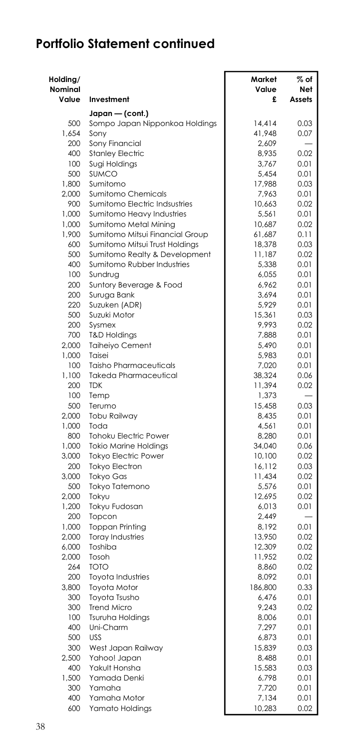# Portfolio Statement continued

| Holding/ Nominal Value | Investment | Market Value £ | % of Net Assets |
|---|---|---|---|
| | **Japan — (cont.)** | | |
| 500 | Sompo Japan Nipponkoa Holdings | 14,414 | 0.03 |
| 1,654 | Sony | 41,948 | 0.07 |
| 200 | Sony Financial | 2,609 | — |
| 400 | Stanley Electric | 8,935 | 0.02 |
| 100 | Sugi Holdings | 3,767 | 0.01 |
| 500 | SUMCO | 5,454 | 0.01 |
| 1,800 | Sumitomo | 17,988 | 0.03 |
| 2,000 | Sumitomo Chemicals | 7,963 | 0.01 |
| 900 | Sumitomo Electric Indsustries | 10,663 | 0.02 |
| 1,000 | Sumitomo Heavy Industries | 5,561 | 0.01 |
| 1,000 | Sumitomo Metal Mining | 10,687 | 0.02 |
| 1,900 | Sumitomo Mitsui Financial Group | 61,687 | 0.11 |
| 600 | Sumitomo Mitsui Trust Holdings | 18,378 | 0.03 |
| 500 | Sumitomo Realty & Development | 11,187 | 0.02 |
| 400 | Sumitomo Rubber Industries | 5,338 | 0.01 |
| 100 | Sundrug | 6,055 | 0.01 |
| 200 | Suntory Beverage & Food | 6,962 | 0.01 |
| 200 | Suruga Bank | 3,694 | 0.01 |
| 220 | Suzuken (ADR) | 5,929 | 0.01 |
| 500 | Suzuki Motor | 15,361 | 0.03 |
| 200 | Sysmex | 9,993 | 0.02 |
| 700 | T&D Holdings | 7,888 | 0.01 |
| 2,000 | Taiheiyo Cement | 5,490 | 0.01 |
| 1,000 | Taisei | 5,983 | 0.01 |
| 100 | Taisho Pharmaceuticals | 7,020 | 0.01 |
| 1,100 | Takeda Pharmaceutical | 38,324 | 0.06 |
| 200 | TDK | 11,394 | 0.02 |
| 100 | Temp | 1,373 | — |
| 500 | Terumo | 15,458 | 0.03 |
| 2,000 | Tobu Railway | 8,435 | 0.01 |
| 1,000 | Toda | 4,561 | 0.01 |
| 800 | Tohoku Electric Power | 8,280 | 0.01 |
| 1,000 | Tokio Marine Holdings | 34,040 | 0.06 |
| 3,000 | Tokyo Electric Power | 10,100 | 0.02 |
| 200 | Tokyo Electron | 16,112 | 0.03 |
| 3,000 | Tokyo Gas | 11,434 | 0.02 |
| 500 | Tokyo Tatemono | 5,576 | 0.01 |
| 2,000 | Tokyu | 12,695 | 0.02 |
| 1,200 | Tokyu Fudosan | 6,013 | 0.01 |
| 200 | Topcon | 2,449 | — |
| 1,000 | Toppan Printing | 8,192 | 0.01 |
| 2,000 | Toray Industries | 13,950 | 0.02 |
| 6,000 | Toshiba | 12,309 | 0.02 |
| 2,000 | Tosoh | 11,952 | 0.02 |
| 264 | TOTO | 8,860 | 0.02 |
| 200 | Toyota Industries | 8,092 | 0.01 |
| 3,800 | Toyota Motor | 186,800 | 0.33 |
| 300 | Toyota Tsusho | 6,476 | 0.01 |
| 300 | Trend Micro | 9,243 | 0.02 |
| 100 | Tsuruha Holdings | 8,006 | 0.01 |
| 400 | Uni-Charm | 7,297 | 0.01 |
| 500 | USS | 6,873 | 0.01 |
| 300 | West Japan Railway | 15,839 | 0.03 |
| 2,500 | Yahoo! Japan | 8,488 | 0.01 |
| 400 | Yakult Honsha | 15,583 | 0.03 |
| 1,500 | Yamada Denki | 6,798 | 0.01 |
| 300 | Yamaha | 7,720 | 0.01 |
| 400 | Yamaha Motor | 7,134 | 0.01 |
| 600 | Yamato Holdings | 10,283 | 0.02 |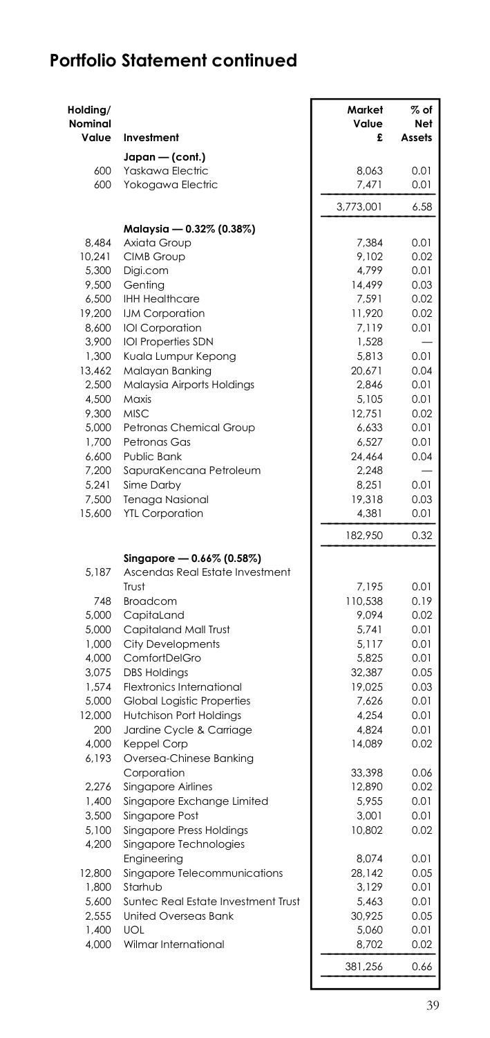## Portfolio Statement continued

| Holding/ Nominal Value | Investment | Market Value £ | % of Net Assets |
|---|---|---|---|
| | **Japan — (cont.)** | | |
| 600 | Yaskawa Electric | 8,063 | 0.01 |
| 600 | Yokogawa Electric | 7,471 | 0.01 |
| | | 3,773,001 | 6.58 |
| | **Malaysia — 0.32% (0.38%)** | | |
| 8,484 | Axiata Group | 7,384 | 0.01 |
| 10,241 | CIMB Group | 9,102 | 0.02 |
| 5,300 | Digi.com | 4,799 | 0.01 |
| 9,500 | Genting | 14,499 | 0.03 |
| 6,500 | IHH Healthcare | 7,591 | 0.02 |
| 19,200 | IJM Corporation | 11,920 | 0.02 |
| 8,600 | IOI Corporation | 7,119 | 0.01 |
| 3,900 | IOI Properties SDN | 1,528 | — |
| 1,300 | Kuala Lumpur Kepong | 5,813 | 0.01 |
| 13,462 | Malayan Banking | 20,671 | 0.04 |
| 2,500 | Malaysia Airports Holdings | 2,846 | 0.01 |
| 4,500 | Maxis | 5,105 | 0.01 |
| 9,300 | MISC | 12,751 | 0.02 |
| 5,000 | Petronas Chemical Group | 6,633 | 0.01 |
| 1,700 | Petronas Gas | 6,527 | 0.01 |
| 6,600 | Public Bank | 24,464 | 0.04 |
| 7,200 | SapuraKencana Petroleum | 2,248 | — |
| 5,241 | Sime Darby | 8,251 | 0.01 |
| 7,500 | Tenaga Nasional | 19,318 | 0.03 |
| 15,600 | YTL Corporation | 4,381 | 0.01 |
| | | 182,950 | 0.32 |
| | **Singapore — 0.66% (0.58%)** | | |
| 5,187 | Ascendas Real Estate Investment Trust | 7,195 | 0.01 |
| 748 | Broadcom | 110,538 | 0.19 |
| 5,000 | CapitaLand | 9,094 | 0.02 |
| 5,000 | Capitaland Mall Trust | 5,741 | 0.01 |
| 1,000 | City Developments | 5,117 | 0.01 |
| 4,000 | ComfortDelGro | 5,825 | 0.01 |
| 3,075 | DBS Holdings | 32,387 | 0.05 |
| 1,574 | Flextronics International | 19,025 | 0.03 |
| 5,000 | Global Logistic Properties | 7,626 | 0.01 |
| 12,000 | Hutchison Port Holdings | 4,254 | 0.01 |
| 200 | Jardine Cycle & Carriage | 4,824 | 0.01 |
| 4,000 | Keppel Corp | 14,089 | 0.02 |
| 6,193 | Oversea-Chinese Banking Corporation | 33,398 | 0.06 |
| 2,276 | Singapore Airlines | 12,890 | 0.02 |
| 1,400 | Singapore Exchange Limited | 5,955 | 0.01 |
| 3,500 | Singapore Post | 3,001 | 0.01 |
| 5,100 | Singapore Press Holdings | 10,802 | 0.02 |
| 4,200 | Singapore Technologies Engineering | 8,074 | 0.01 |
| 12,800 | Singapore Telecommunications | 28,142 | 0.05 |
| 1,800 | Starhub | 3,129 | 0.01 |
| 5,600 | Suntec Real Estate Investment Trust | 5,463 | 0.01 |
| 2,555 | United Overseas Bank | 30,925 | 0.05 |
| 1,400 | UOL | 5,060 | 0.01 |
| 4,000 | Wilmar International | 8,702 | 0.02 |
| | | 381,256 | 0.66 |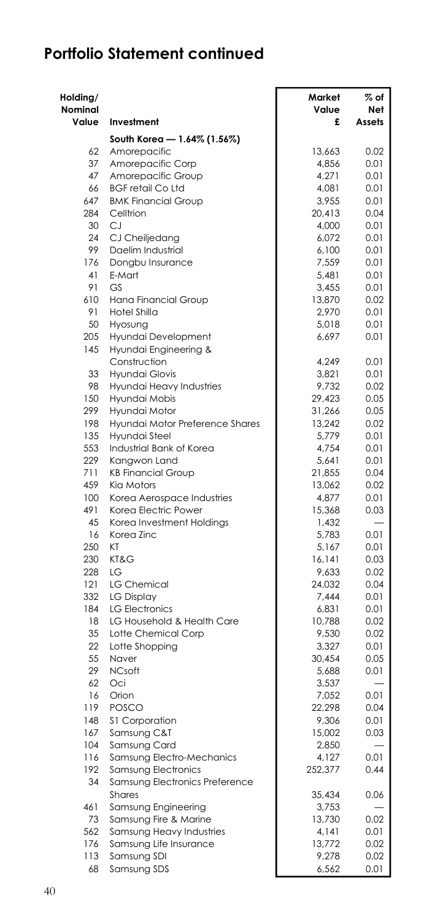## Portfolio Statement continued

| Holding/ Nominal Value | Investment | Market Value £ | % of Net Assets |
|---|---|---|---|
| | **South Korea — 1.64% (1.56%)** | | |
| 62 | Amorepacific | 13,663 | 0.02 |
| 37 | Amorepacific Corp | 4,856 | 0.01 |
| 47 | Amorepacific Group | 4,271 | 0.01 |
| 66 | BGF retail Co Ltd | 4,081 | 0.01 |
| 647 | BMK Financial Group | 3,955 | 0.01 |
| 284 | Celltrion | 20,413 | 0.04 |
| 30 | CJ | 4,000 | 0.01 |
| 24 | CJ Cheiljedang | 6,072 | 0.01 |
| 99 | Daelim Industrial | 6,100 | 0.01 |
| 176 | Dongbu Insurance | 7,559 | 0.01 |
| 41 | E-Mart | 5,481 | 0.01 |
| 91 | GS | 3,455 | 0.01 |
| 610 | Hana Financial Group | 13,870 | 0.02 |
| 91 | Hotel Shilla | 2,970 | 0.01 |
| 50 | Hyosung | 5,018 | 0.01 |
| 205 | Hyundai Development | 6,697 | 0.01 |
| 145 | Hyundai Engineering & Construction | 4,249 | 0.01 |
| 33 | Hyundai Glovis | 3,821 | 0.01 |
| 98 | Hyundai Heavy Industries | 9,732 | 0.02 |
| 150 | Hyundai Mobis | 29,423 | 0.05 |
| 299 | Hyundai Motor | 31,266 | 0.05 |
| 198 | Hyundai Motor Preference Shares | 13,242 | 0.02 |
| 135 | Hyundai Steel | 5,779 | 0.01 |
| 553 | Industrial Bank of Korea | 4,754 | 0.01 |
| 229 | Kangwon Land | 5,641 | 0.01 |
| 711 | KB Financial Group | 21,855 | 0.04 |
| 459 | Kia Motors | 13,062 | 0.02 |
| 100 | Korea Aerospace Industries | 4,877 | 0.01 |
| 491 | Korea Electric Power | 15,368 | 0.03 |
| 45 | Korea Investment Holdings | 1,432 | — |
| 16 | Korea Zinc | 5,783 | 0.01 |
| 250 | KT | 5,167 | 0.01 |
| 230 | KT&G | 16,141 | 0.03 |
| 228 | LG | 9,633 | 0.02 |
| 121 | LG Chemical | 24,032 | 0.04 |
| 332 | LG Display | 7,444 | 0.01 |
| 184 | LG Electronics | 6,831 | 0.01 |
| 18 | LG Household & Health Care | 10,788 | 0.02 |
| 35 | Lotte Chemical Corp | 9,530 | 0.02 |
| 22 | Lotte Shopping | 3,327 | 0.01 |
| 55 | Naver | 30,454 | 0.05 |
| 29 | NCsoft | 5,688 | 0.01 |
| 62 | Oci | 3,537 | — |
| 16 | Orion | 7,052 | 0.01 |
| 119 | POSCO | 22,298 | 0.04 |
| 148 | S1 Corporation | 9,306 | 0.01 |
| 167 | Samsung C&T | 15,002 | 0.03 |
| 104 | Samsung Card | 2,850 | — |
| 116 | Samsung Electro-Mechanics | 4,127 | 0.01 |
| 192 | Samsung Electronics | 252,377 | 0.44 |
| 34 | Samsung Electronics Preference Shares | 35,434 | 0.06 |
| 461 | Samsung Engineering | 3,753 | — |
| 73 | Samsung Fire & Marine | 13,730 | 0.02 |
| 562 | Samsung Heavy Industries | 4,141 | 0.01 |
| 176 | Samsung Life Insurance | 13,772 | 0.02 |
| 113 | Samsung SDI | 9,278 | 0.02 |
| 68 | Samsung SDS | 6,562 | 0.01 |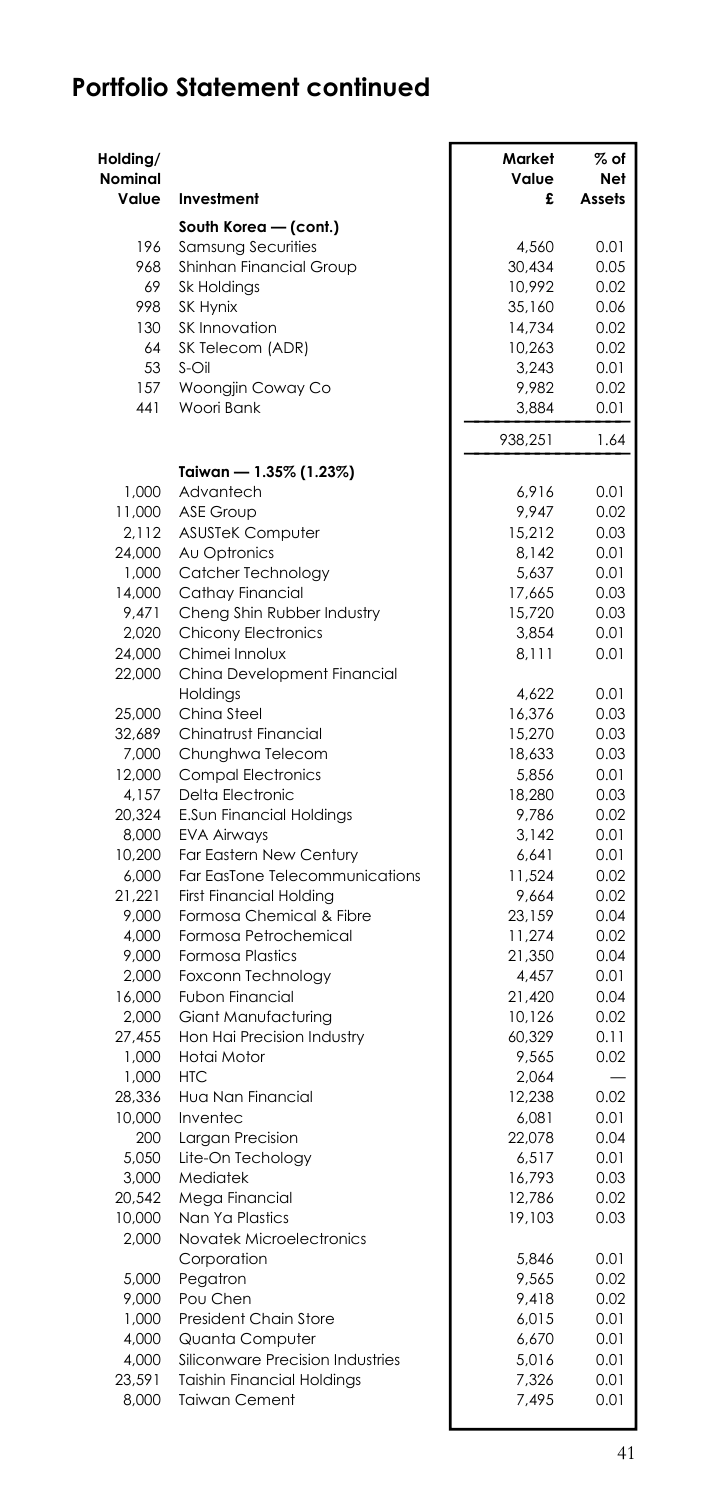## Portfolio Statement continued

| Holding/ Nominal Value | Investment | Market Value £ | % of Net Assets |
|---|---|---|---|
| | **South Korea — (cont.)** | | |
| 196 | Samsung Securities | 4,560 | 0.01 |
| 968 | Shinhan Financial Group | 30,434 | 0.05 |
| 69 | Sk Holdings | 10,992 | 0.02 |
| 998 | SK Hynix | 35,160 | 0.06 |
| 130 | SK Innovation | 14,734 | 0.02 |
| 64 | SK Telecom (ADR) | 10,263 | 0.02 |
| 53 | S-Oil | 3,243 | 0.01 |
| 157 | Woongjin Coway Co | 9,982 | 0.02 |
| 441 | Woori Bank | 3,884 | 0.01 |
| | | 938,251 | 1.64 |
| | **Taiwan — 1.35% (1.23%)** | | |
| 1,000 | Advantech | 6,916 | 0.01 |
| 11,000 | ASE Group | 9,947 | 0.02 |
| 2,112 | ASUSTeK Computer | 15,212 | 0.03 |
| 24,000 | Au Optronics | 8,142 | 0.01 |
| 1,000 | Catcher Technology | 5,637 | 0.01 |
| 14,000 | Cathay Financial | 17,665 | 0.03 |
| 9,471 | Cheng Shin Rubber Industry | 15,720 | 0.03 |
| 2,020 | Chicony Electronics | 3,854 | 0.01 |
| 24,000 | Chimei Innolux | 8,111 | 0.01 |
| 22,000 | China Development Financial Holdings | 4,622 | 0.01 |
| 25,000 | China Steel | 16,376 | 0.03 |
| 32,689 | Chinatrust Financial | 15,270 | 0.03 |
| 7,000 | Chunghwa Telecom | 18,633 | 0.03 |
| 12,000 | Compal Electronics | 5,856 | 0.01 |
| 4,157 | Delta Electronic | 18,280 | 0.03 |
| 20,324 | E.Sun Financial Holdings | 9,786 | 0.02 |
| 8,000 | EVA Airways | 3,142 | 0.01 |
| 10,200 | Far Eastern New Century | 6,641 | 0.01 |
| 6,000 | Far EasTone Telecommunications | 11,524 | 0.02 |
| 21,221 | First Financial Holding | 9,664 | 0.02 |
| 9,000 | Formosa Chemical & Fibre | 23,159 | 0.04 |
| 4,000 | Formosa Petrochemical | 11,274 | 0.02 |
| 9,000 | Formosa Plastics | 21,350 | 0.04 |
| 2,000 | Foxconn Technology | 4,457 | 0.01 |
| 16,000 | Fubon Financial | 21,420 | 0.04 |
| 2,000 | Giant Manufacturing | 10,126 | 0.02 |
| 27,455 | Hon Hai Precision Industry | 60,329 | 0.11 |
| 1,000 | Hotai Motor | 9,565 | 0.02 |
| 1,000 | HTC | 2,064 | — |
| 28,336 | Hua Nan Financial | 12,238 | 0.02 |
| 10,000 | Inventec | 6,081 | 0.01 |
| 200 | Largan Precision | 22,078 | 0.04 |
| 5,050 | Lite-On Techology | 6,517 | 0.01 |
| 3,000 | Mediatek | 16,793 | 0.03 |
| 20,542 | Mega Financial | 12,786 | 0.02 |
| 10,000 | Nan Ya Plastics | 19,103 | 0.03 |
| 2,000 | Novatek Microelectronics Corporation | 5,846 | 0.01 |
| 5,000 | Pegatron | 9,565 | 0.02 |
| 9,000 | Pou Chen | 9,418 | 0.02 |
| 1,000 | President Chain Store | 6,015 | 0.01 |
| 4,000 | Quanta Computer | 6,670 | 0.01 |
| 4,000 | Siliconware Precision Industries | 5,016 | 0.01 |
| 23,591 | Taishin Financial Holdings | 7,326 | 0.01 |
| 8,000 | Taiwan Cement | 7,495 | 0.01 |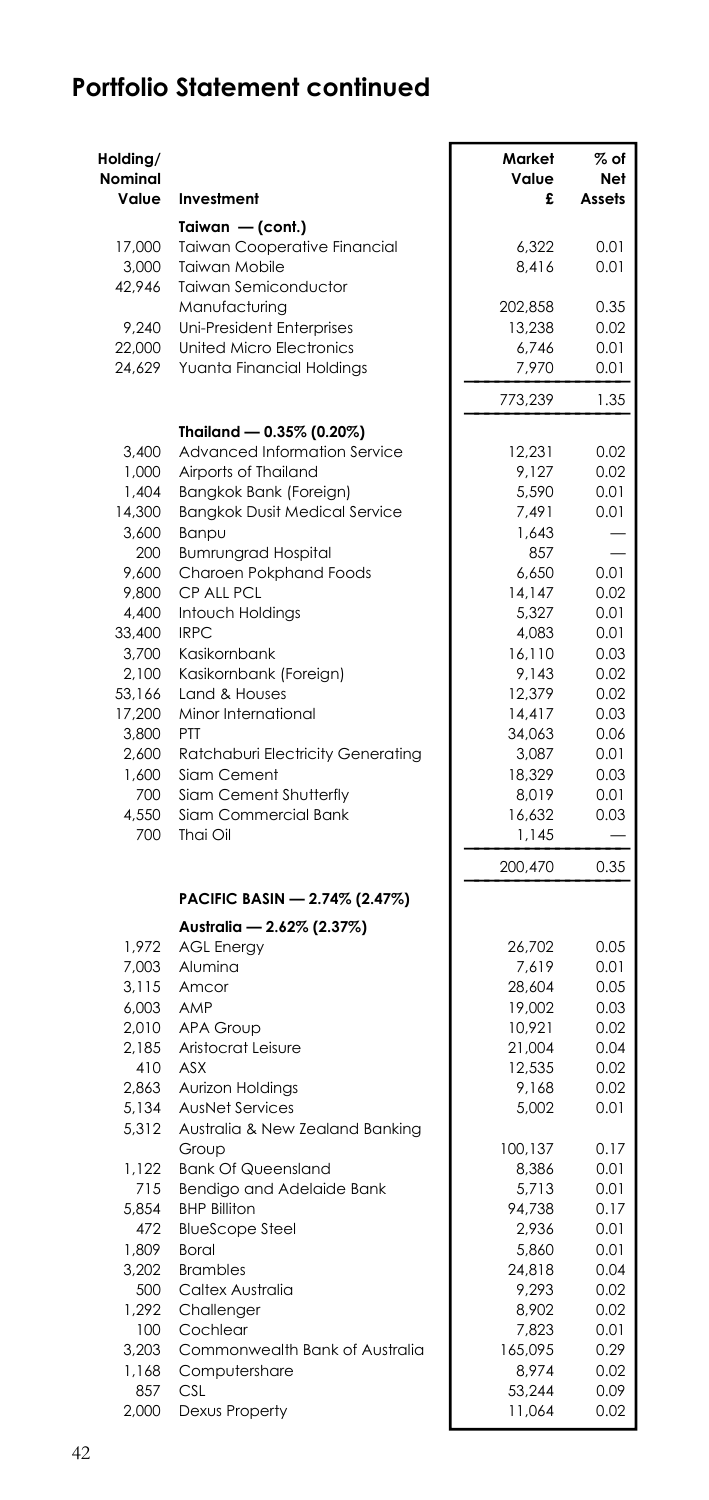## Portfolio Statement continued

| Holding/ Nominal Value | Investment | Market Value £ | % of Net Assets |
|---|---|---|---|
| | **Taiwan — (cont.)** | | |
| 17,000 | Taiwan Cooperative Financial | 6,322 | 0.01 |
| 3,000 | Taiwan Mobile | 8,416 | 0.01 |
| 42,946 | Taiwan Semiconductor Manufacturing | 202,858 | 0.35 |
| 9,240 | Uni-President Enterprises | 13,238 | 0.02 |
| 22,000 | United Micro Electronics | 6,746 | 0.01 |
| 24,629 | Yuanta Financial Holdings | 7,970 | 0.01 |
| | | 773,239 | 1.35 |
| | **Thailand — 0.35% (0.20%)** | | |
| 3,400 | Advanced Information Service | 12,231 | 0.02 |
| 1,000 | Airports of Thailand | 9,127 | 0.02 |
| 1,404 | Bangkok Bank (Foreign) | 5,590 | 0.01 |
| 14,300 | Bangkok Dusit Medical Service | 7,491 | 0.01 |
| 3,600 | Banpu | 1,643 | — |
| 200 | Bumrungrad Hospital | 857 | — |
| 9,600 | Charoen Pokphand Foods | 6,650 | 0.01 |
| 9,800 | CP ALL PCL | 14,147 | 0.02 |
| 4,400 | Intouch Holdings | 5,327 | 0.01 |
| 33,400 | IRPC | 4,083 | 0.01 |
| 3,700 | Kasikornbank | 16,110 | 0.03 |
| 2,100 | Kasikornbank (Foreign) | 9,143 | 0.02 |
| 53,166 | Land & Houses | 12,379 | 0.02 |
| 17,200 | Minor International | 14,417 | 0.03 |
| 3,800 | PTT | 34,063 | 0.06 |
| 2,600 | Ratchaburi Electricity Generating | 3,087 | 0.01 |
| 1,600 | Siam Cement | 18,329 | 0.03 |
| 700 | Siam Cement Shutterfly | 8,019 | 0.01 |
| 4,550 | Siam Commercial Bank | 16,632 | 0.03 |
| 700 | Thai Oil | 1,145 | — |
| | | 200,470 | 0.35 |
| | **PACIFIC BASIN — 2.74% (2.47%)** | | |
| | **Australia — 2.62% (2.37%)** | | |
| 1,972 | AGL Energy | 26,702 | 0.05 |
| 7,003 | Alumina | 7,619 | 0.01 |
| 3,115 | Amcor | 28,604 | 0.05 |
| 6,003 | AMP | 19,002 | 0.03 |
| 2,010 | APA Group | 10,921 | 0.02 |
| 2,185 | Aristocrat Leisure | 21,004 | 0.04 |
| 410 | ASX | 12,535 | 0.02 |
| 2,863 | Aurizon Holdings | 9,168 | 0.02 |
| 5,134 | AusNet Services | 5,002 | 0.01 |
| 5,312 | Australia & New Zealand Banking Group | 100,137 | 0.17 |
| 1,122 | Bank Of Queensland | 8,386 | 0.01 |
| 715 | Bendigo and Adelaide Bank | 5,713 | 0.01 |
| 5,854 | BHP Billiton | 94,738 | 0.17 |
| 472 | BlueScope Steel | 2,936 | 0.01 |
| 1,809 | Boral | 5,860 | 0.01 |
| 3,202 | Brambles | 24,818 | 0.04 |
| 500 | Caltex Australia | 9,293 | 0.02 |
| 1,292 | Challenger | 8,902 | 0.02 |
| 100 | Cochlear | 7,823 | 0.01 |
| 3,203 | Commonwealth Bank of Australia | 165,095 | 0.29 |
| 1,168 | Computershare | 8,974 | 0.02 |
| 857 | CSL | 53,244 | 0.09 |
| 2,000 | Dexus Property | 11,064 | 0.02 |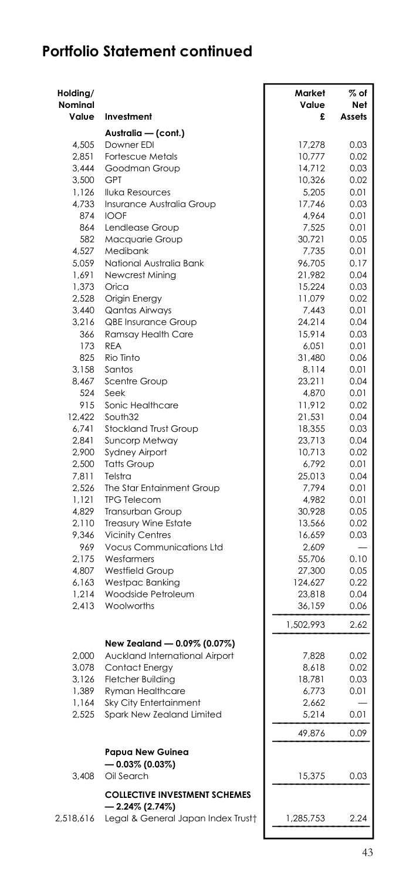## Portfolio Statement continued

| Holding/ Nominal Value | Investment | Market Value £ | % of Net Assets |
|---|---|---|---|
| | **Australia — (cont.)** | | |
| 4,505 | Downer EDI | 17,278 | 0.03 |
| 2,851 | Fortescue Metals | 10,777 | 0.02 |
| 3,444 | Goodman Group | 14,712 | 0.03 |
| 3,500 | GPT | 10,326 | 0.02 |
| 1,126 | Iluka Resources | 5,205 | 0.01 |
| 4,733 | Insurance Australia Group | 17,746 | 0.03 |
| 874 | IOOF | 4,964 | 0.01 |
| 864 | Lendlease Group | 7,525 | 0.01 |
| 582 | Macquarie Group | 30,721 | 0.05 |
| 4,527 | Medibank | 7,735 | 0.01 |
| 5,059 | National Australia Bank | 96,705 | 0.17 |
| 1,691 | Newcrest Mining | 21,982 | 0.04 |
| 1,373 | Orica | 15,224 | 0.03 |
| 2,528 | Origin Energy | 11,079 | 0.02 |
| 3,440 | Qantas Airways | 7,443 | 0.01 |
| 3,216 | QBE Insurance Group | 24,214 | 0.04 |
| 366 | Ramsay Health Care | 15,914 | 0.03 |
| 173 | REA | 6,051 | 0.01 |
| 825 | Rio Tinto | 31,480 | 0.06 |
| 3,158 | Santos | 8,114 | 0.01 |
| 8,467 | Scentre Group | 23,211 | 0.04 |
| 524 | Seek | 4,870 | 0.01 |
| 915 | Sonic Healthcare | 11,912 | 0.02 |
| 12,422 | South32 | 21,531 | 0.04 |
| 6,741 | Stockland Trust Group | 18,355 | 0.03 |
| 2,841 | Suncorp Metway | 23,713 | 0.04 |
| 2,900 | Sydney Airport | 10,713 | 0.02 |
| 2,500 | Tatts Group | 6,792 | 0.01 |
| 7,811 | Telstra | 25,013 | 0.04 |
| 2,526 | The Star Entainment Group | 7,794 | 0.01 |
| 1,121 | TPG Telecom | 4,982 | 0.01 |
| 4,829 | Transurban Group | 30,928 | 0.05 |
| 2,110 | Treasury Wine Estate | 13,566 | 0.02 |
| 9,346 | Vicinity Centres | 16,659 | 0.03 |
| 969 | Vocus Communications Ltd | 2,609 | — |
| 2,175 | Wesfarmers | 55,706 | 0.10 |
| 4,807 | Westfield Group | 27,300 | 0.05 |
| 6,163 | Westpac Banking | 124,627 | 0.22 |
| 1,214 | Woodside Petroleum | 23,818 | 0.04 |
| 2,413 | Woolworths | 36,159 | 0.06 |
| | | 1,502,993 | 2.62 |
| | **New Zealand — 0.09% (0.07%)** | | |
| 2,000 | Auckland International Airport | 7,828 | 0.02 |
| 3,078 | Contact Energy | 8,618 | 0.02 |
| 3,126 | Fletcher Building | 18,781 | 0.03 |
| 1,389 | Ryman Healthcare | 6,773 | 0.01 |
| 1,164 | Sky City Entertainment | 2,662 | — |
| 2,525 | Spark New Zealand Limited | 5,214 | 0.01 |
| | | 49,876 | 0.09 |
| | **Papua New Guinea — 0.03% (0.03%)** | | |
| 3,408 | Oil Search | 15,375 | 0.03 |
| | **COLLECTIVE INVESTMENT SCHEMES — 2.24% (2.74%)** | | |
| 2,518,616 | Legal & General Japan Index Trust† | 1,285,753 | 2.24 |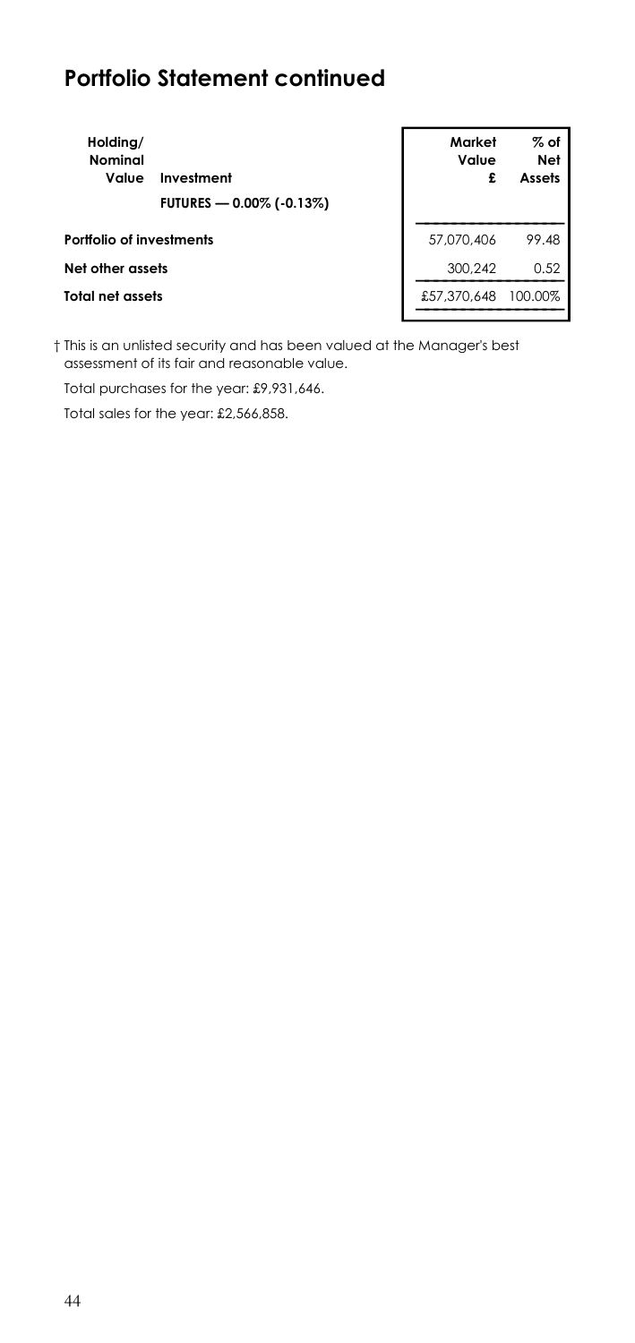## Portfolio Statement continued

| Holding/ Nominal Value | Investment | Market Value £ | % of Net Assets |
|---|---|---|---|
| | **FUTURES — 0.00% (-0.13%)** | | |
| **Portfolio of investments** | | 57,070,406 | 99.48 |
| **Net other assets** | | 300,242 | 0.52 |
| **Total net assets** | | £57,370,648 | 100.00% |

† This is an unlisted security and has been valued at the Manager's best assessment of its fair and reasonable value.

Total purchases for the year: £9,931,646.

Total sales for the year: £2,566,858.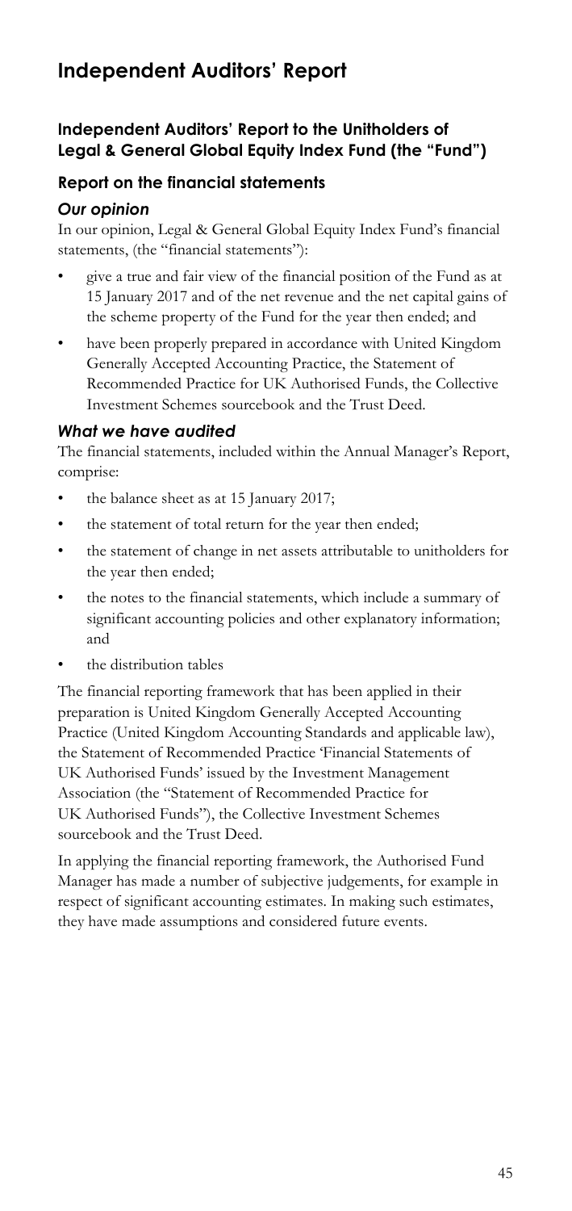# Independent Auditors' Report

## Independent Auditors' Report to the Unitholders of Legal & General Global Equity Index Fund (the "Fund")

### Report on the financial statements

#### *Our opinion*

In our opinion, Legal & General Global Equity Index Fund's financial statements, (the "financial statements"):

- give a true and fair view of the financial position of the Fund as at 15 January 2017 and of the net revenue and the net capital gains of the scheme property of the Fund for the year then ended; and
- have been properly prepared in accordance with United Kingdom Generally Accepted Accounting Practice, the Statement of Recommended Practice for UK Authorised Funds, the Collective Investment Schemes sourcebook and the Trust Deed.

#### *What we have audited*

The financial statements, included within the Annual Manager's Report, comprise:

- the balance sheet as at 15 January 2017;
- the statement of total return for the year then ended;
- the statement of change in net assets attributable to unitholders for the year then ended;
- the notes to the financial statements, which include a summary of significant accounting policies and other explanatory information; and
- the distribution tables

The financial reporting framework that has been applied in their preparation is United Kingdom Generally Accepted Accounting Practice (United Kingdom Accounting Standards and applicable law), the Statement of Recommended Practice 'Financial Statements of UK Authorised Funds' issued by the Investment Management Association (the "Statement of Recommended Practice for UK Authorised Funds"), the Collective Investment Schemes sourcebook and the Trust Deed.

In applying the financial reporting framework, the Authorised Fund Manager has made a number of subjective judgements, for example in respect of significant accounting estimates. In making such estimates, they have made assumptions and considered future events.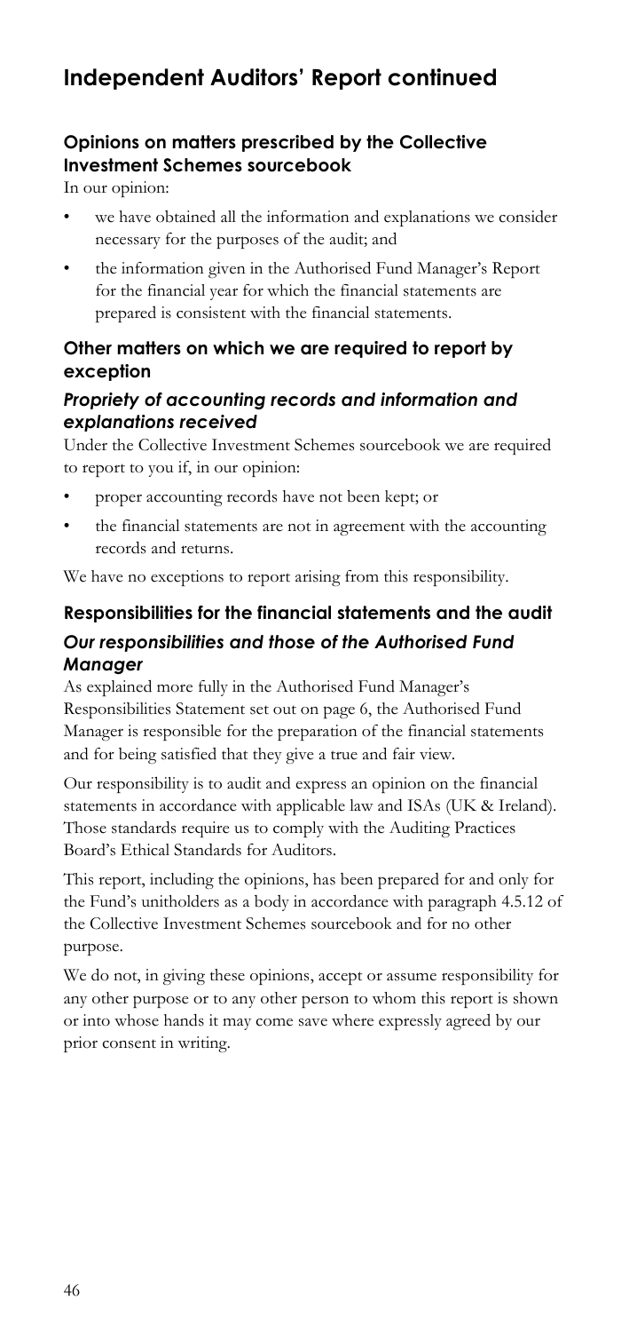# Independent Auditors' Report continued

### Opinions on matters prescribed by the Collective Investment Schemes sourcebook

In our opinion:

- we have obtained all the information and explanations we consider necessary for the purposes of the audit; and
- the information given in the Authorised Fund Manager's Report for the financial year for which the financial statements are prepared is consistent with the financial statements.

### Other matters on which we are required to report by exception

#### *Propriety of accounting records and information and explanations received*

Under the Collective Investment Schemes sourcebook we are required to report to you if, in our opinion:

- proper accounting records have not been kept; or
- the financial statements are not in agreement with the accounting records and returns.

We have no exceptions to report arising from this responsibility.

### Responsibilities for the financial statements and the audit

#### *Our responsibilities and those of the Authorised Fund Manager*

As explained more fully in the Authorised Fund Manager's Responsibilities Statement set out on page 6, the Authorised Fund Manager is responsible for the preparation of the financial statements and for being satisfied that they give a true and fair view.

Our responsibility is to audit and express an opinion on the financial statements in accordance with applicable law and ISAs (UK & Ireland). Those standards require us to comply with the Auditing Practices Board's Ethical Standards for Auditors.

This report, including the opinions, has been prepared for and only for the Fund's unitholders as a body in accordance with paragraph 4.5.12 of the Collective Investment Schemes sourcebook and for no other purpose.

We do not, in giving these opinions, accept or assume responsibility for any other purpose or to any other person to whom this report is shown or into whose hands it may come save where expressly agreed by our prior consent in writing.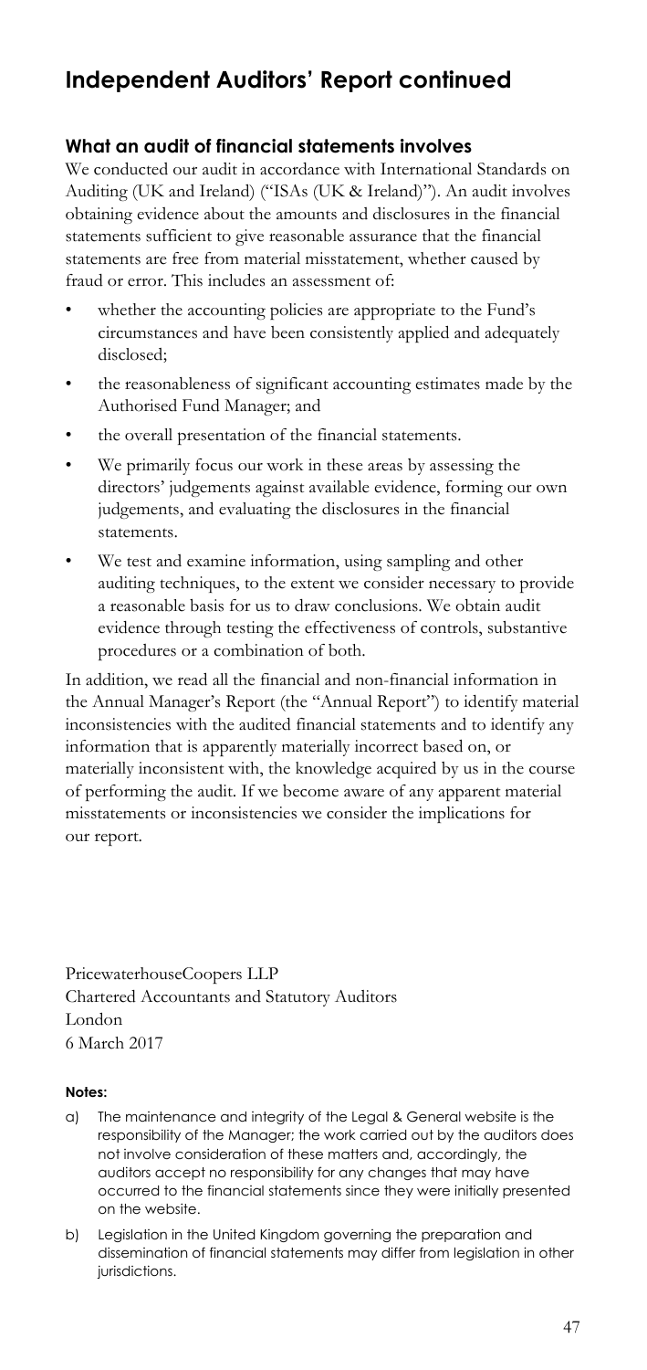# Independent Auditors' Report continued

### What an audit of financial statements involves

We conducted our audit in accordance with International Standards on Auditing (UK and Ireland) ("ISAs (UK & Ireland)"). An audit involves obtaining evidence about the amounts and disclosures in the financial statements sufficient to give reasonable assurance that the financial statements are free from material misstatement, whether caused by fraud or error. This includes an assessment of:

- whether the accounting policies are appropriate to the Fund's circumstances and have been consistently applied and adequately disclosed;
- the reasonableness of significant accounting estimates made by the Authorised Fund Manager; and
- the overall presentation of the financial statements.
- We primarily focus our work in these areas by assessing the directors' judgements against available evidence, forming our own judgements, and evaluating the disclosures in the financial statements.
- We test and examine information, using sampling and other auditing techniques, to the extent we consider necessary to provide a reasonable basis for us to draw conclusions. We obtain audit evidence through testing the effectiveness of controls, substantive procedures or a combination of both.

In addition, we read all the financial and non-financial information in the Annual Manager's Report (the "Annual Report") to identify material inconsistencies with the audited financial statements and to identify any information that is apparently materially incorrect based on, or materially inconsistent with, the knowledge acquired by us in the course of performing the audit. If we become aware of any apparent material misstatements or inconsistencies we consider the implications for our report.

PricewaterhouseCoopers LLP
Chartered Accountants and Statutory Auditors
London
6 March 2017

**Notes:**

a) The maintenance and integrity of the Legal & General website is the responsibility of the Manager; the work carried out by the auditors does not involve consideration of these matters and, accordingly, the auditors accept no responsibility for any changes that may have occurred to the financial statements since they were initially presented on the website.

b) Legislation in the United Kingdom governing the preparation and dissemination of financial statements may differ from legislation in other jurisdictions.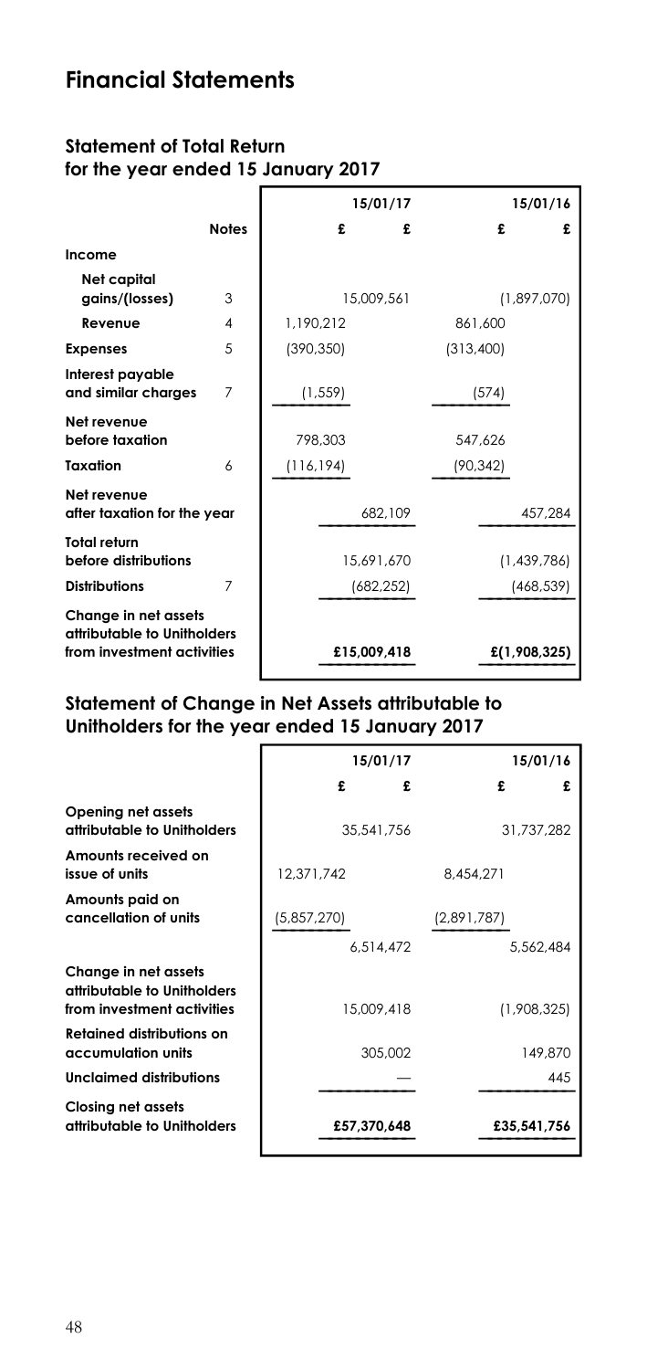# Financial Statements

## Statement of Total Return for the year ended 15 January 2017

| | Notes | 15/01/17 £ | 15/01/17 £ | 15/01/16 £ | 15/01/16 £ |
|---|---|---|---|---|---|
| **Income** | | | | | |
| **Net capital gains/(losses)** | 3 | | 15,009,561 | | (1,897,070) |
| **Revenue** | 4 | 1,190,212 | | 861,600 | |
| **Expenses** | 5 | (390,350) | | (313,400) | |
| **Interest payable and similar charges** | 7 | (1,559) | | (574) | |
| **Net revenue before taxation** | | 798,303 | | 547,626 | |
| **Taxation** | 6 | (116,194) | | (90,342) | |
| **Net revenue after taxation for the year** | | | 682,109 | | 457,284 |
| **Total return before distributions** | | | 15,691,670 | | (1,439,786) |
| **Distributions** | 7 | | (682,252) | | (468,539) |
| **Change in net assets attributable to Unitholders from investment activities** | | | £15,009,418 | | £(1,908,325) |

## Statement of Change in Net Assets attributable to Unitholders for the year ended 15 January 2017

| | 15/01/17 £ | 15/01/17 £ | 15/01/16 £ | 15/01/16 £ |
|---|---|---|---|---|
| **Opening net assets attributable to Unitholders** | | 35,541,756 | | 31,737,282 |
| **Amounts received on issue of units** | 12,371,742 | | 8,454,271 | |
| **Amounts paid on cancellation of units** | (5,857,270) | | (2,891,787) | |
| | | 6,514,472 | | 5,562,484 |
| **Change in net assets attributable to Unitholders from investment activities** | | 15,009,418 | | (1,908,325) |
| **Retained distributions on accumulation units** | | 305,002 | | 149,870 |
| **Unclaimed distributions** | | — | | 445 |
| **Closing net assets attributable to Unitholders** | | £57,370,648 | | £35,541,756 |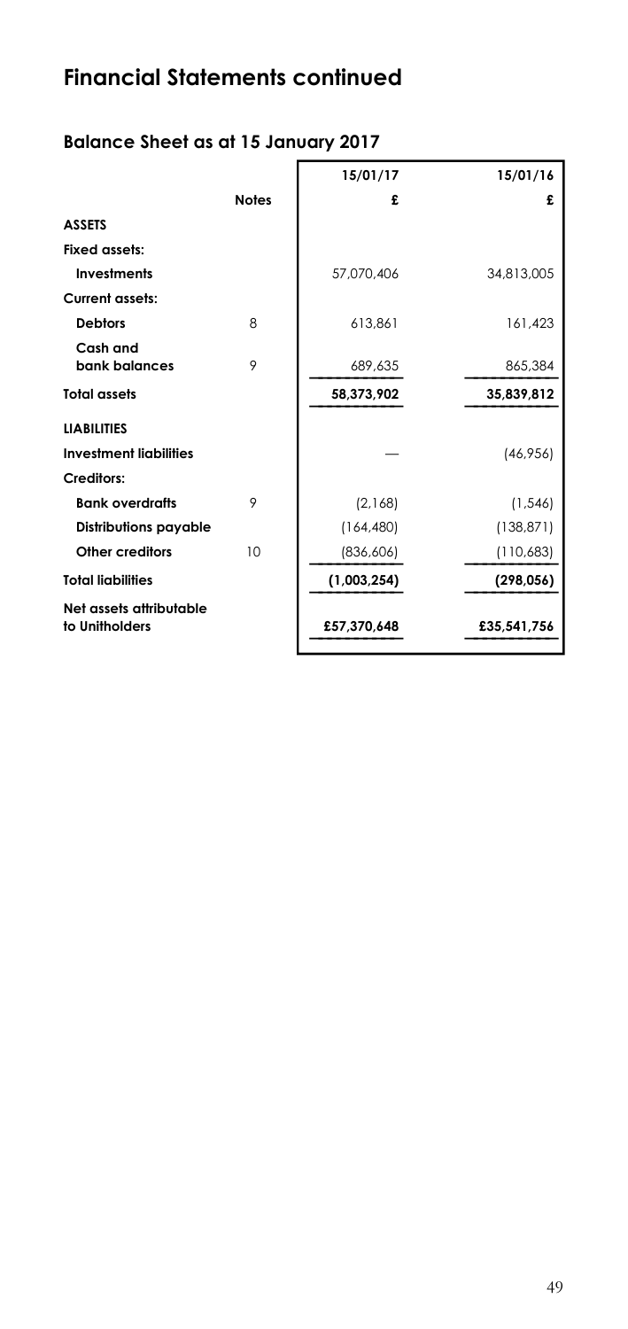# Financial Statements continued

## Balance Sheet as at 15 January 2017

| | Notes | 15/01/17 | 15/01/16 |
|---|---|---|---|
| | | £ | £ |
| **ASSETS** | | | |
| **Fixed assets:** | | | |
| **Investments** | | 57,070,406 | 34,813,005 |
| **Current assets:** | | | |
| **Debtors** | 8 | 613,861 | 161,423 |
| **Cash and bank balances** | 9 | 689,635 | 865,384 |
| **Total assets** | | **58,373,902** | **35,839,812** |
| **LIABILITIES** | | | |
| **Investment liabilities** | | — | (46,956) |
| **Creditors:** | | | |
| **Bank overdrafts** | 9 | (2,168) | (1,546) |
| **Distributions payable** | | (164,480) | (138,871) |
| **Other creditors** | 10 | (836,606) | (110,683) |
| **Total liabilities** | | **(1,003,254)** | **(298,056)** |
| **Net assets attributable to Unitholders** | | **£57,370,648** | **£35,541,756** |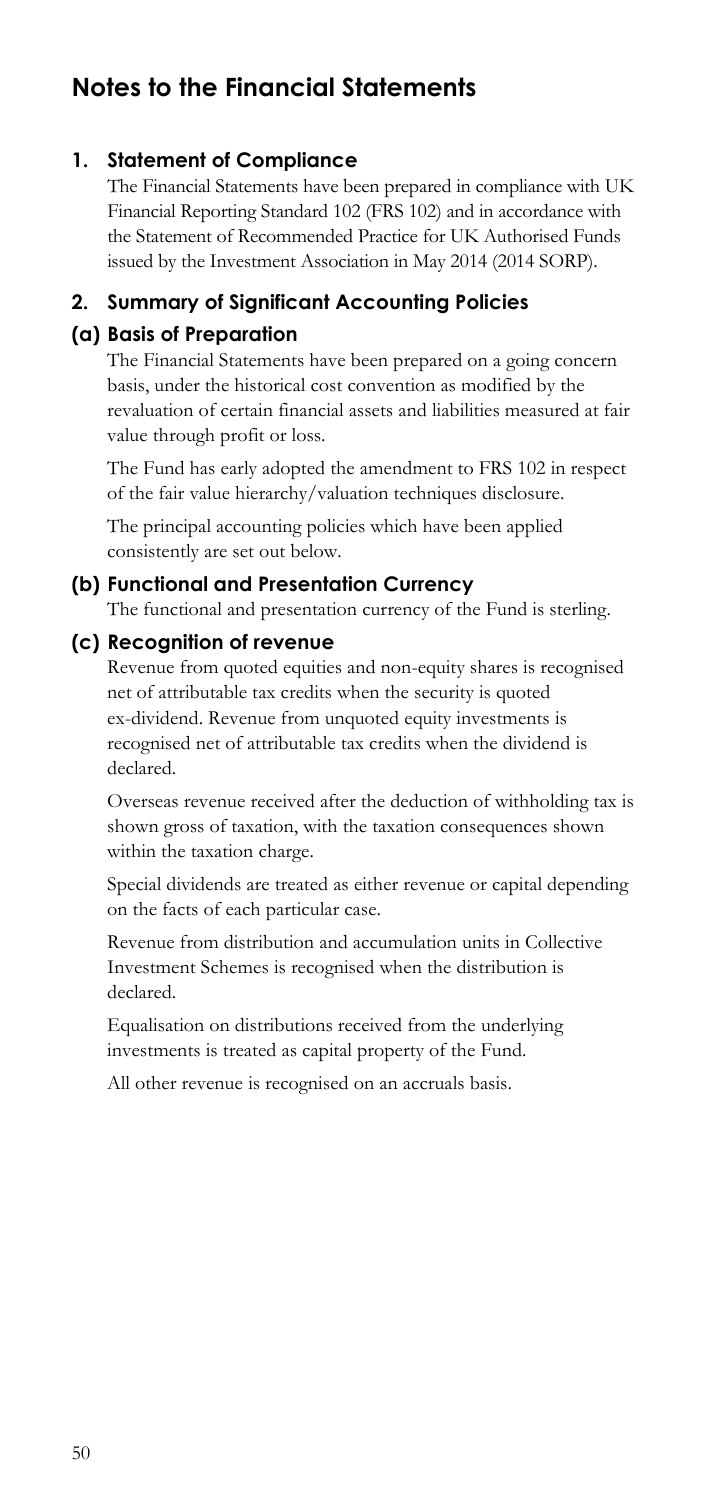# Notes to the Financial Statements

## 1. Statement of Compliance

The Financial Statements have been prepared in compliance with UK Financial Reporting Standard 102 (FRS 102) and in accordance with the Statement of Recommended Practice for UK Authorised Funds issued by the Investment Association in May 2014 (2014 SORP).

## 2. Summary of Significant Accounting Policies

### (a) Basis of Preparation

The Financial Statements have been prepared on a going concern basis, under the historical cost convention as modified by the revaluation of certain financial assets and liabilities measured at fair value through profit or loss.

The Fund has early adopted the amendment to FRS 102 in respect of the fair value hierarchy/valuation techniques disclosure.

The principal accounting policies which have been applied consistently are set out below.

### (b) Functional and Presentation Currency

The functional and presentation currency of the Fund is sterling.

### (c) Recognition of revenue

Revenue from quoted equities and non-equity shares is recognised net of attributable tax credits when the security is quoted ex-dividend. Revenue from unquoted equity investments is recognised net of attributable tax credits when the dividend is declared.

Overseas revenue received after the deduction of withholding tax is shown gross of taxation, with the taxation consequences shown within the taxation charge.

Special dividends are treated as either revenue or capital depending on the facts of each particular case.

Revenue from distribution and accumulation units in Collective Investment Schemes is recognised when the distribution is declared.

Equalisation on distributions received from the underlying investments is treated as capital property of the Fund.

All other revenue is recognised on an accruals basis.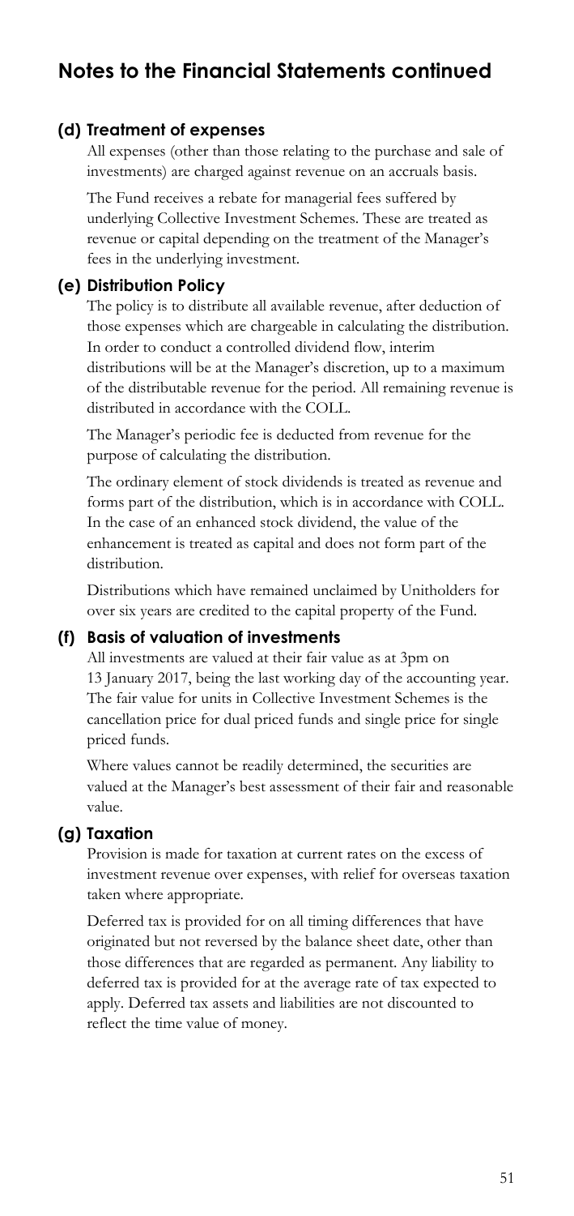# Notes to the Financial Statements continued

### (d) Treatment of expenses

All expenses (other than those relating to the purchase and sale of investments) are charged against revenue on an accruals basis.

The Fund receives a rebate for managerial fees suffered by underlying Collective Investment Schemes. These are treated as revenue or capital depending on the treatment of the Manager's fees in the underlying investment.

### (e) Distribution Policy

The policy is to distribute all available revenue, after deduction of those expenses which are chargeable in calculating the distribution. In order to conduct a controlled dividend flow, interim distributions will be at the Manager's discretion, up to a maximum of the distributable revenue for the period. All remaining revenue is distributed in accordance with the COLL.

The Manager's periodic fee is deducted from revenue for the purpose of calculating the distribution.

The ordinary element of stock dividends is treated as revenue and forms part of the distribution, which is in accordance with COLL. In the case of an enhanced stock dividend, the value of the enhancement is treated as capital and does not form part of the distribution.

Distributions which have remained unclaimed by Unitholders for over six years are credited to the capital property of the Fund.

### (f) Basis of valuation of investments

All investments are valued at their fair value as at 3pm on 13 January 2017, being the last working day of the accounting year. The fair value for units in Collective Investment Schemes is the cancellation price for dual priced funds and single price for single priced funds.

Where values cannot be readily determined, the securities are valued at the Manager's best assessment of their fair and reasonable value.

### (g) Taxation

Provision is made for taxation at current rates on the excess of investment revenue over expenses, with relief for overseas taxation taken where appropriate.

Deferred tax is provided for on all timing differences that have originated but not reversed by the balance sheet date, other than those differences that are regarded as permanent. Any liability to deferred tax is provided for at the average rate of tax expected to apply. Deferred tax assets and liabilities are not discounted to reflect the time value of money.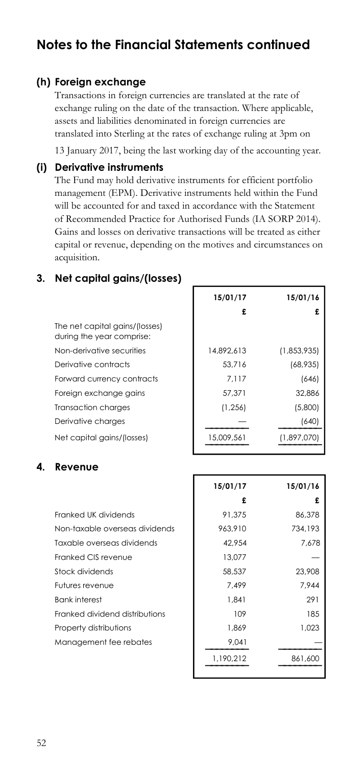# Notes to the Financial Statements continued

### (h) Foreign exchange

Transactions in foreign currencies are translated at the rate of exchange ruling on the date of the transaction. Where applicable, assets and liabilities denominated in foreign currencies are translated into Sterling at the rates of exchange ruling at 3pm on

13 January 2017, being the last working day of the accounting year.

### (i) Derivative instruments

The Fund may hold derivative instruments for efficient portfolio management (EPM). Derivative instruments held within the Fund will be accounted for and taxed in accordance with the Statement of Recommended Practice for Authorised Funds (IA SORP 2014). Gains and losses on derivative transactions will be treated as either capital or revenue, depending on the motives and circumstances on acquisition.

## 3. Net capital gains/(losses)

| | 15/01/17 | 15/01/16 |
|---|---|---|
| | £ | £ |
| The net capital gains/(losses) during the year comprise: | | |
| Non-derivative securities | 14,892,613 | (1,853,935) |
| Derivative contracts | 53,716 | (68,935) |
| Forward currency contracts | 7,117 | (646) |
| Foreign exchange gains | 57,371 | 32,886 |
| Transaction charges | (1,256) | (5,800) |
| Derivative charges | — | (640) |
| Net capital gains/(losses) | 15,009,561 | (1,897,070) |

## 4. Revenue

| | 15/01/17 | 15/01/16 |
|---|---|---|
| | £ | £ |
| Franked UK dividends | 91,375 | 86,378 |
| Non-taxable overseas dividends | 963,910 | 734,193 |
| Taxable overseas dividends | 42,954 | 7,678 |
| Franked CIS revenue | 13,077 | — |
| Stock dividends | 58,537 | 23,908 |
| Futures revenue | 7,499 | 7,944 |
| Bank interest | 1,841 | 291 |
| Franked dividend distributions | 109 | 185 |
| Property distributions | 1,869 | 1,023 |
| Management fee rebates | 9,041 | — |
| | 1,190,212 | 861,600 |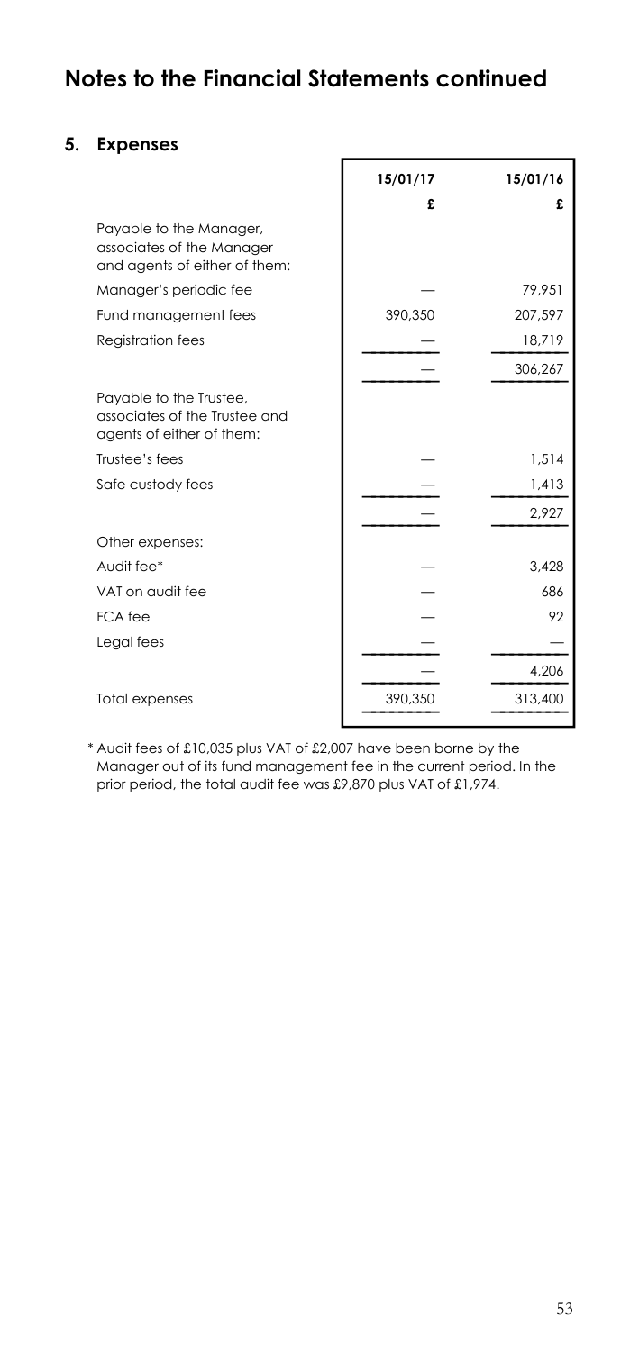# Notes to the Financial Statements continued

## 5. Expenses

| | 15/01/17 | 15/01/16 |
|---|---|---|
| | £ | £ |
| Payable to the Manager, associates of the Manager and agents of either of them: | | |
| Manager's periodic fee | — | 79,951 |
| Fund management fees | 390,350 | 207,597 |
| Registration fees | — | 18,719 |
| | — | 306,267 |
| Payable to the Trustee, associates of the Trustee and agents of either of them: | | |
| Trustee's fees | — | 1,514 |
| Safe custody fees | — | 1,413 |
| | — | 2,927 |
| Other expenses: | | |
| Audit fee* | — | 3,428 |
| VAT on audit fee | — | 686 |
| FCA fee | — | 92 |
| Legal fees | — | — |
| | — | 4,206 |
| Total expenses | 390,350 | 313,400 |

\* Audit fees of £10,035 plus VAT of £2,007 have been borne by the Manager out of its fund management fee in the current period. In the prior period, the total audit fee was £9,870 plus VAT of £1,974.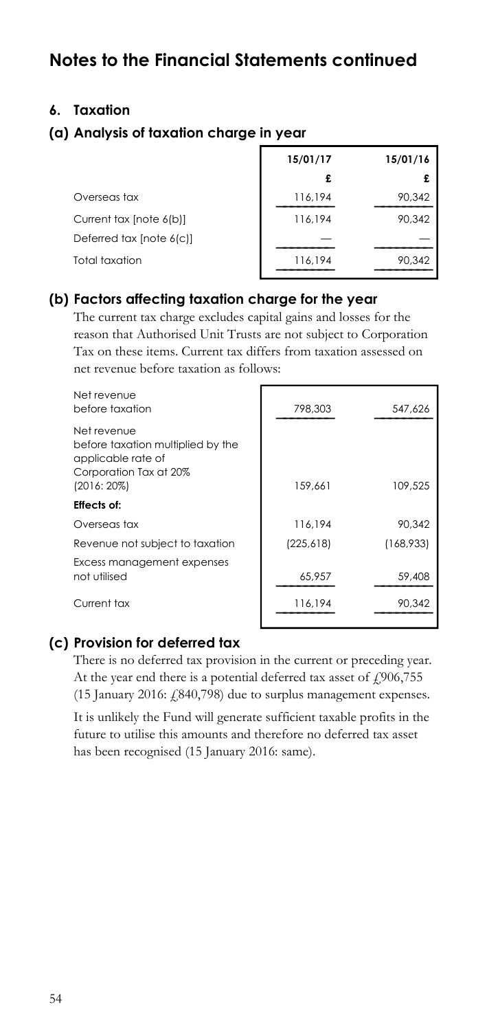# Notes to the Financial Statements continued

## 6. Taxation

### (a) Analysis of taxation charge in year

| | 15/01/17 | 15/01/16 |
|---|---|---|
| | £ | £ |
| Overseas tax | 116,194 | 90,342 |
| Current tax [note 6(b)] | 116,194 | 90,342 |
| Deferred tax [note 6(c)] | — | — |
| Total taxation | 116,194 | 90,342 |

### (b) Factors affecting taxation charge for the year

The current tax charge excludes capital gains and losses for the reason that Authorised Unit Trusts are not subject to Corporation Tax on these items. Current tax differs from taxation assessed on net revenue before taxation as follows:

| | | |
|---|---|---|
| Net revenue before taxation | 798,303 | 547,626 |
| Net revenue before taxation multiplied by the applicable rate of Corporation Tax at 20% (2016: 20%) | 159,661 | 109,525 |
| **Effects of:** | | |
| Overseas tax | 116,194 | 90,342 |
| Revenue not subject to taxation | (225,618) | (168,933) |
| Excess management expenses not utilised | 65,957 | 59,408 |
| Current tax | 116,194 | 90,342 |

### (c) Provision for deferred tax

There is no deferred tax provision in the current or preceding year. At the year end there is a potential deferred tax asset of £906,755 (15 January 2016: £840,798) due to surplus management expenses.

It is unlikely the Fund will generate sufficient taxable profits in the future to utilise this amounts and therefore no deferred tax asset has been recognised (15 January 2016: same).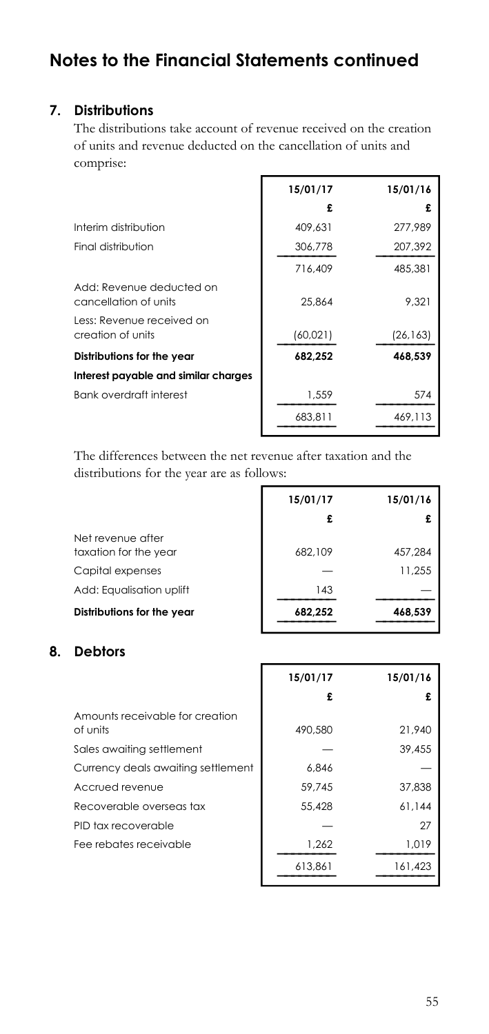# Notes to the Financial Statements continued

## 7. Distributions

The distributions take account of revenue received on the creation of units and revenue deducted on the cancellation of units and comprise:

| | 15/01/17 | 15/01/16 |
|---|---|---|
| | £ | £ |
| Interim distribution | 409,631 | 277,989 |
| Final distribution | 306,778 | 207,392 |
| | 716,409 | 485,381 |
| Add: Revenue deducted on cancellation of units | 25,864 | 9,321 |
| Less: Revenue received on creation of units | (60,021) | (26,163) |
| **Distributions for the year** | **682,252** | **468,539** |
| **Interest payable and similar charges** | | |
| Bank overdraft interest | 1,559 | 574 |
| | 683,811 | 469,113 |

The differences between the net revenue after taxation and the distributions for the year are as follows:

| | 15/01/17 | 15/01/16 |
|---|---|---|
| | £ | £ |
| Net revenue after taxation for the year | 682,109 | 457,284 |
| Capital expenses | — | 11,255 |
| Add: Equalisation uplift | 143 | — |
| **Distributions for the year** | **682,252** | **468,539** |

## 8. Debtors

| | 15/01/17 | 15/01/16 |
|---|---|---|
| | £ | £ |
| Amounts receivable for creation of units | 490,580 | 21,940 |
| Sales awaiting settlement | — | 39,455 |
| Currency deals awaiting settlement | 6,846 | — |
| Accrued revenue | 59,745 | 37,838 |
| Recoverable overseas tax | 55,428 | 61,144 |
| PID tax recoverable | — | 27 |
| Fee rebates receivable | 1,262 | 1,019 |
| | 613,861 | 161,423 |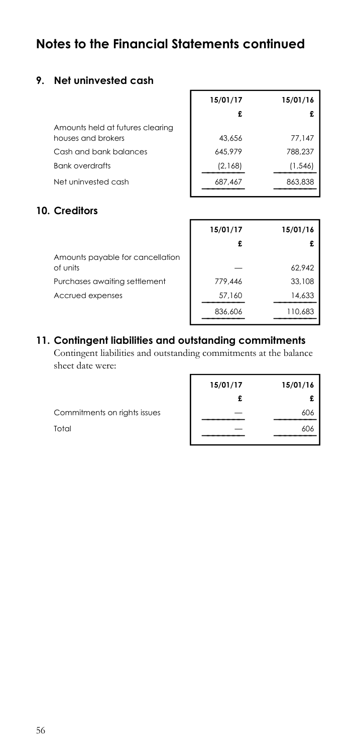# Notes to the Financial Statements continued

## 9. Net uninvested cash

| | 15/01/17 | 15/01/16 |
|---|---|---|
| | £ | £ |
| Amounts held at futures clearing houses and brokers | 43,656 | 77,147 |
| Cash and bank balances | 645,979 | 788,237 |
| Bank overdrafts | (2,168) | (1,546) |
| Net uninvested cash | 687,467 | 863,838 |

## 10. Creditors

| | 15/01/17 | 15/01/16 |
|---|---|---|
| | £ | £ |
| Amounts payable for cancellation of units | — | 62,942 |
| Purchases awaiting settlement | 779,446 | 33,108 |
| Accrued expenses | 57,160 | 14,633 |
| | 836,606 | 110,683 |

## 11. Contingent liabilities and outstanding commitments

Contingent liabilities and outstanding commitments at the balance sheet date were:

| | 15/01/17 | 15/01/16 |
|---|---|---|
| | £ | £ |
| Commitments on rights issues | — | 606 |
| Total | — | 606 |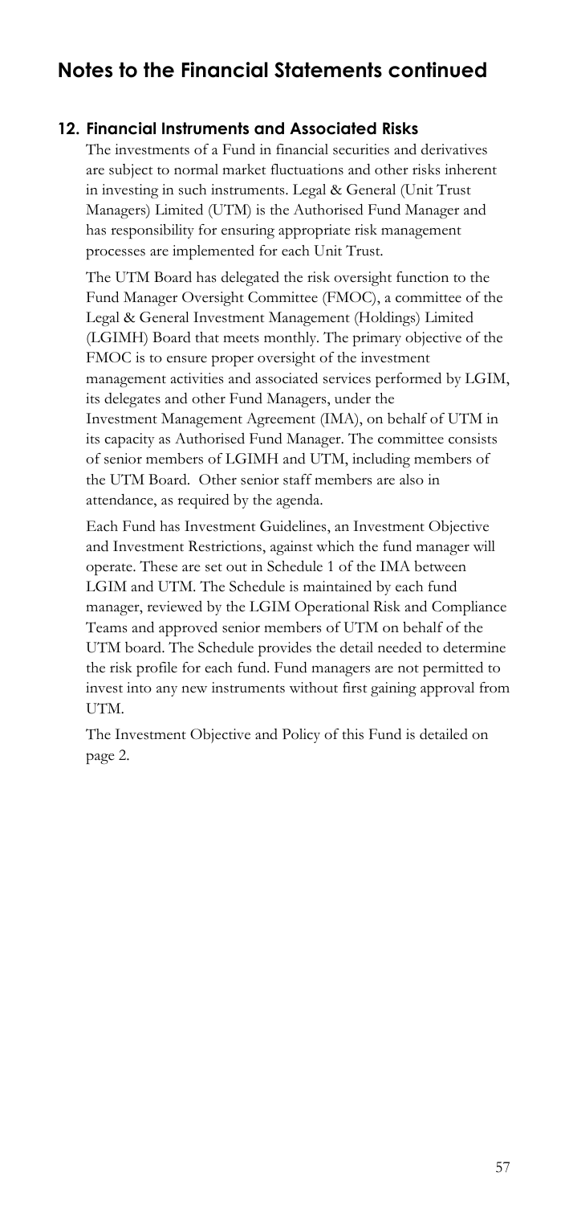# Notes to the Financial Statements continued

## 12. Financial Instruments and Associated Risks

The investments of a Fund in financial securities and derivatives are subject to normal market fluctuations and other risks inherent in investing in such instruments. Legal & General (Unit Trust Managers) Limited (UTM) is the Authorised Fund Manager and has responsibility for ensuring appropriate risk management processes are implemented for each Unit Trust.

The UTM Board has delegated the risk oversight function to the Fund Manager Oversight Committee (FMOC), a committee of the Legal & General Investment Management (Holdings) Limited (LGIMH) Board that meets monthly. The primary objective of the FMOC is to ensure proper oversight of the investment management activities and associated services performed by LGIM, its delegates and other Fund Managers, under the Investment Management Agreement (IMA), on behalf of UTM in its capacity as Authorised Fund Manager. The committee consists of senior members of LGIMH and UTM, including members of the UTM Board. Other senior staff members are also in attendance, as required by the agenda.

Each Fund has Investment Guidelines, an Investment Objective and Investment Restrictions, against which the fund manager will operate. These are set out in Schedule 1 of the IMA between LGIM and UTM. The Schedule is maintained by each fund manager, reviewed by the LGIM Operational Risk and Compliance Teams and approved senior members of UTM on behalf of the UTM board. The Schedule provides the detail needed to determine the risk profile for each fund. Fund managers are not permitted to invest into any new instruments without first gaining approval from UTM.

The Investment Objective and Policy of this Fund is detailed on page 2.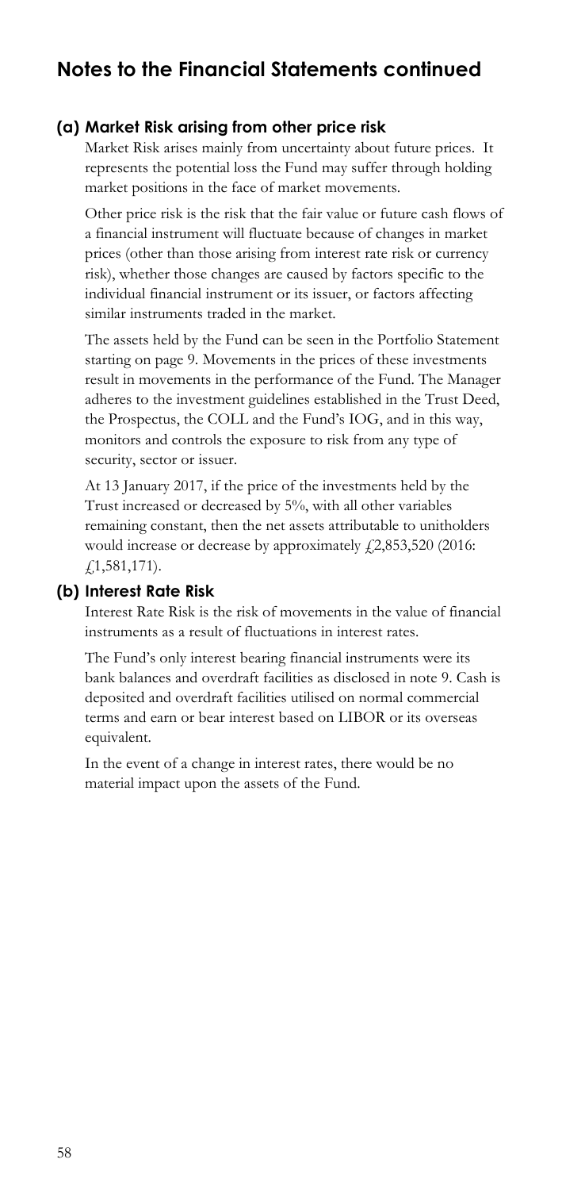# Notes to the Financial Statements continued

## (a) Market Risk arising from other price risk

Market Risk arises mainly from uncertainty about future prices. It represents the potential loss the Fund may suffer through holding market positions in the face of market movements.

Other price risk is the risk that the fair value or future cash flows of a financial instrument will fluctuate because of changes in market prices (other than those arising from interest rate risk or currency risk), whether those changes are caused by factors specific to the individual financial instrument or its issuer, or factors affecting similar instruments traded in the market.

The assets held by the Fund can be seen in the Portfolio Statement starting on page 9. Movements in the prices of these investments result in movements in the performance of the Fund. The Manager adheres to the investment guidelines established in the Trust Deed, the Prospectus, the COLL and the Fund's IOG, and in this way, monitors and controls the exposure to risk from any type of security, sector or issuer.

At 13 January 2017, if the price of the investments held by the Trust increased or decreased by 5%, with all other variables remaining constant, then the net assets attributable to unitholders would increase or decrease by approximately £2,853,520 (2016: £1,581,171).

## (b) Interest Rate Risk

Interest Rate Risk is the risk of movements in the value of financial instruments as a result of fluctuations in interest rates.

The Fund's only interest bearing financial instruments were its bank balances and overdraft facilities as disclosed in note 9. Cash is deposited and overdraft facilities utilised on normal commercial terms and earn or bear interest based on LIBOR or its overseas equivalent.

In the event of a change in interest rates, there would be no material impact upon the assets of the Fund.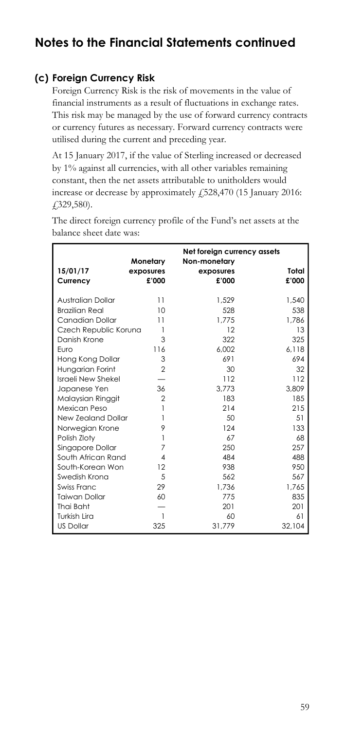# Notes to the Financial Statements continued

### (c) Foreign Currency Risk

Foreign Currency Risk is the risk of movements in the value of financial instruments as a result of fluctuations in exchange rates. This risk may be managed by the use of forward currency contracts or currency futures as necessary. Forward currency contracts were utilised during the current and preceding year.

At 15 January 2017, if the value of Sterling increased or decreased by 1% against all currencies, with all other variables remaining constant, then the net assets attributable to unitholders would increase or decrease by approximately £528,470 (15 January 2016: £329,580).

The direct foreign currency profile of the Fund's net assets at the balance sheet date was:

| | Net foreign currency assets | | |
|---|---|---|---|
| **15/01/17 Currency** | **Monetary exposures £'000** | **Non-monetary exposures £'000** | **Total £'000** |
| Australian Dollar | 11 | 1,529 | 1,540 |
| Brazilian Real | 10 | 528 | 538 |
| Canadian Dollar | 11 | 1,775 | 1,786 |
| Czech Republic Koruna | 1 | 12 | 13 |
| Danish Krone | 3 | 322 | 325 |
| Euro | 116 | 6,002 | 6,118 |
| Hong Kong Dollar | 3 | 691 | 694 |
| Hungarian Forint | 2 | 30 | 32 |
| Israeli New Shekel | — | 112 | 112 |
| Japanese Yen | 36 | 3,773 | 3,809 |
| Malaysian Ringgit | 2 | 183 | 185 |
| Mexican Peso | 1 | 214 | 215 |
| New Zealand Dollar | 1 | 50 | 51 |
| Norwegian Krone | 9 | 124 | 133 |
| Polish Zloty | 1 | 67 | 68 |
| Singapore Dollar | 7 | 250 | 257 |
| South African Rand | 4 | 484 | 488 |
| South-Korean Won | 12 | 938 | 950 |
| Swedish Krona | 5 | 562 | 567 |
| Swiss Franc | 29 | 1,736 | 1,765 |
| Taiwan Dollar | 60 | 775 | 835 |
| Thai Baht | — | 201 | 201 |
| Turkish Lira | 1 | 60 | 61 |
| US Dollar | 325 | 31,779 | 32,104 |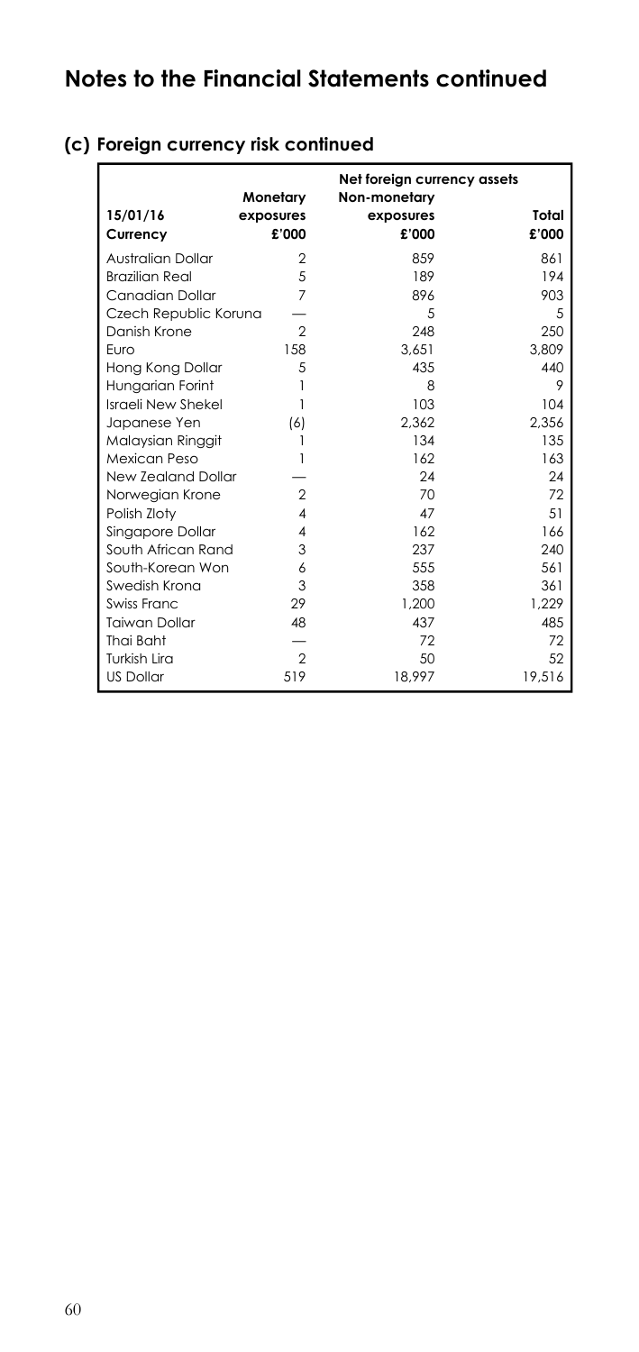# Notes to the Financial Statements continued

## (c) Foreign currency risk continued

| 15/01/16 | Net foreign currency assets | | |
|---|---|---|---|
| Currency | Monetary exposures £'000 | Non-monetary exposures £'000 | Total £'000 |
| Australian Dollar | 2 | 859 | 861 |
| Brazilian Real | 5 | 189 | 194 |
| Canadian Dollar | 7 | 896 | 903 |
| Czech Republic Koruna | — | 5 | 5 |
| Danish Krone | 2 | 248 | 250 |
| Euro | 158 | 3,651 | 3,809 |
| Hong Kong Dollar | 5 | 435 | 440 |
| Hungarian Forint | 1 | 8 | 9 |
| Israeli New Shekel | 1 | 103 | 104 |
| Japanese Yen | (6) | 2,362 | 2,356 |
| Malaysian Ringgit | 1 | 134 | 135 |
| Mexican Peso | 1 | 162 | 163 |
| New Zealand Dollar | — | 24 | 24 |
| Norwegian Krone | 2 | 70 | 72 |
| Polish Zloty | 4 | 47 | 51 |
| Singapore Dollar | 4 | 162 | 166 |
| South African Rand | 3 | 237 | 240 |
| South-Korean Won | 6 | 555 | 561 |
| Swedish Krona | 3 | 358 | 361 |
| Swiss Franc | 29 | 1,200 | 1,229 |
| Taiwan Dollar | 48 | 437 | 485 |
| Thai Baht | — | 72 | 72 |
| Turkish Lira | 2 | 50 | 52 |
| US Dollar | 519 | 18,997 | 19,516 |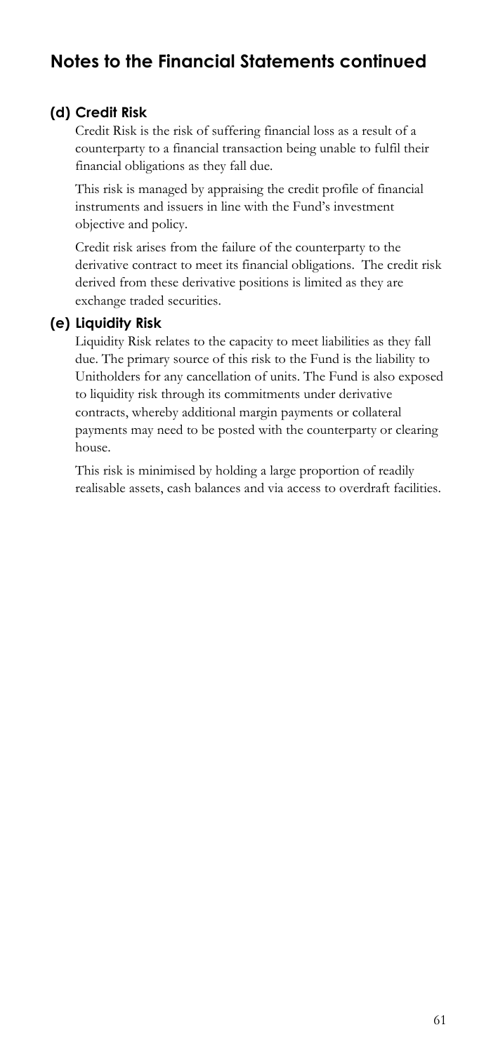## Notes to the Financial Statements continued

### (d) Credit Risk

Credit Risk is the risk of suffering financial loss as a result of a counterparty to a financial transaction being unable to fulfil their financial obligations as they fall due.

This risk is managed by appraising the credit profile of financial instruments and issuers in line with the Fund's investment objective and policy.

Credit risk arises from the failure of the counterparty to the derivative contract to meet its financial obligations. The credit risk derived from these derivative positions is limited as they are exchange traded securities.

### (e) Liquidity Risk

Liquidity Risk relates to the capacity to meet liabilities as they fall due. The primary source of this risk to the Fund is the liability to Unitholders for any cancellation of units. The Fund is also exposed to liquidity risk through its commitments under derivative contracts, whereby additional margin payments or collateral payments may need to be posted with the counterparty or clearing house.

This risk is minimised by holding a large proportion of readily realisable assets, cash balances and via access to overdraft facilities.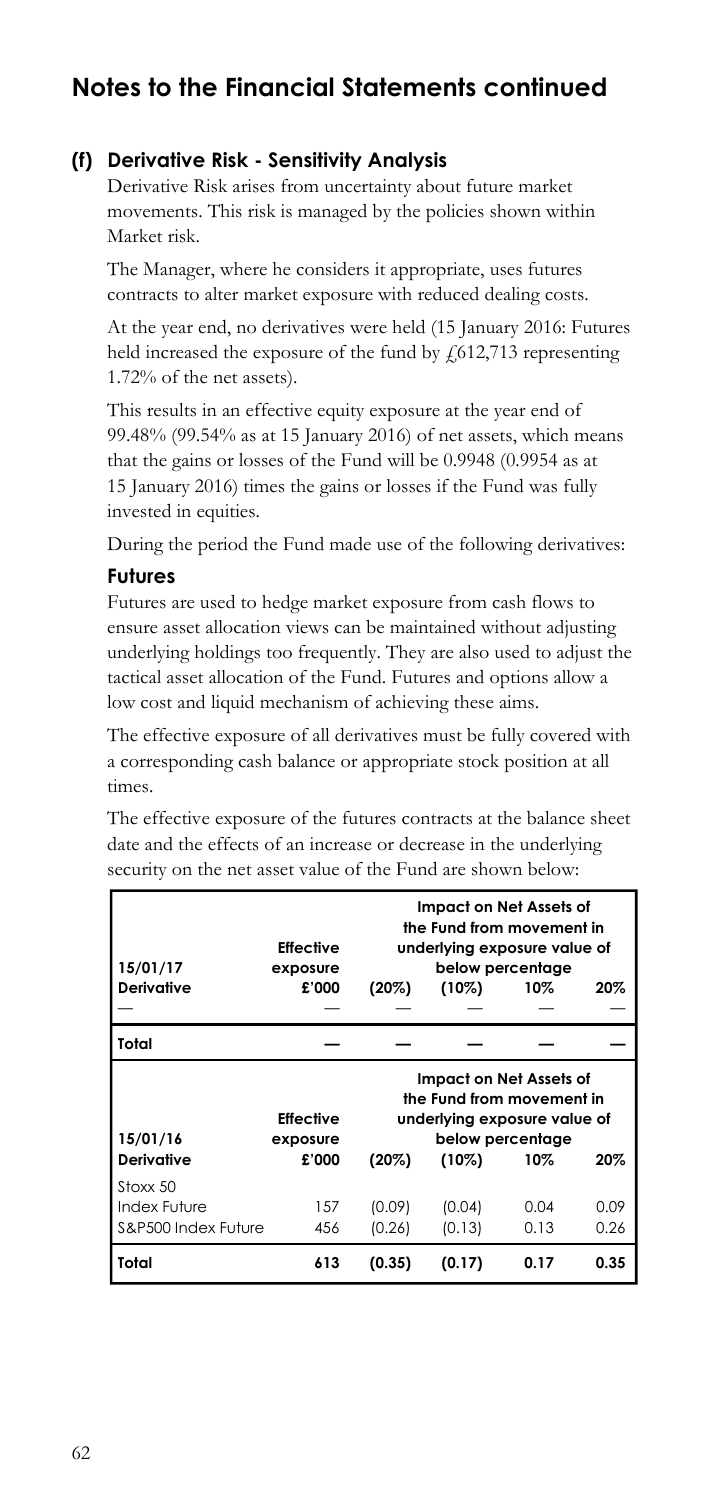## Notes to the Financial Statements continued

### (f) Derivative Risk - Sensitivity Analysis

Derivative Risk arises from uncertainty about future market movements. This risk is managed by the policies shown within Market risk.

The Manager, where he considers it appropriate, uses futures contracts to alter market exposure with reduced dealing costs.

At the year end, no derivatives were held (15 January 2016: Futures held increased the exposure of the fund by £612,713 representing 1.72% of the net assets).

This results in an effective equity exposure at the year end of 99.48% (99.54% as at 15 January 2016) of net assets, which means that the gains or losses of the Fund will be 0.9948 (0.9954 as at 15 January 2016) times the gains or losses if the Fund was fully invested in equities.

During the period the Fund made use of the following derivatives:

#### Futures

Futures are used to hedge market exposure from cash flows to ensure asset allocation views can be maintained without adjusting underlying holdings too frequently. They are also used to adjust the tactical asset allocation of the Fund. Futures and options allow a low cost and liquid mechanism of achieving these aims.

The effective exposure of all derivatives must be fully covered with a corresponding cash balance or appropriate stock position at all times.

The effective exposure of the futures contracts at the balance sheet date and the effects of an increase or decrease in the underlying security on the net asset value of the Fund are shown below:

| 15/01/17 Derivative | Effective exposure £'000 | Impact on Net Assets of the Fund from movement in underlying exposure value of below percentage (20%) | (10%) | 10% | 20% |
|---|---|---|---|---|---|
| — | — | — | — | — | — |
| **Total** | **—** | **—** | **—** | **—** | **—** |

| 15/01/16 Derivative | Effective exposure £'000 | Impact on Net Assets of the Fund from movement in underlying exposure value of below percentage (20%) | (10%) | 10% | 20% |
|---|---|---|---|---|---|
| Stoxx 50 Index Future | 157 | (0.09) | (0.04) | 0.04 | 0.09 |
| S&P500 Index Future | 456 | (0.26) | (0.13) | 0.13 | 0.26 |
| **Total** | **613** | **(0.35)** | **(0.17)** | **0.17** | **0.35** |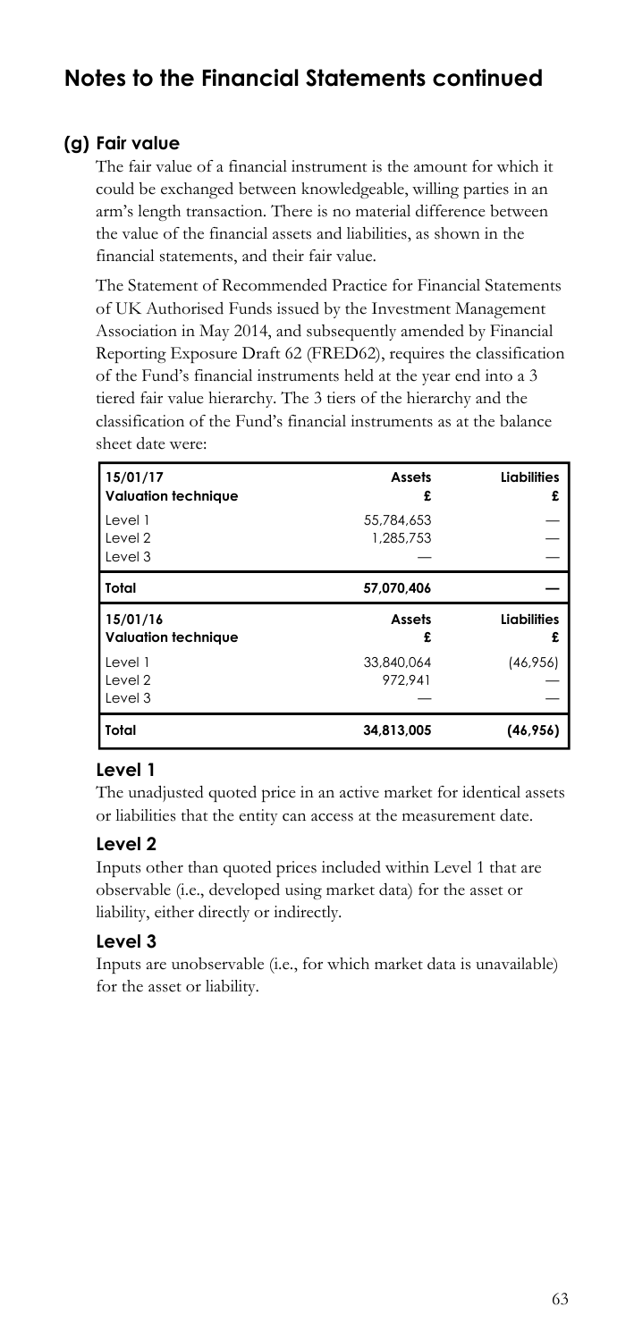# Notes to the Financial Statements continued

## (g) Fair value

The fair value of a financial instrument is the amount for which it could be exchanged between knowledgeable, willing parties in an arm's length transaction. There is no material difference between the value of the financial assets and liabilities, as shown in the financial statements, and their fair value.

The Statement of Recommended Practice for Financial Statements of UK Authorised Funds issued by the Investment Management Association in May 2014, and subsequently amended by Financial Reporting Exposure Draft 62 (FRED62), requires the classification of the Fund's financial instruments held at the year end into a 3 tiered fair value hierarchy. The 3 tiers of the hierarchy and the classification of the Fund's financial instruments as at the balance sheet date were:

| 15/01/17<br>Valuation technique | Assets<br>£ | Liabilities<br>£ |
|---|---|---|
| Level 1 | 55,784,653 | — |
| Level 2 | 1,285,753 | — |
| Level 3 | — | — |
| **Total** | **57,070,406** | **—** |
| **15/01/16<br>Valuation technique** | **Assets<br>£** | **Liabilities<br>£** |
| Level 1 | 33,840,064 | (46,956) |
| Level 2 | 972,941 | — |
| Level 3 | — | — |
| **Total** | **34,813,005** | **(46,956)** |

### Level 1

The unadjusted quoted price in an active market for identical assets or liabilities that the entity can access at the measurement date.

### Level 2

Inputs other than quoted prices included within Level 1 that are observable (i.e., developed using market data) for the asset or liability, either directly or indirectly.

### Level 3

Inputs are unobservable (i.e., for which market data is unavailable) for the asset or liability.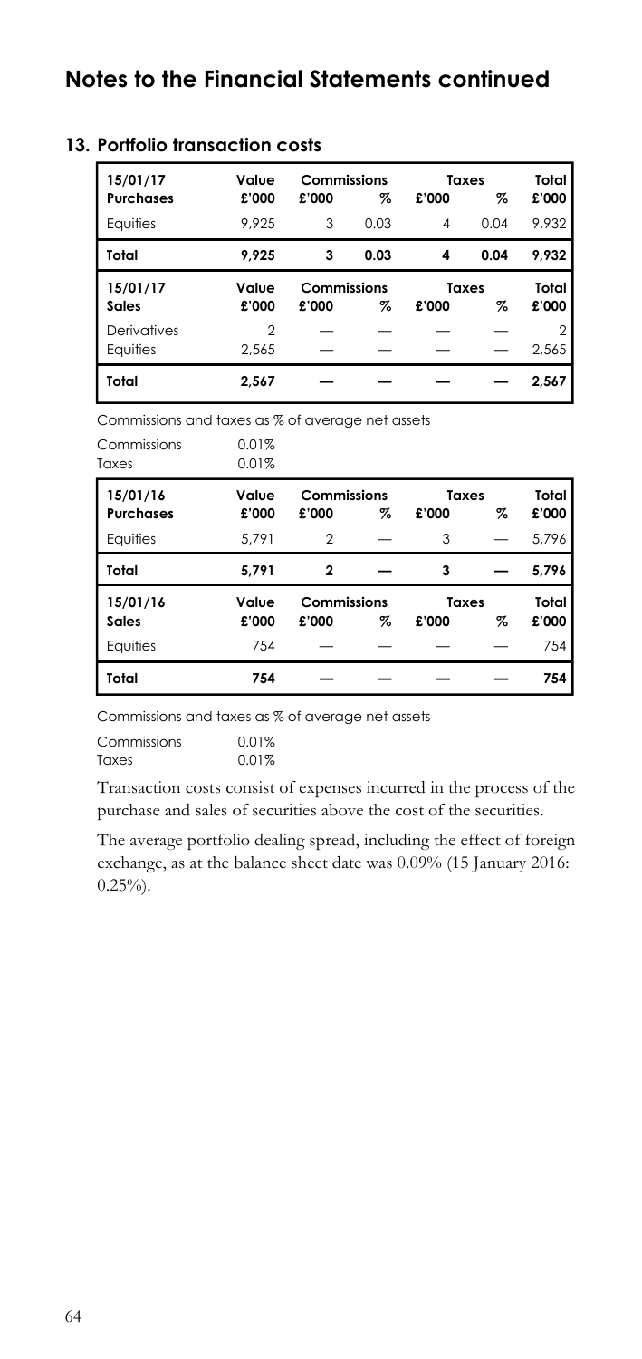# Notes to the Financial Statements continued

## 13. Portfolio transaction costs

| 15/01/17 Purchases | Value £'000 | Commissions £'000 | % | Taxes £'000 | % | Total £'000 |
|---|---|---|---|---|---|---|
| Equities | 9,925 | 3 | 0.03 | 4 | 0.04 | 9,932 |
| **Total** | **9,925** | **3** | **0.03** | **4** | **0.04** | **9,932** |

| 15/01/17 Sales | Value £'000 | Commissions £'000 | % | Taxes £'000 | % | Total £'000 |
|---|---|---|---|---|---|---|
| Derivatives | 2 | — | — | — | — | 2 |
| Equities | 2,565 | — | — | — | — | 2,565 |
| **Total** | **2,567** | **—** | **—** | **—** | **—** | **2,567** |

Commissions and taxes as % of average net assets

| | |
|---|---|
| Commissions | 0.01% |
| Taxes | 0.01% |

| 15/01/16 Purchases | Value £'000 | Commissions £'000 | % | Taxes £'000 | % | Total £'000 |
|---|---|---|---|---|---|---|
| Equities | 5,791 | 2 | — | 3 | — | 5,796 |
| **Total** | **5,791** | **2** | **—** | **3** | **—** | **5,796** |

| 15/01/16 Sales | Value £'000 | Commissions £'000 | % | Taxes £'000 | % | Total £'000 |
|---|---|---|---|---|---|---|
| Equities | 754 | — | — | — | — | 754 |
| **Total** | **754** | **—** | **—** | **—** | **—** | **754** |

Commissions and taxes as % of average net assets

| | |
|---|---|
| Commissions | 0.01% |
| Taxes | 0.01% |

Transaction costs consist of expenses incurred in the process of the purchase and sales of securities above the cost of the securities.

The average portfolio dealing spread, including the effect of foreign exchange, as at the balance sheet date was 0.09% (15 January 2016: 0.25%).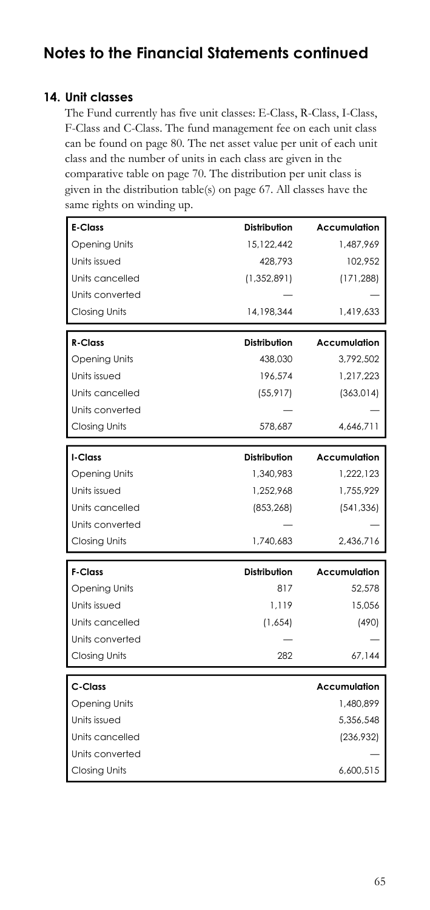## Notes to the Financial Statements continued

### 14. Unit classes

The Fund currently has five unit classes: E-Class, R-Class, I-Class, F-Class and C-Class. The fund management fee on each unit class can be found on page 80. The net asset value per unit of each unit class and the number of units in each class are given in the comparative table on page 70. The distribution per unit class is given in the distribution table(s) on page 67. All classes have the same rights on winding up.

| E-Class | Distribution | Accumulation |
|---|---|---|
| Opening Units | 15,122,442 | 1,487,969 |
| Units issued | 428,793 | 102,952 |
| Units cancelled | (1,352,891) | (171,288) |
| Units converted | — | — |
| Closing Units | 14,198,344 | 1,419,633 |

| R-Class | Distribution | Accumulation |
|---|---|---|
| Opening Units | 438,030 | 3,792,502 |
| Units issued | 196,574 | 1,217,223 |
| Units cancelled | (55,917) | (363,014) |
| Units converted | — | — |
| Closing Units | 578,687 | 4,646,711 |

| I-Class | Distribution | Accumulation |
|---|---|---|
| Opening Units | 1,340,983 | 1,222,123 |
| Units issued | 1,252,968 | 1,755,929 |
| Units cancelled | (853,268) | (541,336) |
| Units converted | — | — |
| Closing Units | 1,740,683 | 2,436,716 |

| F-Class | Distribution | Accumulation |
|---|---|---|
| Opening Units | 817 | 52,578 |
| Units issued | 1,119 | 15,056 |
| Units cancelled | (1,654) | (490) |
| Units converted | — | — |
| Closing Units | 282 | 67,144 |

| C-Class | Accumulation |
|---|---|
| Opening Units | 1,480,899 |
| Units issued | 5,356,548 |
| Units cancelled | (236,932) |
| Units converted | — |
| Closing Units | 6,600,515 |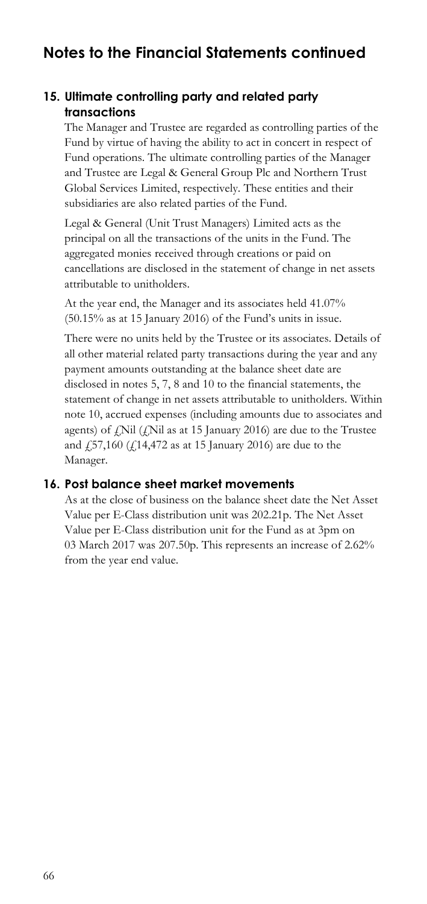## Notes to the Financial Statements continued

### 15. Ultimate controlling party and related party transactions

The Manager and Trustee are regarded as controlling parties of the Fund by virtue of having the ability to act in concert in respect of Fund operations. The ultimate controlling parties of the Manager and Trustee are Legal & General Group Plc and Northern Trust Global Services Limited, respectively. These entities and their subsidiaries are also related parties of the Fund.

Legal & General (Unit Trust Managers) Limited acts as the principal on all the transactions of the units in the Fund. The aggregated monies received through creations or paid on cancellations are disclosed in the statement of change in net assets attributable to unitholders.

At the year end, the Manager and its associates held 41.07% (50.15% as at 15 January 2016) of the Fund's units in issue.

There were no units held by the Trustee or its associates. Details of all other material related party transactions during the year and any payment amounts outstanding at the balance sheet date are disclosed in notes 5, 7, 8 and 10 to the financial statements, the statement of change in net assets attributable to unitholders. Within note 10, accrued expenses (including amounts due to associates and agents) of £Nil (£Nil as at 15 January 2016) are due to the Trustee and £57,160 (£14,472 as at 15 January 2016) are due to the Manager.

### 16. Post balance sheet market movements

As at the close of business on the balance sheet date the Net Asset Value per E-Class distribution unit was 202.21p. The Net Asset Value per E-Class distribution unit for the Fund as at 3pm on 03 March 2017 was 207.50p. This represents an increase of 2.62% from the year end value.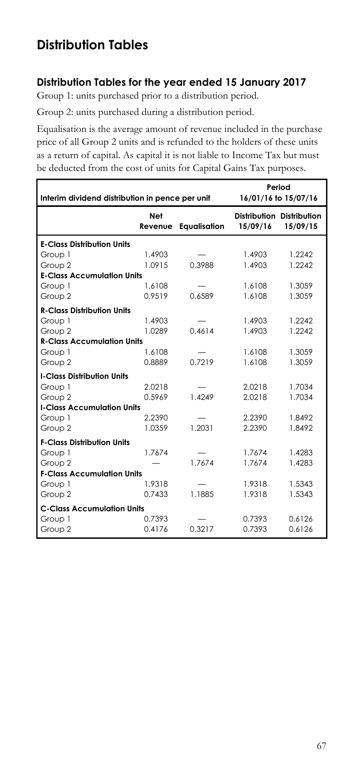# Distribution Tables

## Distribution Tables for the year ended 15 January 2017

Group 1: units purchased prior to a distribution period.

Group 2: units purchased during a distribution period.

Equalisation is the average amount of revenue included in the purchase price of all Group 2 units and is refunded to the holders of these units as a return of capital. As capital it is not liable to Income Tax but must be deducted from the cost of units for Capital Gains Tax purposes.

| Interim dividend distribution in pence per unit | | | Period 16/01/16 to 15/07/16 | |
|---|---|---|---|---|
| | Net Revenue | Equalisation | Distribution 15/09/16 | Distribution 15/09/15 |
| **E-Class Distribution Units** | | | | |
| Group 1 | 1.4903 | — | 1.4903 | 1.2242 |
| Group 2 | 1.0915 | 0.3988 | 1.4903 | 1.2242 |
| **E-Class Accumulation Units** | | | | |
| Group 1 | 1.6108 | — | 1.6108 | 1.3059 |
| Group 2 | 0.9519 | 0.6589 | 1.6108 | 1.3059 |
| **R-Class Distribution Units** | | | | |
| Group 1 | 1.4903 | — | 1.4903 | 1.2242 |
| Group 2 | 1.0289 | 0.4614 | 1.4903 | 1.2242 |
| **R-Class Accumulation Units** | | | | |
| Group 1 | 1.6108 | — | 1.6108 | 1.3059 |
| Group 2 | 0.8889 | 0.7219 | 1.6108 | 1.3059 |
| **I-Class Distribution Units** | | | | |
| Group 1 | 2.0218 | — | 2.0218 | 1.7034 |
| Group 2 | 0.5969 | 1.4249 | 2.0218 | 1.7034 |
| **I-Class Accumulation Units** | | | | |
| Group 1 | 2.2390 | — | 2.2390 | 1.8492 |
| Group 2 | 1.0359 | 1.2031 | 2.2390 | 1.8492 |
| **F-Class Distribution Units** | | | | |
| Group 1 | 1.7674 | — | 1.7674 | 1.4283 |
| Group 2 | — | 1.7674 | 1.7674 | 1.4283 |
| **F-Class Accumulation Units** | | | | |
| Group 1 | 1.9318 | — | 1.9318 | 1.5343 |
| Group 2 | 0.7433 | 1.1885 | 1.9318 | 1.5343 |
| **C-Class Accumulation Units** | | | | |
| Group 1 | 0.7393 | — | 0.7393 | 0.6126 |
| Group 2 | 0.4176 | 0.3217 | 0.7393 | 0.6126 |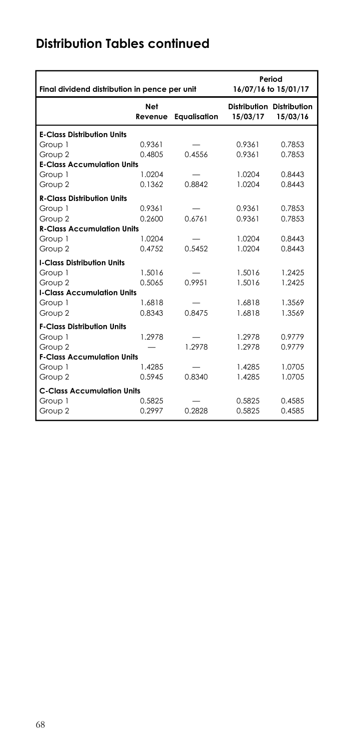## Distribution Tables continued

| Final dividend distribution in pence per unit | | | Period 16/07/16 to 15/01/17 | |
|---|---|---|---|---|
| | Net Revenue | Equalisation | Distribution 15/03/17 | Distribution 15/03/16 |
| **E-Class Distribution Units** | | | | |
| Group 1 | 0.9361 | — | 0.9361 | 0.7853 |
| Group 2 | 0.4805 | 0.4556 | 0.9361 | 0.7853 |
| **E-Class Accumulation Units** | | | | |
| Group 1 | 1.0204 | — | 1.0204 | 0.8443 |
| Group 2 | 0.1362 | 0.8842 | 1.0204 | 0.8443 |
| **R-Class Distribution Units** | | | | |
| Group 1 | 0.9361 | — | 0.9361 | 0.7853 |
| Group 2 | 0.2600 | 0.6761 | 0.9361 | 0.7853 |
| **R-Class Accumulation Units** | | | | |
| Group 1 | 1.0204 | — | 1.0204 | 0.8443 |
| Group 2 | 0.4752 | 0.5452 | 1.0204 | 0.8443 |
| **I-Class Distribution Units** | | | | |
| Group 1 | 1.5016 | — | 1.5016 | 1.2425 |
| Group 2 | 0.5065 | 0.9951 | 1.5016 | 1.2425 |
| **I-Class Accumulation Units** | | | | |
| Group 1 | 1.6818 | — | 1.6818 | 1.3569 |
| Group 2 | 0.8343 | 0.8475 | 1.6818 | 1.3569 |
| **F-Class Distribution Units** | | | | |
| Group 1 | 1.2978 | — | 1.2978 | 0.9779 |
| Group 2 | — | 1.2978 | 1.2978 | 0.9779 |
| **F-Class Accumulation Units** | | | | |
| Group 1 | 1.4285 | — | 1.4285 | 1.0705 |
| Group 2 | 0.5945 | 0.8340 | 1.4285 | 1.0705 |
| **C-Class Accumulation Units** | | | | |
| Group 1 | 0.5825 | — | 0.5825 | 0.4585 |
| Group 2 | 0.2997 | 0.2828 | 0.5825 | 0.4585 |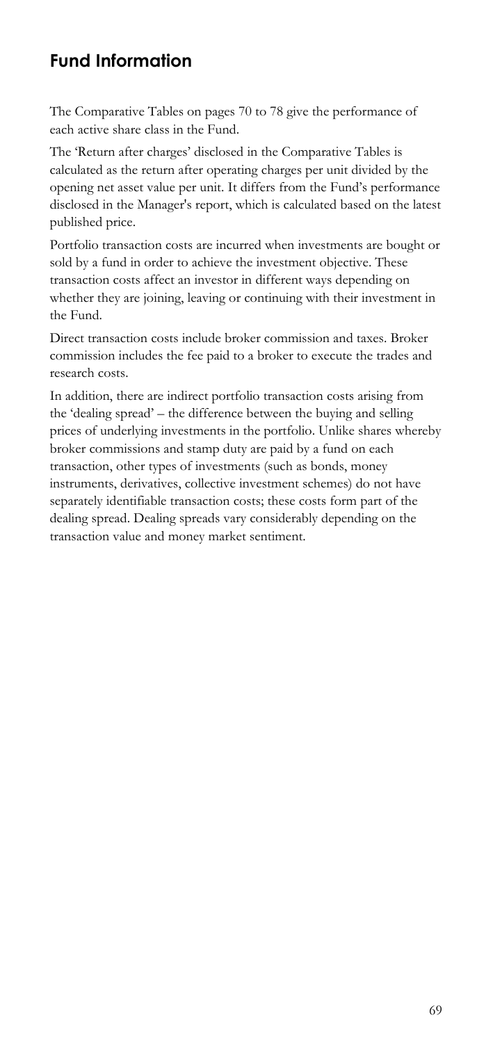## Fund Information

The Comparative Tables on pages 70 to 78 give the performance of each active share class in the Fund.

The 'Return after charges' disclosed in the Comparative Tables is calculated as the return after operating charges per unit divided by the opening net asset value per unit. It differs from the Fund's performance disclosed in the Manager's report, which is calculated based on the latest published price.

Portfolio transaction costs are incurred when investments are bought or sold by a fund in order to achieve the investment objective. These transaction costs affect an investor in different ways depending on whether they are joining, leaving or continuing with their investment in the Fund.

Direct transaction costs include broker commission and taxes. Broker commission includes the fee paid to a broker to execute the trades and research costs.

In addition, there are indirect portfolio transaction costs arising from the 'dealing spread' – the difference between the buying and selling prices of underlying investments in the portfolio. Unlike shares whereby broker commissions and stamp duty are paid by a fund on each transaction, other types of investments (such as bonds, money instruments, derivatives, collective investment schemes) do not have separately identifiable transaction costs; these costs form part of the dealing spread. Dealing spreads vary considerably depending on the transaction value and money market sentiment.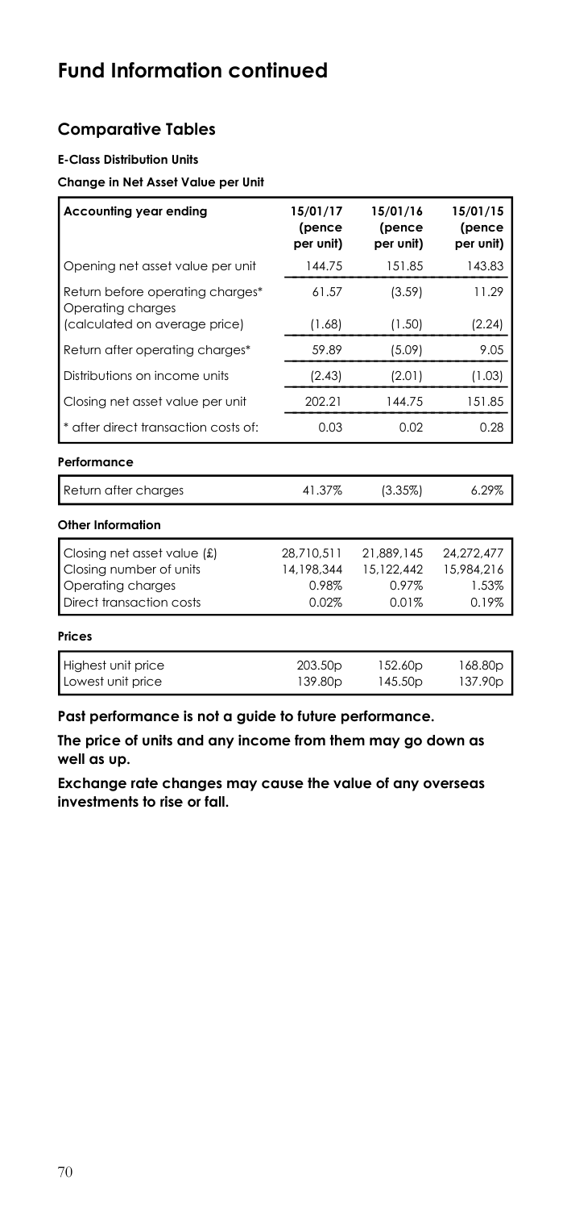# Fund Information continued

## Comparative Tables

**E-Class Distribution Units**

**Change in Net Asset Value per Unit**

| Accounting year ending | 15/01/17 (pence per unit) | 15/01/16 (pence per unit) | 15/01/15 (pence per unit) |
|---|---|---|---|
| Opening net asset value per unit | 144.75 | 151.85 | 143.83 |
| Return before operating charges* | 61.57 | (3.59) | 11.29 |
| Operating charges (calculated on average price) | (1.68) | (1.50) | (2.24) |
| Return after operating charges* | 59.89 | (5.09) | 9.05 |
| Distributions on income units | (2.43) | (2.01) | (1.03) |
| Closing net asset value per unit | 202.21 | 144.75 | 151.85 |
| * after direct transaction costs of: | 0.03 | 0.02 | 0.28 |
| **Performance** | | | |
| Return after charges | 41.37% | (3.35%) | 6.29% |
| **Other Information** | | | |
| Closing net asset value (£) | 28,710,511 | 21,889,145 | 24,272,477 |
| Closing number of units | 14,198,344 | 15,122,442 | 15,984,216 |
| Operating charges | 0.98% | 0.97% | 1.53% |
| Direct transaction costs | 0.02% | 0.01% | 0.19% |
| **Prices** | | | |
| Highest unit price | 203.50p | 152.60p | 168.80p |
| Lowest unit price | 139.80p | 145.50p | 137.90p |

**Past performance is not a guide to future performance.**

**The price of units and any income from them may go down as well as up.**

**Exchange rate changes may cause the value of any overseas investments to rise or fall.**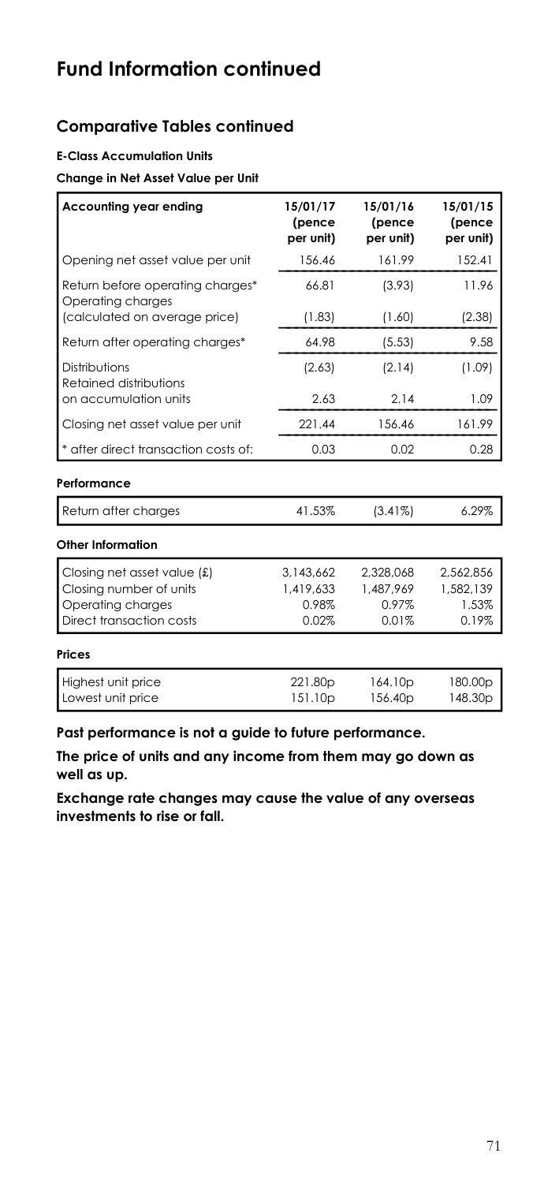# Fund Information continued

## Comparative Tables continued

**E-Class Accumulation Units**

**Change in Net Asset Value per Unit**

| Accounting year ending | 15/01/17 (pence per unit) | 15/01/16 (pence per unit) | 15/01/15 (pence per unit) |
|---|---|---|---|
| Opening net asset value per unit | 156.46 | 161.99 | 152.41 |
| Return before operating charges* | 66.81 | (3.93) | 11.96 |
| Operating charges (calculated on average price) | (1.83) | (1.60) | (2.38) |
| Return after operating charges* | 64.98 | (5.53) | 9.58 |
| Distributions | (2.63) | (2.14) | (1.09) |
| Retained distributions on accumulation units | 2.63 | 2.14 | 1.09 |
| Closing net asset value per unit | 221.44 | 156.46 | 161.99 |
| * after direct transaction costs of: | 0.03 | 0.02 | 0.28 |

**Performance**

| | | | |
|---|---|---|---|
| Return after charges | 41.53% | (3.41%) | 6.29% |

**Other Information**

| | | | |
|---|---|---|---|
| Closing net asset value (£) | 3,143,662 | 2,328,068 | 2,562,856 |
| Closing number of units | 1,419,633 | 1,487,969 | 1,582,139 |
| Operating charges | 0.98% | 0.97% | 1.53% |
| Direct transaction costs | 0.02% | 0.01% | 0.19% |

**Prices**

| | | | |
|---|---|---|---|
| Highest unit price | 221.80p | 164.10p | 180.00p |
| Lowest unit price | 151.10p | 156.40p | 148.30p |

**Past performance is not a guide to future performance.**

**The price of units and any income from them may go down as well as up.**

**Exchange rate changes may cause the value of any overseas investments to rise or fall.**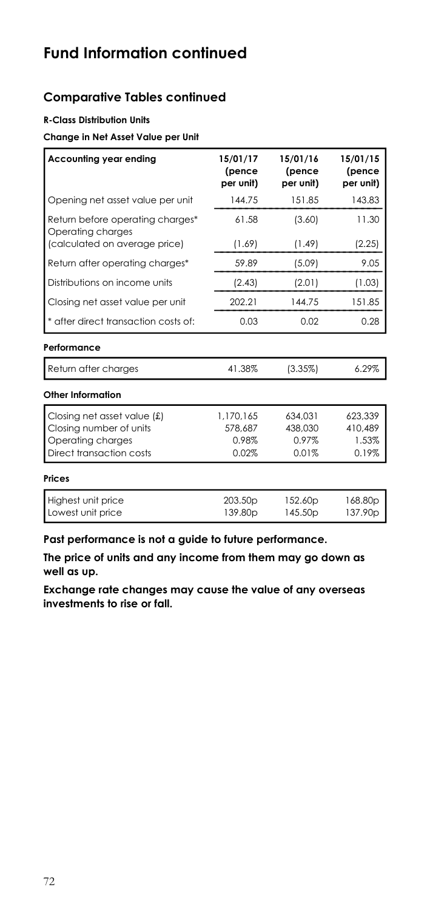# Fund Information continued

## Comparative Tables continued

#### R-Class Distribution Units

#### Change in Net Asset Value per Unit

| Accounting year ending | 15/01/17 (pence per unit) | 15/01/16 (pence per unit) | 15/01/15 (pence per unit) |
|---|---|---|---|
| Opening net asset value per unit | 144.75 | 151.85 | 143.83 |
| Return before operating charges* | 61.58 | (3.60) | 11.30 |
| Operating charges (calculated on average price) | (1.69) | (1.49) | (2.25) |
| Return after operating charges* | 59.89 | (5.09) | 9.05 |
| Distributions on income units | (2.43) | (2.01) | (1.03) |
| Closing net asset value per unit | 202.21 | 144.75 | 151.85 |
| * after direct transaction costs of: | 0.03 | 0.02 | 0.28 |

**Performance**

| | | | |
|---|---|---|---|
| Return after charges | 41.38% | (3.35%) | 6.29% |

**Other Information**

| | | | |
|---|---|---|---|
| Closing net asset value (£) | 1,170,165 | 634,031 | 623,339 |
| Closing number of units | 578,687 | 438,030 | 410,489 |
| Operating charges | 0.98% | 0.97% | 1.53% |
| Direct transaction costs | 0.02% | 0.01% | 0.19% |

**Prices**

| | | | |
|---|---|---|---|
| Highest unit price | 203.50p | 152.60p | 168.80p |
| Lowest unit price | 139.80p | 145.50p | 137.90p |

**Past performance is not a guide to future performance.**

**The price of units and any income from them may go down as well as up.**

**Exchange rate changes may cause the value of any overseas investments to rise or fall.**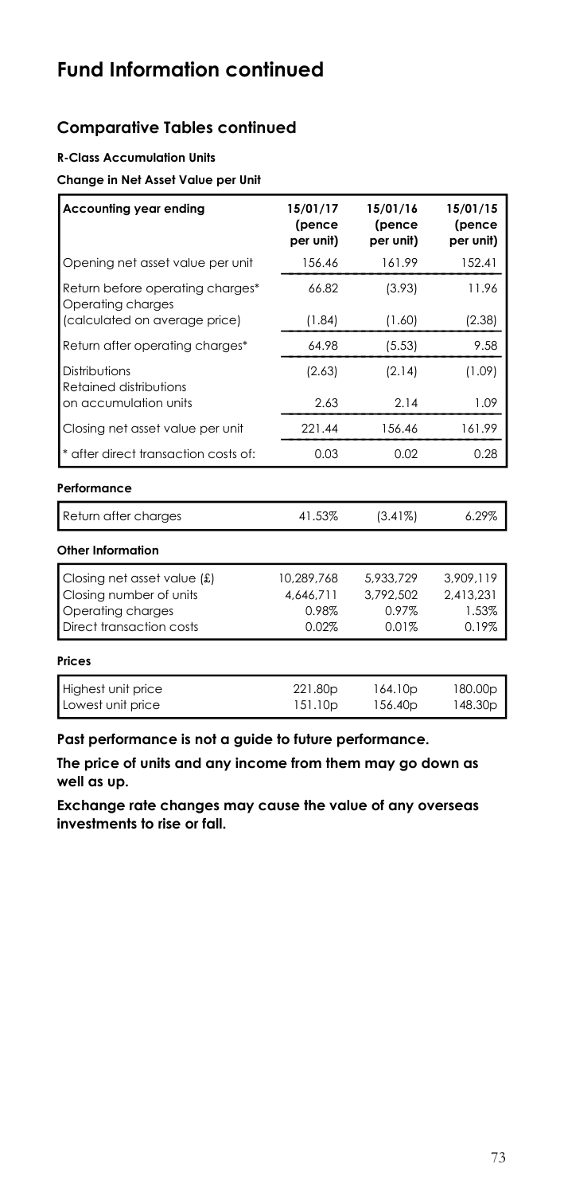# Fund Information continued

## Comparative Tables continued

#### R-Class Accumulation Units

#### Change in Net Asset Value per Unit

| Accounting year ending | 15/01/17 (pence per unit) | 15/01/16 (pence per unit) | 15/01/15 (pence per unit) |
|---|---|---|---|
| Opening net asset value per unit | 156.46 | 161.99 | 152.41 |
| Return before operating charges* | 66.82 | (3.93) | 11.96 |
| Operating charges (calculated on average price) | (1.84) | (1.60) | (2.38) |
| Return after operating charges* | 64.98 | (5.53) | 9.58 |
| Distributions | (2.63) | (2.14) | (1.09) |
| Retained distributions on accumulation units | 2.63 | 2.14 | 1.09 |
| Closing net asset value per unit | 221.44 | 156.46 | 161.99 |
| * after direct transaction costs of: | 0.03 | 0.02 | 0.28 |

#### Performance

| | | | |
|---|---|---|---|
| Return after charges | 41.53% | (3.41%) | 6.29% |

#### Other Information

| | | | |
|---|---|---|---|
| Closing net asset value (£) | 10,289,768 | 5,933,729 | 3,909,119 |
| Closing number of units | 4,646,711 | 3,792,502 | 2,413,231 |
| Operating charges | 0.98% | 0.97% | 1.53% |
| Direct transaction costs | 0.02% | 0.01% | 0.19% |

#### Prices

| | | | |
|---|---|---|---|
| Highest unit price | 221.80p | 164.10p | 180.00p |
| Lowest unit price | 151.10p | 156.40p | 148.30p |

**Past performance is not a guide to future performance.**

**The price of units and any income from them may go down as well as up.**

**Exchange rate changes may cause the value of any overseas investments to rise or fall.**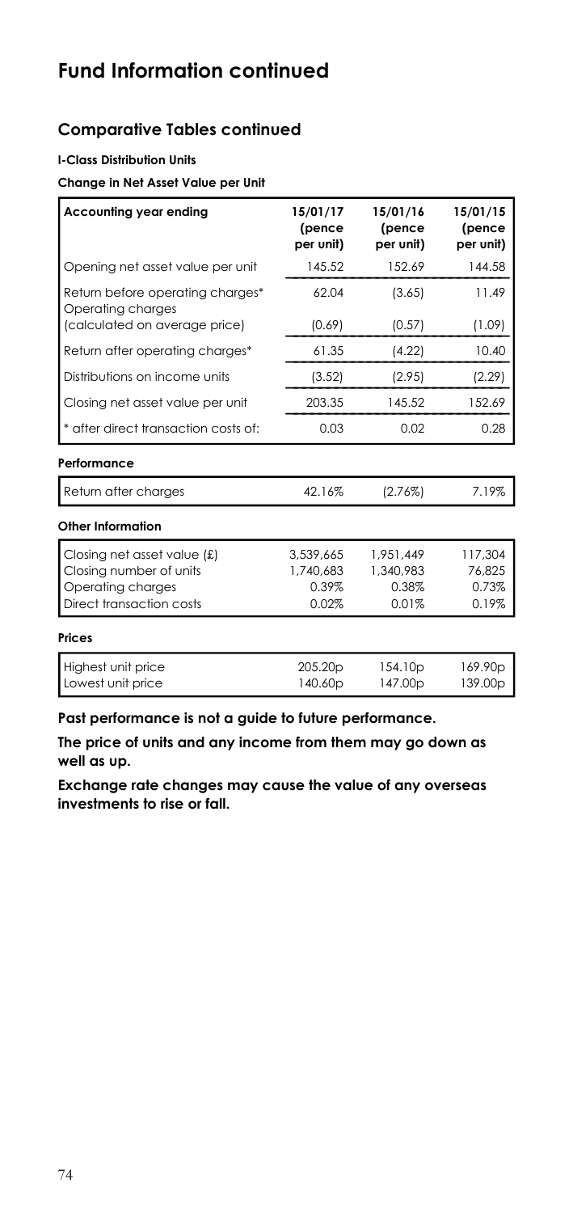# Fund Information continued

## Comparative Tables continued

**I-Class Distribution Units**

**Change in Net Asset Value per Unit**

| Accounting year ending | 15/01/17 (pence per unit) | 15/01/16 (pence per unit) | 15/01/15 (pence per unit) |
|---|---|---|---|
| Opening net asset value per unit | 145.52 | 152.69 | 144.58 |
| Return before operating charges* | 62.04 | (3.65) | 11.49 |
| Operating charges (calculated on average price) | (0.69) | (0.57) | (1.09) |
| Return after operating charges* | 61.35 | (4.22) | 10.40 |
| Distributions on income units | (3.52) | (2.95) | (2.29) |
| Closing net asset value per unit | 203.35 | 145.52 | 152.69 |
| * after direct transaction costs of: | 0.03 | 0.02 | 0.28 |

**Performance**

| | | | |
|---|---|---|---|
| Return after charges | 42.16% | (2.76%) | 7.19% |

**Other Information**

| | | | |
|---|---|---|---|
| Closing net asset value (£) | 3,539,665 | 1,951,449 | 117,304 |
| Closing number of units | 1,740,683 | 1,340,983 | 76,825 |
| Operating charges | 0.39% | 0.38% | 0.73% |
| Direct transaction costs | 0.02% | 0.01% | 0.19% |

**Prices**

| | | | |
|---|---|---|---|
| Highest unit price | 205.20p | 154.10p | 169.90p |
| Lowest unit price | 140.60p | 147.00p | 139.00p |

**Past performance is not a guide to future performance.**

**The price of units and any income from them may go down as well as up.**

**Exchange rate changes may cause the value of any overseas investments to rise or fall.**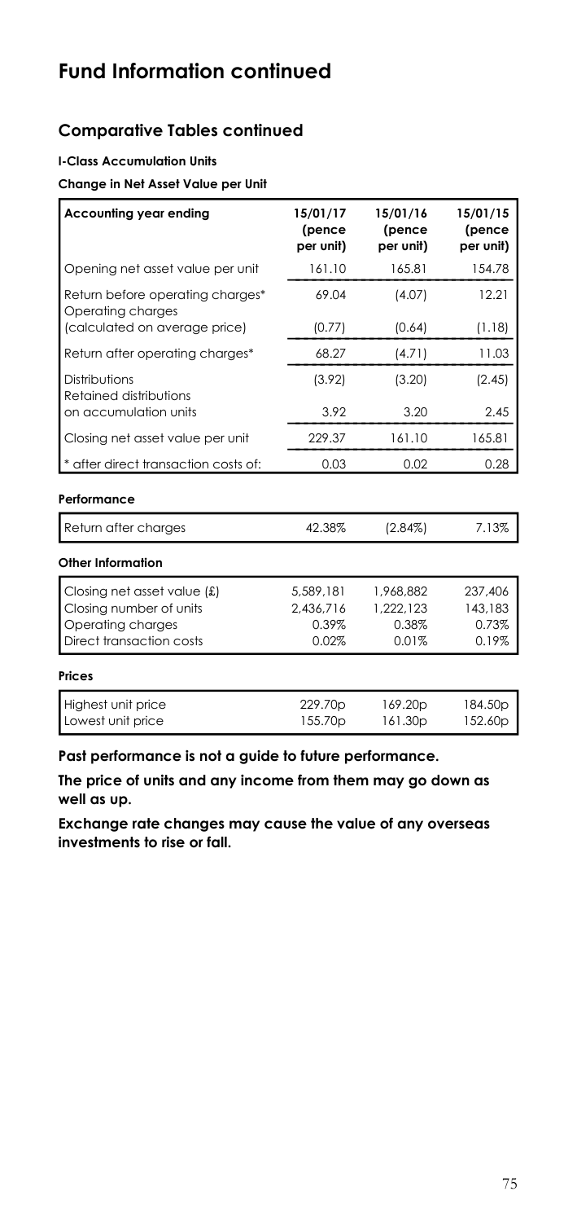# Fund Information continued

## Comparative Tables continued

**I-Class Accumulation Units**

**Change in Net Asset Value per Unit**

| Accounting year ending | 15/01/17 (pence per unit) | 15/01/16 (pence per unit) | 15/01/15 (pence per unit) |
|---|---|---|---|
| Opening net asset value per unit | 161.10 | 165.81 | 154.78 |
| Return before operating charges* | 69.04 | (4.07) | 12.21 |
| Operating charges (calculated on average price) | (0.77) | (0.64) | (1.18) |
| Return after operating charges* | 68.27 | (4.71) | 11.03 |
| Distributions | (3.92) | (3.20) | (2.45) |
| Retained distributions on accumulation units | 3.92 | 3.20 | 2.45 |
| Closing net asset value per unit | 229.37 | 161.10 | 165.81 |
| * after direct transaction costs of: | 0.03 | 0.02 | 0.28 |

**Performance**

| | | | |
|---|---|---|---|
| Return after charges | 42.38% | (2.84%) | 7.13% |

**Other Information**

| | | | |
|---|---|---|---|
| Closing net asset value (£) | 5,589,181 | 1,968,882 | 237,406 |
| Closing number of units | 2,436,716 | 1,222,123 | 143,183 |
| Operating charges | 0.39% | 0.38% | 0.73% |
| Direct transaction costs | 0.02% | 0.01% | 0.19% |

**Prices**

| | | | |
|---|---|---|---|
| Highest unit price | 229.70p | 169.20p | 184.50p |
| Lowest unit price | 155.70p | 161.30p | 152.60p |

**Past performance is not a guide to future performance.**

**The price of units and any income from them may go down as well as up.**

**Exchange rate changes may cause the value of any overseas investments to rise or fall.**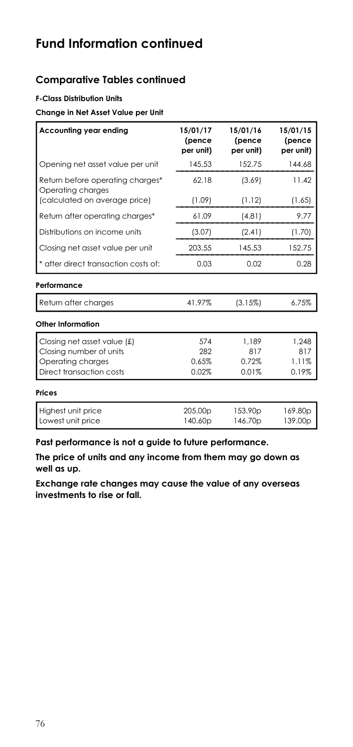# Fund Information continued

## Comparative Tables continued

#### F-Class Distribution Units

#### Change in Net Asset Value per Unit

| Accounting year ending | 15/01/17 (pence per unit) | 15/01/16 (pence per unit) | 15/01/15 (pence per unit) |
|---|---|---|---|
| Opening net asset value per unit | 145.53 | 152.75 | 144.68 |
| Return before operating charges* | 62.18 | (3.69) | 11.42 |
| Operating charges (calculated on average price) | (1.09) | (1.12) | (1.65) |
| Return after operating charges* | 61.09 | (4.81) | 9.77 |
| Distributions on income units | (3.07) | (2.41) | (1.70) |
| Closing net asset value per unit | 203.55 | 145.53 | 152.75 |
| * after direct transaction costs of: | 0.03 | 0.02 | 0.28 |
| **Performance** | | | |
| Return after charges | 41.97% | (3.15%) | 6.75% |
| **Other Information** | | | |
| Closing net asset value (£) | 574 | 1,189 | 1,248 |
| Closing number of units | 282 | 817 | 817 |
| Operating charges | 0.65% | 0.72% | 1.11% |
| Direct transaction costs | 0.02% | 0.01% | 0.19% |
| **Prices** | | | |
| Highest unit price | 205.00p | 153.90p | 169.80p |
| Lowest unit price | 140.60p | 146.70p | 139.00p |

**Past performance is not a guide to future performance.**

**The price of units and any income from them may go down as well as up.**

**Exchange rate changes may cause the value of any overseas investments to rise or fall.**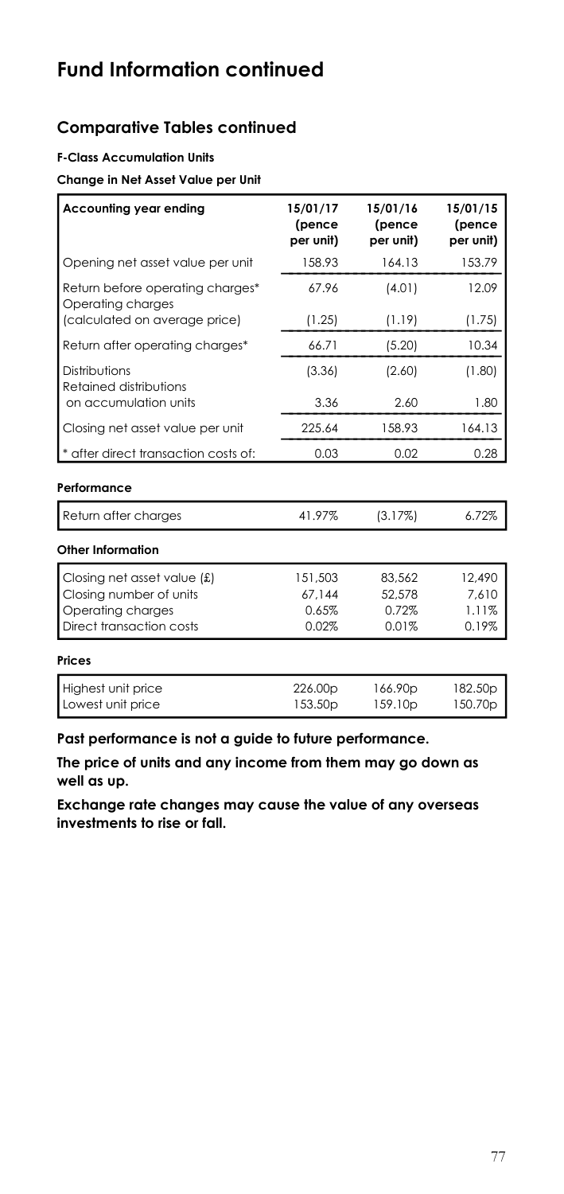# Fund Information continued

## Comparative Tables continued

#### F-Class Accumulation Units

#### Change in Net Asset Value per Unit

| Accounting year ending | 15/01/17 (pence per unit) | 15/01/16 (pence per unit) | 15/01/15 (pence per unit) |
|---|---|---|---|
| Opening net asset value per unit | 158.93 | 164.13 | 153.79 |
| Return before operating charges* | 67.96 | (4.01) | 12.09 |
| Operating charges (calculated on average price) | (1.25) | (1.19) | (1.75) |
| Return after operating charges* | 66.71 | (5.20) | 10.34 |
| Distributions | (3.36) | (2.60) | (1.80) |
| Retained distributions on accumulation units | 3.36 | 2.60 | 1.80 |
| Closing net asset value per unit | 225.64 | 158.93 | 164.13 |
| * after direct transaction costs of: | 0.03 | 0.02 | 0.28 |

#### Performance

| | | | |
|---|---|---|---|
| Return after charges | 41.97% | (3.17%) | 6.72% |

#### Other Information

| | | | |
|---|---|---|---|
| Closing net asset value (£) | 151,503 | 83,562 | 12,490 |
| Closing number of units | 67,144 | 52,578 | 7,610 |
| Operating charges | 0.65% | 0.72% | 1.11% |
| Direct transaction costs | 0.02% | 0.01% | 0.19% |

#### Prices

| | | | |
|---|---|---|---|
| Highest unit price | 226.00p | 166.90p | 182.50p |
| Lowest unit price | 153.50p | 159.10p | 150.70p |

**Past performance is not a guide to future performance.**

**The price of units and any income from them may go down as well as up.**

**Exchange rate changes may cause the value of any overseas investments to rise or fall.**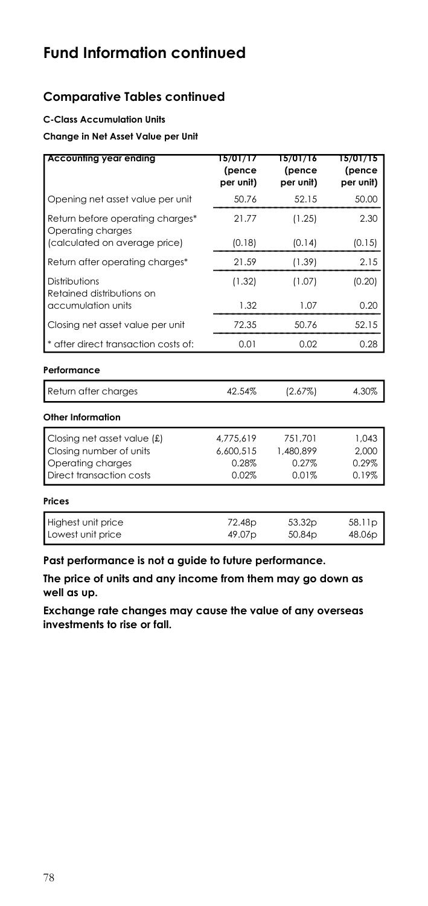# Fund Information continued

## Comparative Tables continued

**C-Class Accumulation Units**

**Change in Net Asset Value per Unit**

| Accounting year ending | 15/01/17 (pence per unit) | 15/01/16 (pence per unit) | 15/01/15 (pence per unit) |
|---|---|---|---|
| Opening net asset value per unit | 50.76 | 52.15 | 50.00 |
| Return before operating charges* | 21.77 | (1.25) | 2.30 |
| Operating charges (calculated on average price) | (0.18) | (0.14) | (0.15) |
| Return after operating charges* | 21.59 | (1.39) | 2.15 |
| Distributions | (1.32) | (1.07) | (0.20) |
| Retained distributions on accumulation units | 1.32 | 1.07 | 0.20 |
| Closing net asset value per unit | 72.35 | 50.76 | 52.15 |
| * after direct transaction costs of: | 0.01 | 0.02 | 0.28 |

**Performance**

| | | | |
|---|---|---|---|
| Return after charges | 42.54% | (2.67%) | 4.30% |

**Other Information**

| | | | |
|---|---|---|---|
| Closing net asset value (£) | 4,775,619 | 751,701 | 1,043 |
| Closing number of units | 6,600,515 | 1,480,899 | 2,000 |
| Operating charges | 0.28% | 0.27% | 0.29% |
| Direct transaction costs | 0.02% | 0.01% | 0.19% |

**Prices**

| | | | |
|---|---|---|---|
| Highest unit price | 72.48p | 53.32p | 58.11p |
| Lowest unit price | 49.07p | 50.84p | 48.06p |

**Past performance is not a guide to future performance.**

**The price of units and any income from them may go down as well as up.**

**Exchange rate changes may cause the value of any overseas investments to rise or fall.**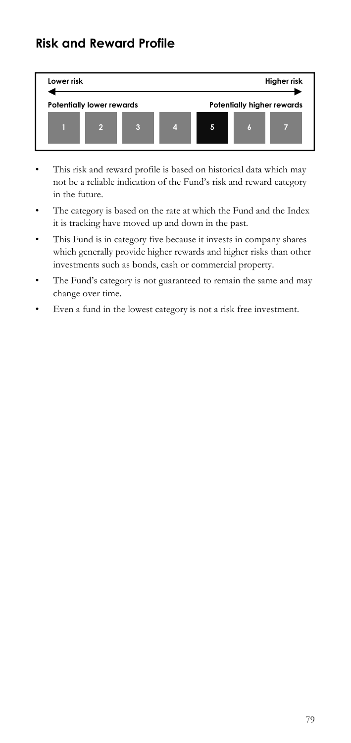## Risk and Reward Profile

| Lower risk | | | | | | Higher risk |
|---|---|---|---|---|---|---|
| Potentially lower rewards | | | | | | Potentially higher rewards |
| 1 | 2 | 3 | 4 | **5** | 6 | 7 |

- This risk and reward profile is based on historical data which may not be a reliable indication of the Fund's risk and reward category in the future.
- The category is based on the rate at which the Fund and the Index it is tracking have moved up and down in the past.
- This Fund is in category five because it invests in company shares which generally provide higher rewards and higher risks than other investments such as bonds, cash or commercial property.
- The Fund's category is not guaranteed to remain the same and may change over time.
- Even a fund in the lowest category is not a risk free investment.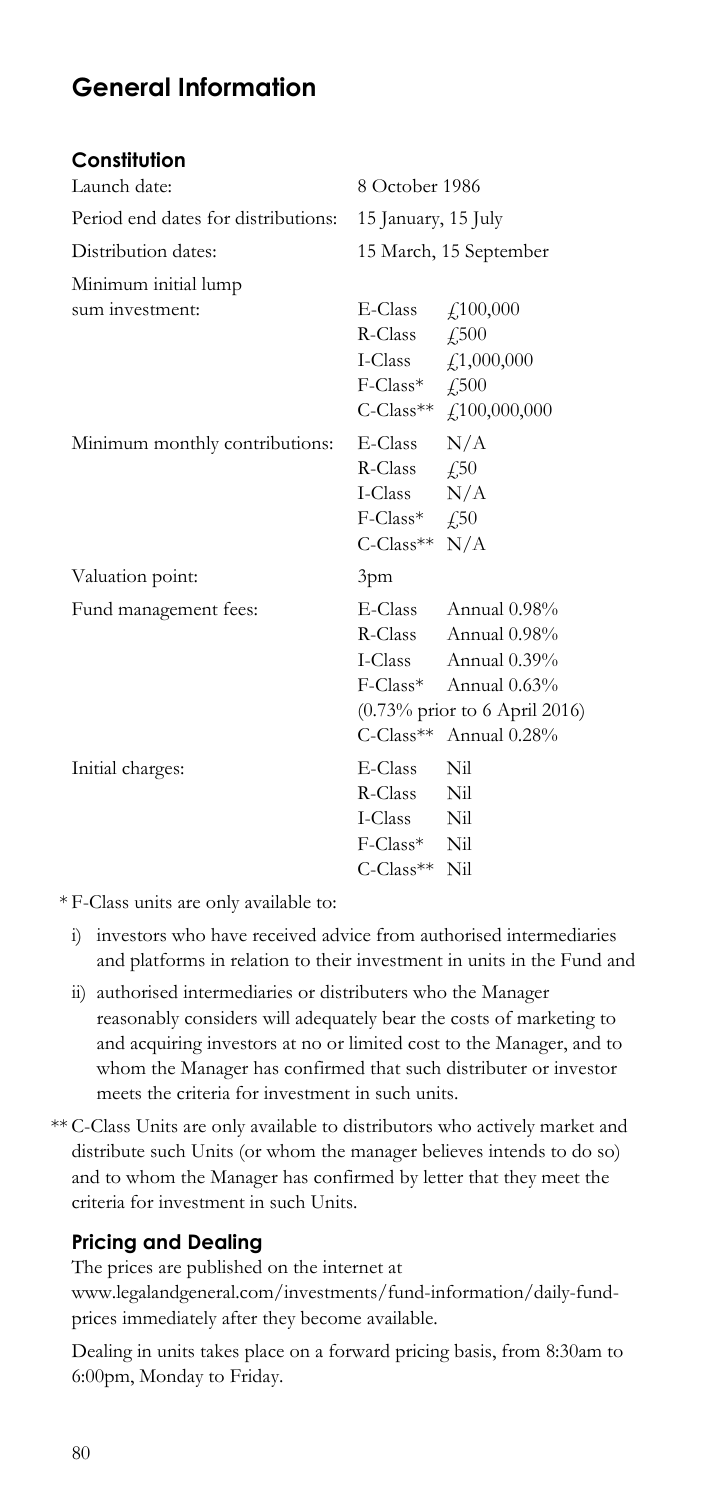# General Information

## Constitution

| | | |
|---|---|---|
| Launch date: | 8 October 1986 | |
| Period end dates for distributions: | 15 January, 15 July | |
| Distribution dates: | 15 March, 15 September | |
| Minimum initial lump sum investment: | E-Class | £100,000 |
| | R-Class | £500 |
| | I-Class | £1,000,000 |
| | F-Class* | £500 |
| | C-Class** | £100,000,000 |
| Minimum monthly contributions: | E-Class | N/A |
| | R-Class | £50 |
| | I-Class | N/A |
| | F-Class* | £50 |
| | C-Class** | N/A |
| Valuation point: | 3pm | |
| Fund management fees: | E-Class | Annual 0.98% |
| | R-Class | Annual 0.98% |
| | I-Class | Annual 0.39% |
| | F-Class* | Annual 0.63% (0.73% prior to 6 April 2016) |
| | C-Class** | Annual 0.28% |
| Initial charges: | E-Class | Nil |
| | R-Class | Nil |
| | I-Class | Nil |
| | F-Class* | Nil |
| | C-Class** | Nil |

\* F-Class units are only available to:

i) investors who have received advice from authorised intermediaries and platforms in relation to their investment in units in the Fund and

ii) authorised intermediaries or distributers who the Manager reasonably considers will adequately bear the costs of marketing to and acquiring investors at no or limited cost to the Manager, and to whom the Manager has confirmed that such distributer or investor meets the criteria for investment in such units.

\*\* C-Class Units are only available to distributors who actively market and distribute such Units (or whom the manager believes intends to do so) and to whom the Manager has confirmed by letter that they meet the criteria for investment in such Units.

## Pricing and Dealing

The prices are published on the internet at www.legalandgeneral.com/investments/fund-information/daily-fund-prices immediately after they become available.

Dealing in units takes place on a forward pricing basis, from 8:30am to 6:00pm, Monday to Friday.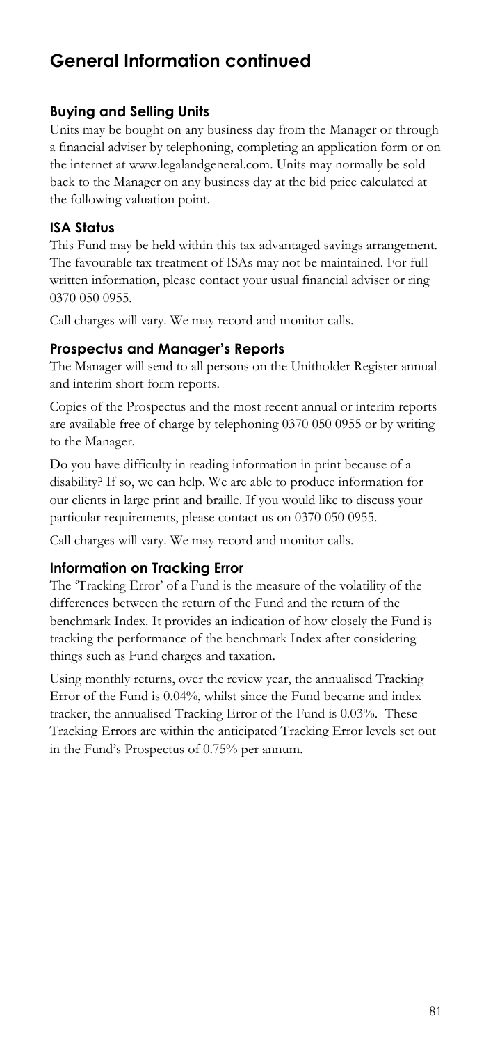## General Information continued

### Buying and Selling Units

Units may be bought on any business day from the Manager or through a financial adviser by telephoning, completing an application form or on the internet at www.legalandgeneral.com. Units may normally be sold back to the Manager on any business day at the bid price calculated at the following valuation point.

### ISA Status

This Fund may be held within this tax advantaged savings arrangement. The favourable tax treatment of ISAs may not be maintained. For full written information, please contact your usual financial adviser or ring 0370 050 0955.

Call charges will vary. We may record and monitor calls.

### Prospectus and Manager's Reports

The Manager will send to all persons on the Unitholder Register annual and interim short form reports.

Copies of the Prospectus and the most recent annual or interim reports are available free of charge by telephoning 0370 050 0955 or by writing to the Manager.

Do you have difficulty in reading information in print because of a disability? If so, we can help. We are able to produce information for our clients in large print and braille. If you would like to discuss your particular requirements, please contact us on 0370 050 0955.

Call charges will vary. We may record and monitor calls.

### Information on Tracking Error

The 'Tracking Error' of a Fund is the measure of the volatility of the differences between the return of the Fund and the return of the benchmark Index. It provides an indication of how closely the Fund is tracking the performance of the benchmark Index after considering things such as Fund charges and taxation.

Using monthly returns, over the review year, the annualised Tracking Error of the Fund is 0.04%, whilst since the Fund became and index tracker, the annualised Tracking Error of the Fund is 0.03%. These Tracking Errors are within the anticipated Tracking Error levels set out in the Fund's Prospectus of 0.75% per annum.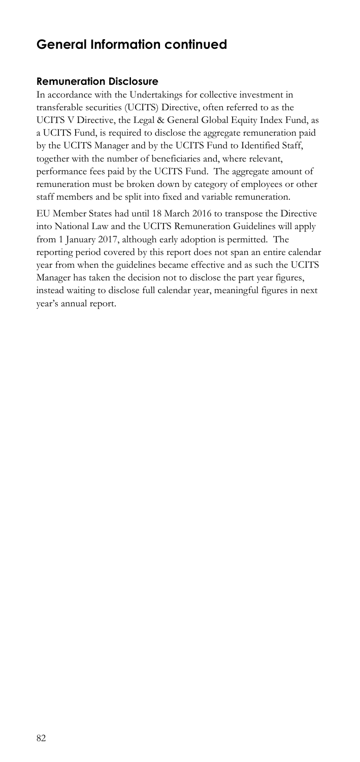# General Information continued

### Remuneration Disclosure

In accordance with the Undertakings for collective investment in transferable securities (UCITS) Directive, often referred to as the UCITS V Directive, the Legal & General Global Equity Index Fund, as a UCITS Fund, is required to disclose the aggregate remuneration paid by the UCITS Manager and by the UCITS Fund to Identified Staff, together with the number of beneficiaries and, where relevant, performance fees paid by the UCITS Fund. The aggregate amount of remuneration must be broken down by category of employees or other staff members and be split into fixed and variable remuneration.

EU Member States had until 18 March 2016 to transpose the Directive into National Law and the UCITS Remuneration Guidelines will apply from 1 January 2017, although early adoption is permitted. The reporting period covered by this report does not span an entire calendar year from when the guidelines became effective and as such the UCITS Manager has taken the decision not to disclose the part year figures, instead waiting to disclose full calendar year, meaningful figures in next year's annual report.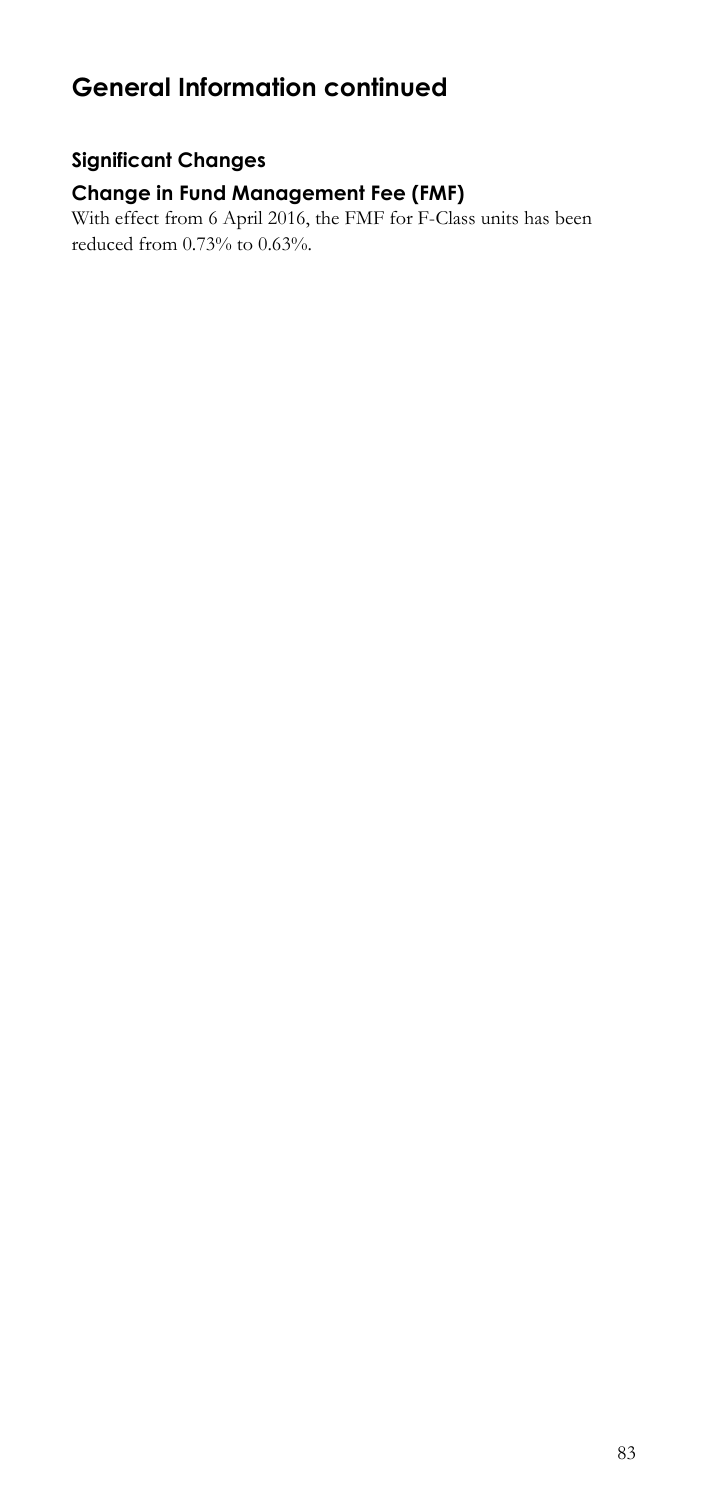# General Information continued

### Significant Changes

### Change in Fund Management Fee (FMF)

With effect from 6 April 2016, the FMF for F-Class units has been reduced from 0.73% to 0.63%.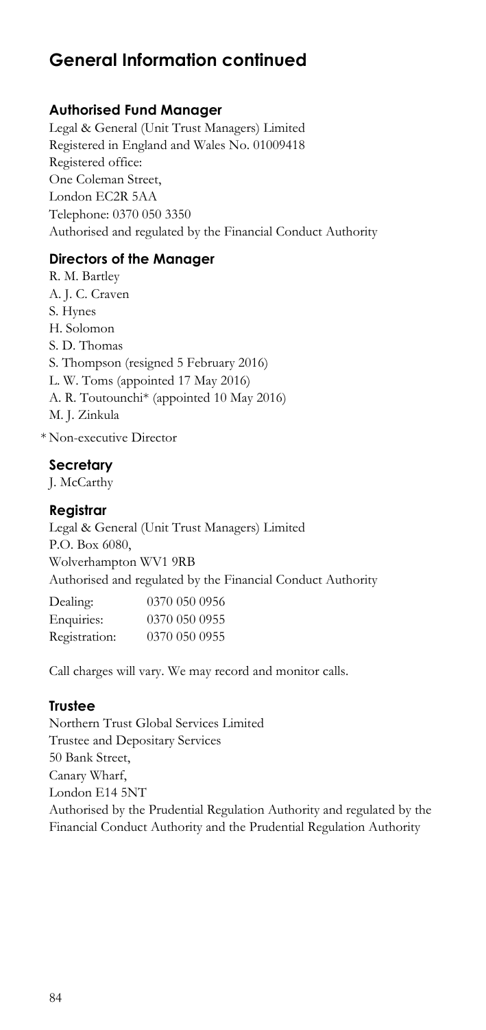## General Information continued

### Authorised Fund Manager

Legal & General (Unit Trust Managers) Limited
Registered in England and Wales No. 01009418
Registered office:
One Coleman Street,
London EC2R 5AA
Telephone: 0370 050 3350
Authorised and regulated by the Financial Conduct Authority

### Directors of the Manager

R. M. Bartley
A. J. C. Craven
S. Hynes
H. Solomon
S. D. Thomas
S. Thompson (resigned 5 February 2016)
L. W. Toms (appointed 17 May 2016)
A. R. Toutounchi* (appointed 10 May 2016)
M. J. Zinkula

* Non-executive Director

### Secretary

J. McCarthy

### Registrar

Legal & General (Unit Trust Managers) Limited
P.O. Box 6080,
Wolverhampton WV1 9RB
Authorised and regulated by the Financial Conduct Authority

| | |
|---|---|
| Dealing: | 0370 050 0956 |
| Enquiries: | 0370 050 0955 |
| Registration: | 0370 050 0955 |

Call charges will vary. We may record and monitor calls.

### Trustee

Northern Trust Global Services Limited
Trustee and Depositary Services
50 Bank Street,
Canary Wharf,
London E14 5NT
Authorised by the Prudential Regulation Authority and regulated by the Financial Conduct Authority and the Prudential Regulation Authority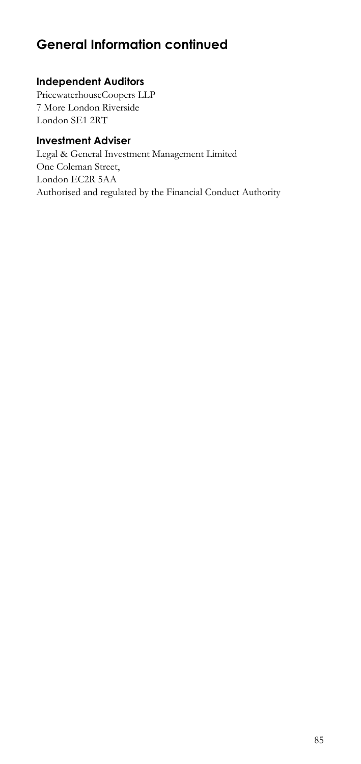## General Information continued

### Independent Auditors

PricewaterhouseCoopers LLP
7 More London Riverside
London SE1 2RT

### Investment Adviser

Legal & General Investment Management Limited
One Coleman Street,
London EC2R 5AA
Authorised and regulated by the Financial Conduct Authority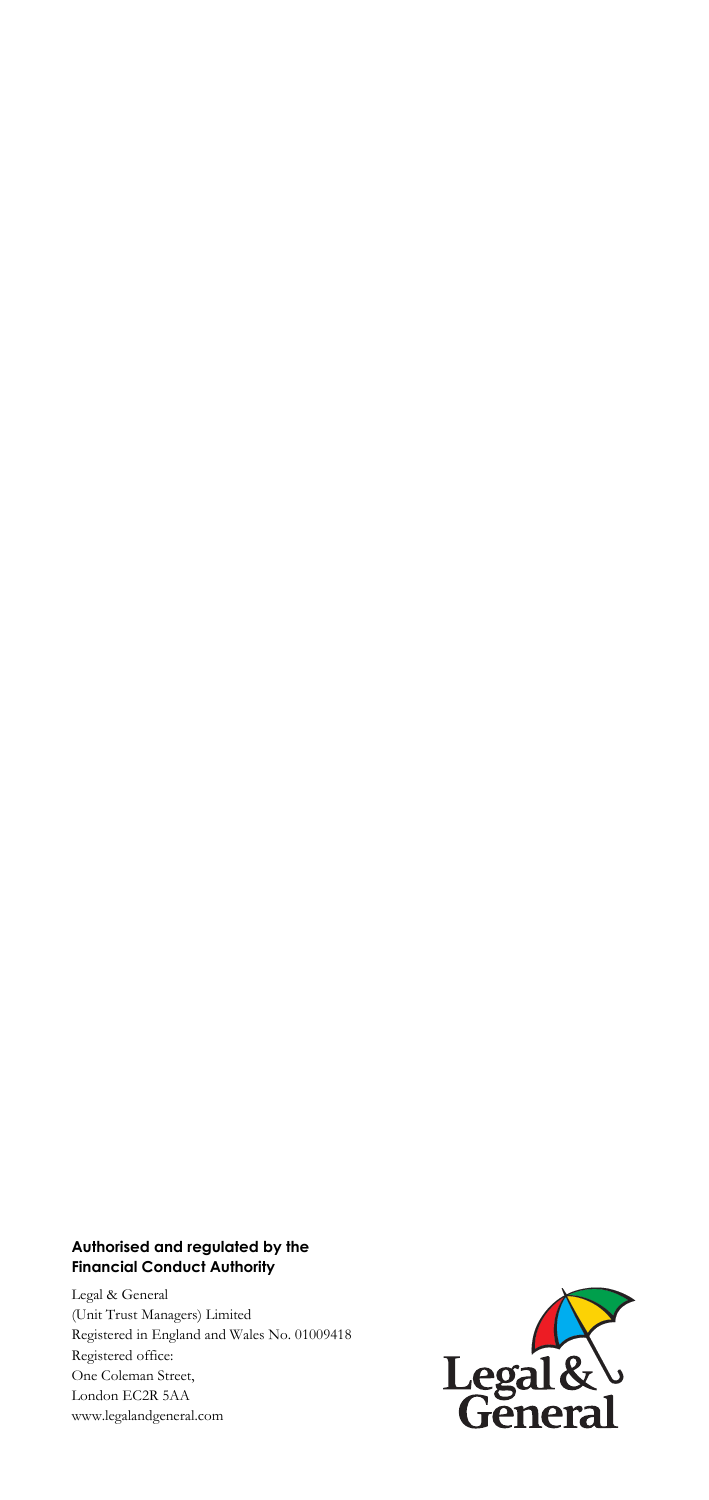**Authorised and regulated by the Financial Conduct Authority**

Legal & General
(Unit Trust Managers) Limited
Registered in England and Wales No. 01009418
Registered office:
One Coleman Street,
London EC2R 5AA
www.legalandgeneral.com